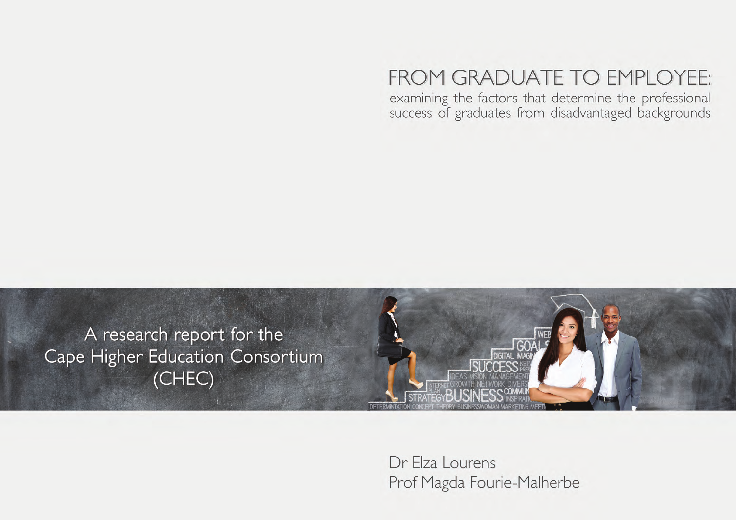# FROM GRADUATE TO EMPLOYEE:

examining the factors that determine the professional success of graduates from disadvantaged backgrounds

A research report for the Cape Higher Education Consortium (CHEC)

Dr Elza Lourens
Prof Magda Fourie-Malherbe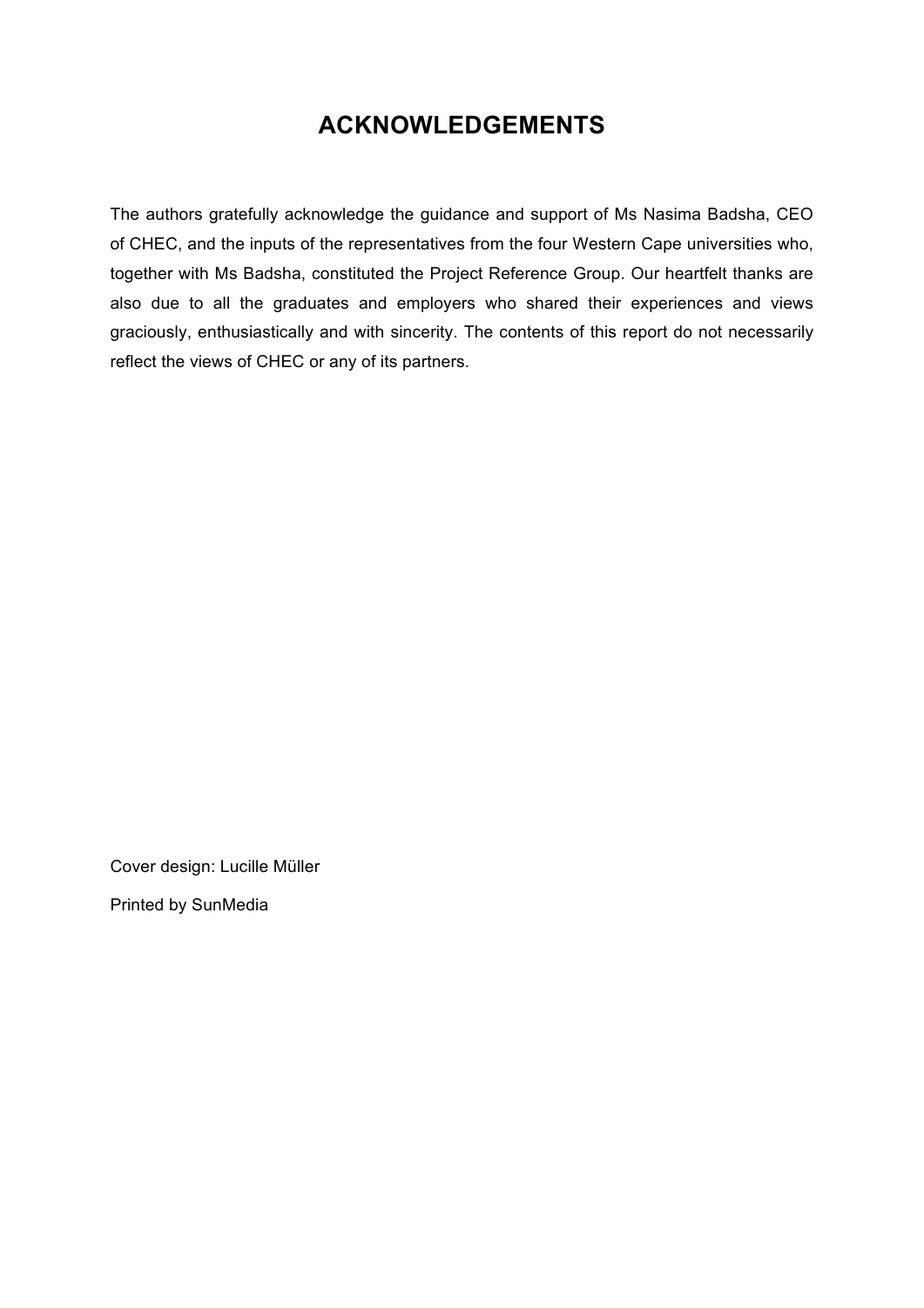# ACKNOWLEDGEMENTS

The authors gratefully acknowledge the guidance and support of Ms Nasima Badsha, CEO of CHEC, and the inputs of the representatives from the four Western Cape universities who, together with Ms Badsha, constituted the Project Reference Group. Our heartfelt thanks are also due to all the graduates and employers who shared their experiences and views graciously, enthusiastically and with sincerity. The contents of this report do not necessarily reflect the views of CHEC or any of its partners.

Cover design: Lucille Müller

Printed by SunMedia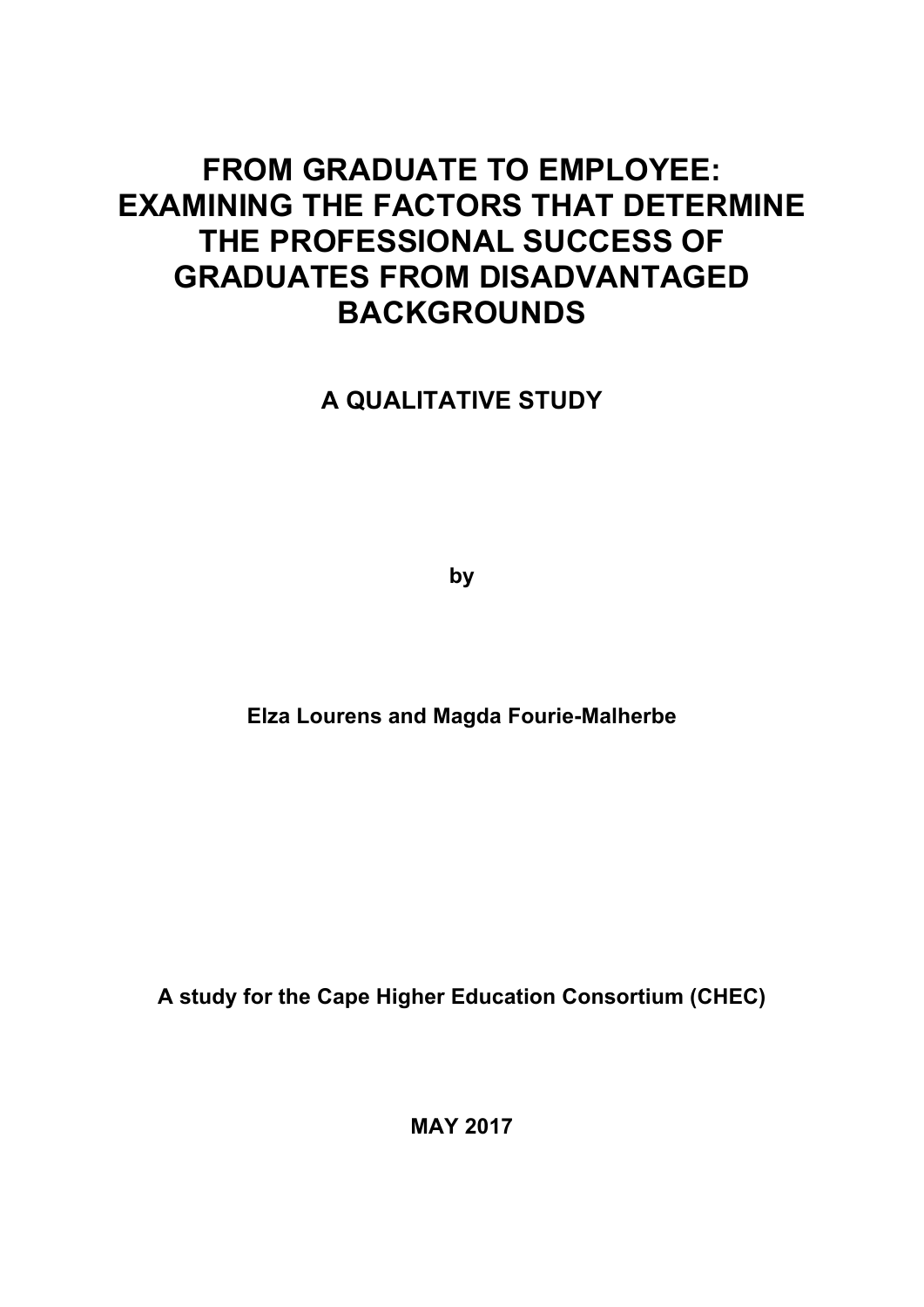# FROM GRADUATE TO EMPLOYEE: EXAMINING THE FACTORS THAT DETERMINE THE PROFESSIONAL SUCCESS OF GRADUATES FROM DISADVANTAGED BACKGROUNDS

## A QUALITATIVE STUDY

**by**

**Elza Lourens and Magda Fourie-Malherbe**

**A study for the Cape Higher Education Consortium (CHEC)**

**MAY 2017**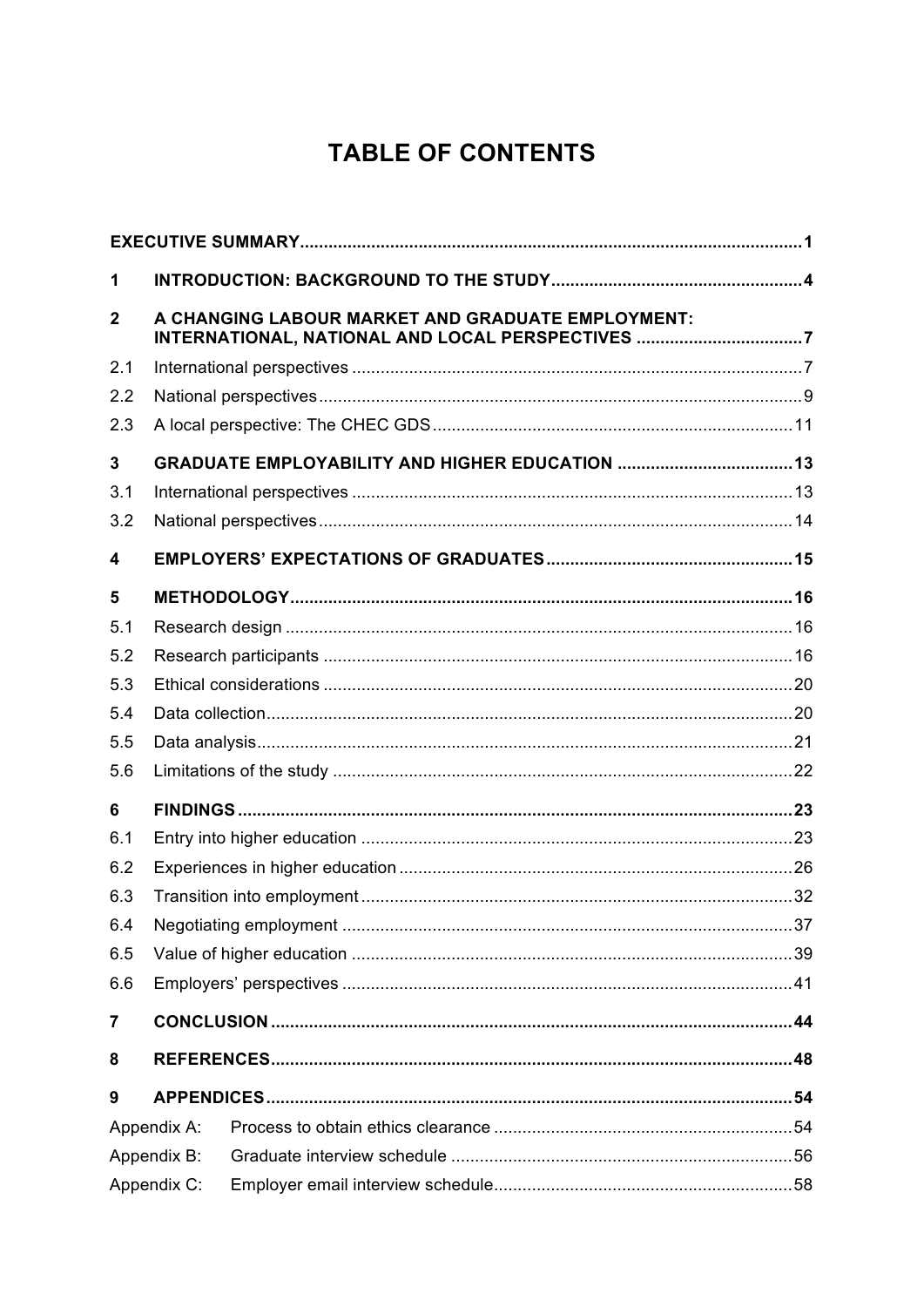# TABLE OF CONTENTS

| | | |
|---|---|---|
| **EXECUTIVE SUMMARY** | | **1** |
| **1** | **INTRODUCTION: BACKGROUND TO THE STUDY** | **4** |
| **2** | **A CHANGING LABOUR MARKET AND GRADUATE EMPLOYMENT: INTERNATIONAL, NATIONAL AND LOCAL PERSPECTIVES** | **7** |
| 2.1 | International perspectives | 7 |
| 2.2 | National perspectives | 9 |
| 2.3 | A local perspective: The CHEC GDS | 11 |
| **3** | **GRADUATE EMPLOYABILITY AND HIGHER EDUCATION** | **13** |
| 3.1 | International perspectives | 13 |
| 3.2 | National perspectives | 14 |
| **4** | **EMPLOYERS' EXPECTATIONS OF GRADUATES** | **15** |
| **5** | **METHODOLOGY** | **16** |
| 5.1 | Research design | 16 |
| 5.2 | Research participants | 16 |
| 5.3 | Ethical considerations | 20 |
| 5.4 | Data collection | 20 |
| 5.5 | Data analysis | 21 |
| 5.6 | Limitations of the study | 22 |
| **6** | **FINDINGS** | **23** |
| 6.1 | Entry into higher education | 23 |
| 6.2 | Experiences in higher education | 26 |
| 6.3 | Transition into employment | 32 |
| 6.4 | Negotiating employment | 37 |
| 6.5 | Value of higher education | 39 |
| 6.6 | Employers' perspectives | 41 |
| **7** | **CONCLUSION** | **44** |
| **8** | **REFERENCES** | **48** |
| **9** | **APPENDICES** | **54** |
| Appendix A: | Process to obtain ethics clearance | 54 |
| Appendix B: | Graduate interview schedule | 56 |
| Appendix C: | Employer email interview schedule | 58 |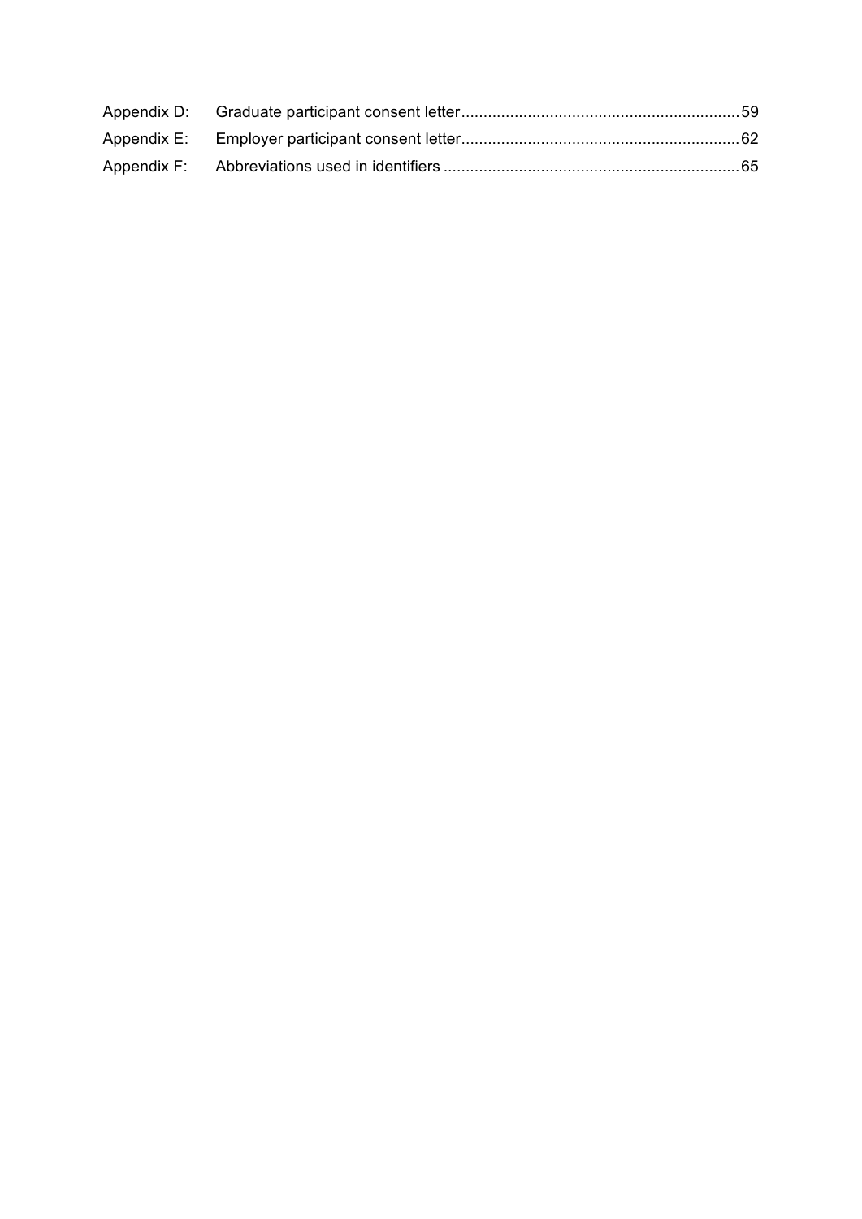Appendix D: Graduate participant consent letter ..... 59

Appendix E: Employer participant consent letter ..... 62

Appendix F: Abbreviations used in identifiers ..... 65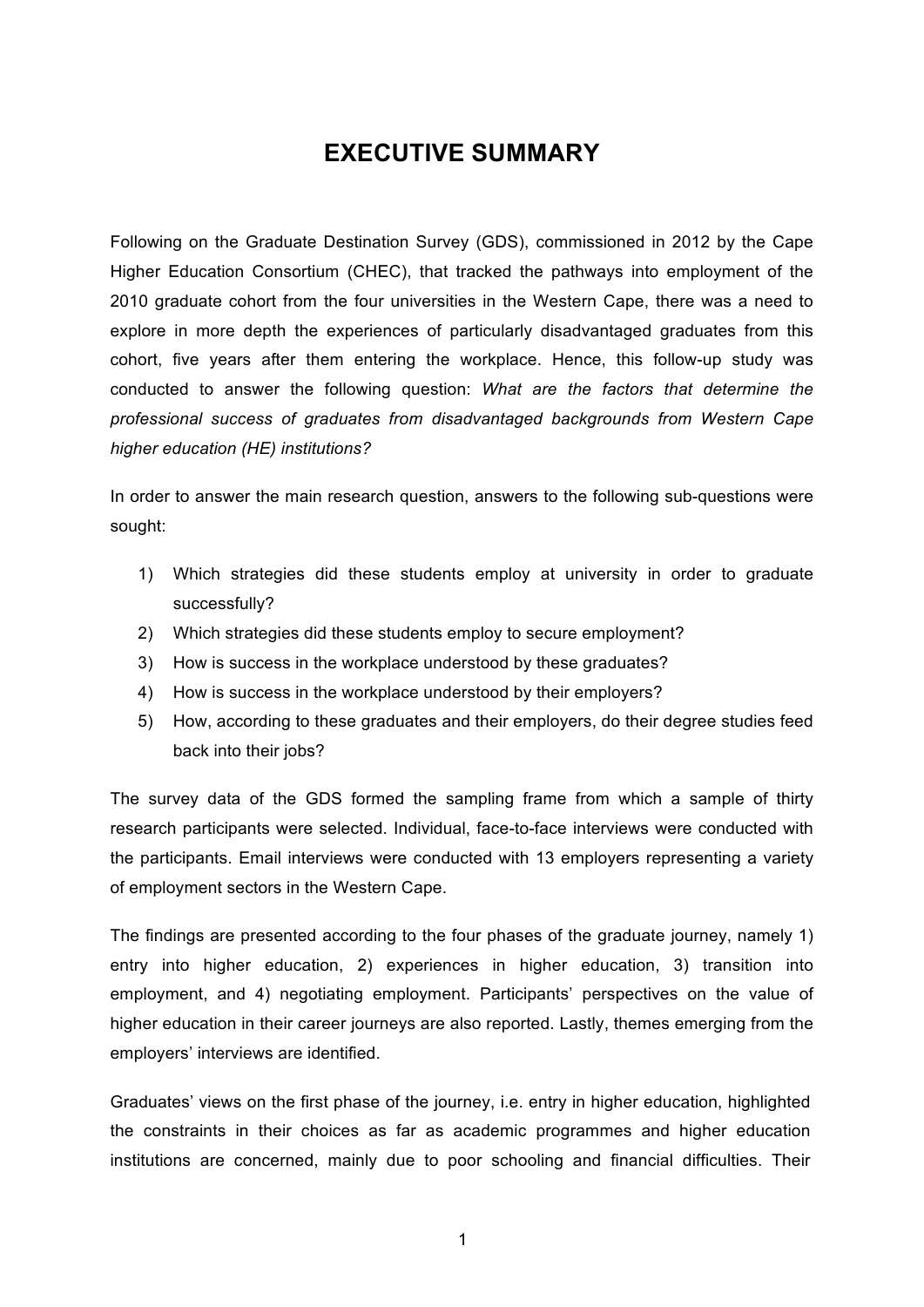# EXECUTIVE SUMMARY

Following on the Graduate Destination Survey (GDS), commissioned in 2012 by the Cape Higher Education Consortium (CHEC), that tracked the pathways into employment of the 2010 graduate cohort from the four universities in the Western Cape, there was a need to explore in more depth the experiences of particularly disadvantaged graduates from this cohort, five years after them entering the workplace. Hence, this follow-up study was conducted to answer the following question: *What are the factors that determine the professional success of graduates from disadvantaged backgrounds from Western Cape higher education (HE) institutions?*

In order to answer the main research question, answers to the following sub-questions were sought:

1) Which strategies did these students employ at university in order to graduate successfully?
2) Which strategies did these students employ to secure employment?
3) How is success in the workplace understood by these graduates?
4) How is success in the workplace understood by their employers?
5) How, according to these graduates and their employers, do their degree studies feed back into their jobs?

The survey data of the GDS formed the sampling frame from which a sample of thirty research participants were selected. Individual, face-to-face interviews were conducted with the participants. Email interviews were conducted with 13 employers representing a variety of employment sectors in the Western Cape.

The findings are presented according to the four phases of the graduate journey, namely 1) entry into higher education, 2) experiences in higher education, 3) transition into employment, and 4) negotiating employment. Participants' perspectives on the value of higher education in their career journeys are also reported. Lastly, themes emerging from the employers' interviews are identified.

Graduates' views on the first phase of the journey, i.e. entry in higher education, highlighted the constraints in their choices as far as academic programmes and higher education institutions are concerned, mainly due to poor schooling and financial difficulties. Their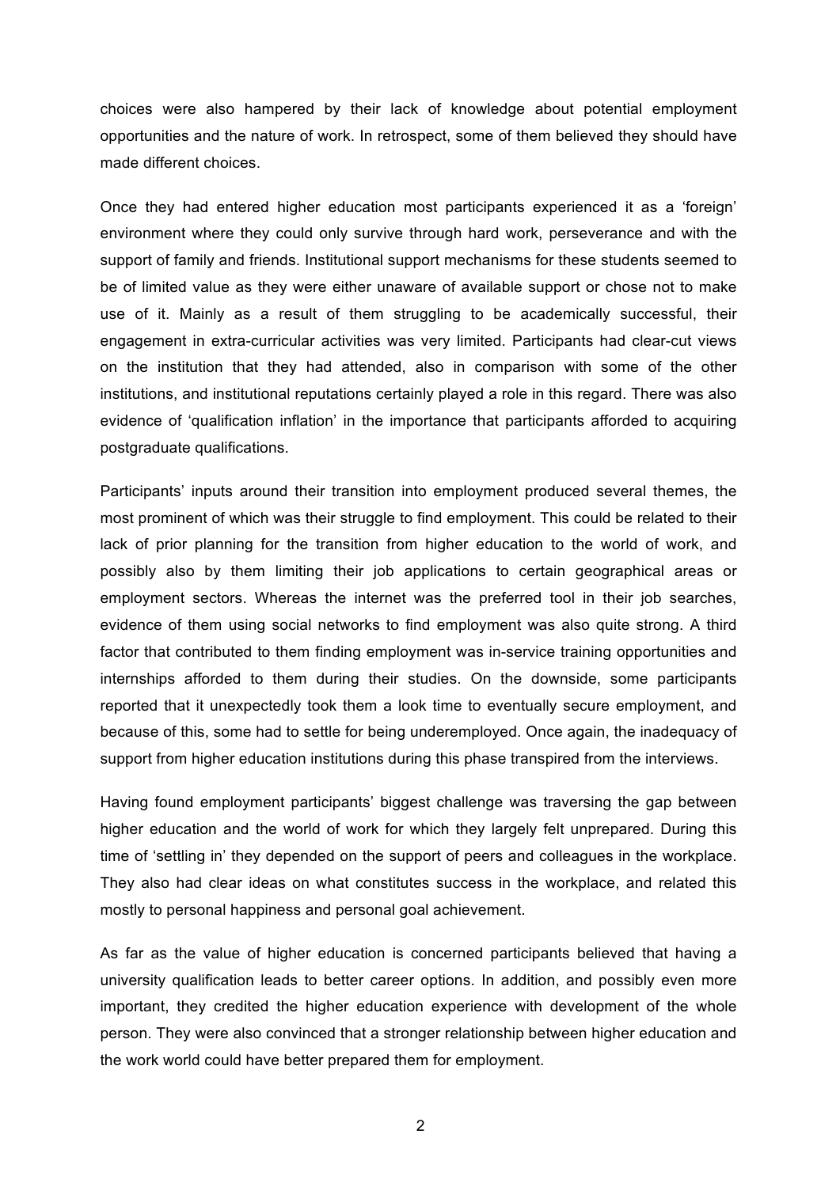choices were also hampered by their lack of knowledge about potential employment opportunities and the nature of work. In retrospect, some of them believed they should have made different choices.

Once they had entered higher education most participants experienced it as a 'foreign' environment where they could only survive through hard work, perseverance and with the support of family and friends. Institutional support mechanisms for these students seemed to be of limited value as they were either unaware of available support or chose not to make use of it. Mainly as a result of them struggling to be academically successful, their engagement in extra-curricular activities was very limited. Participants had clear-cut views on the institution that they had attended, also in comparison with some of the other institutions, and institutional reputations certainly played a role in this regard. There was also evidence of 'qualification inflation' in the importance that participants afforded to acquiring postgraduate qualifications.

Participants' inputs around their transition into employment produced several themes, the most prominent of which was their struggle to find employment. This could be related to their lack of prior planning for the transition from higher education to the world of work, and possibly also by them limiting their job applications to certain geographical areas or employment sectors. Whereas the internet was the preferred tool in their job searches, evidence of them using social networks to find employment was also quite strong. A third factor that contributed to them finding employment was in-service training opportunities and internships afforded to them during their studies. On the downside, some participants reported that it unexpectedly took them a look time to eventually secure employment, and because of this, some had to settle for being underemployed. Once again, the inadequacy of support from higher education institutions during this phase transpired from the interviews.

Having found employment participants' biggest challenge was traversing the gap between higher education and the world of work for which they largely felt unprepared. During this time of 'settling in' they depended on the support of peers and colleagues in the workplace. They also had clear ideas on what constitutes success in the workplace, and related this mostly to personal happiness and personal goal achievement.

As far as the value of higher education is concerned participants believed that having a university qualification leads to better career options. In addition, and possibly even more important, they credited the higher education experience with development of the whole person. They were also convinced that a stronger relationship between higher education and the work world could have better prepared them for employment.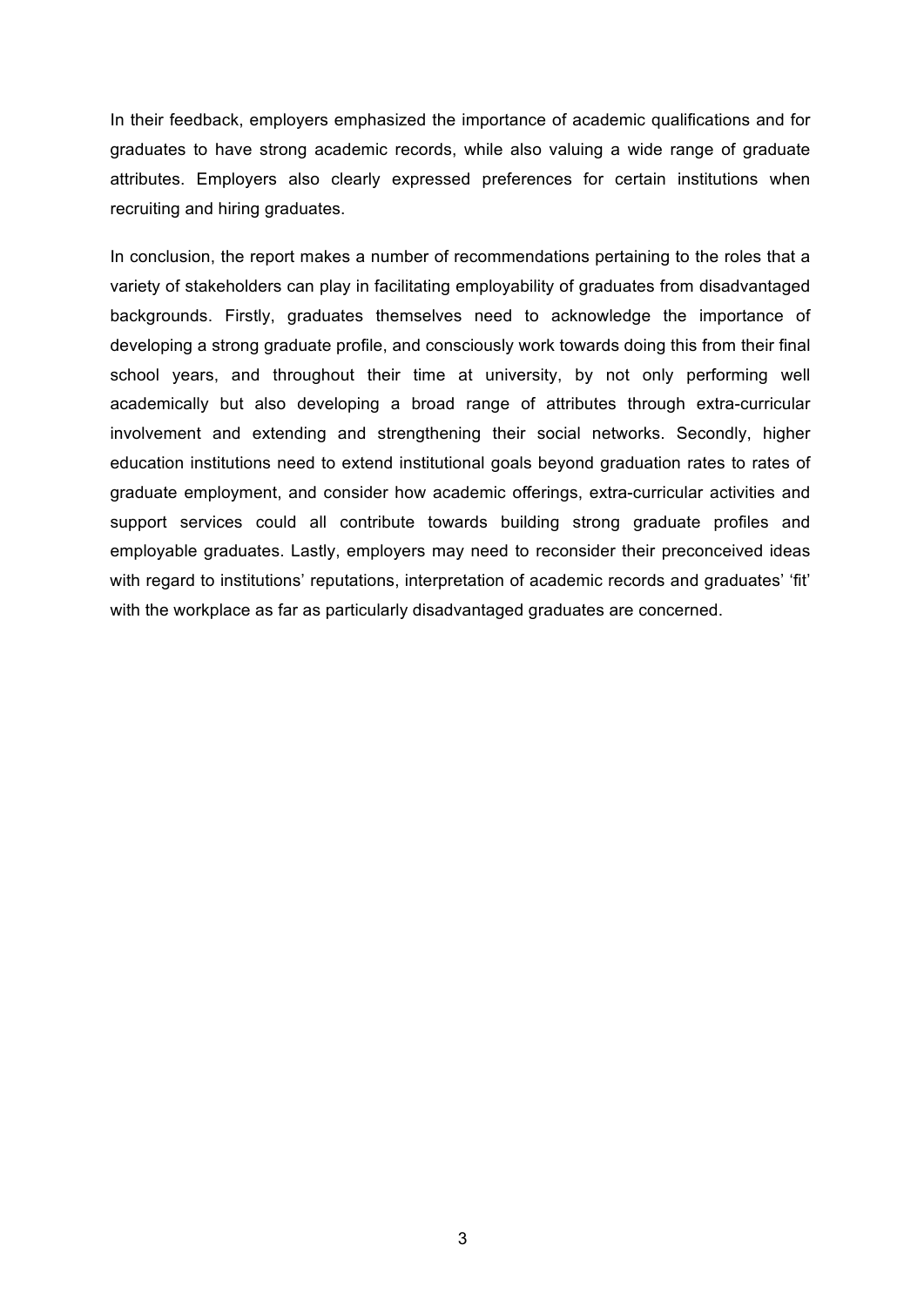In their feedback, employers emphasized the importance of academic qualifications and for graduates to have strong academic records, while also valuing a wide range of graduate attributes. Employers also clearly expressed preferences for certain institutions when recruiting and hiring graduates.

In conclusion, the report makes a number of recommendations pertaining to the roles that a variety of stakeholders can play in facilitating employability of graduates from disadvantaged backgrounds. Firstly, graduates themselves need to acknowledge the importance of developing a strong graduate profile, and consciously work towards doing this from their final school years, and throughout their time at university, by not only performing well academically but also developing a broad range of attributes through extra-curricular involvement and extending and strengthening their social networks. Secondly, higher education institutions need to extend institutional goals beyond graduation rates to rates of graduate employment, and consider how academic offerings, extra-curricular activities and support services could all contribute towards building strong graduate profiles and employable graduates. Lastly, employers may need to reconsider their preconceived ideas with regard to institutions' reputations, interpretation of academic records and graduates' 'fit' with the workplace as far as particularly disadvantaged graduates are concerned.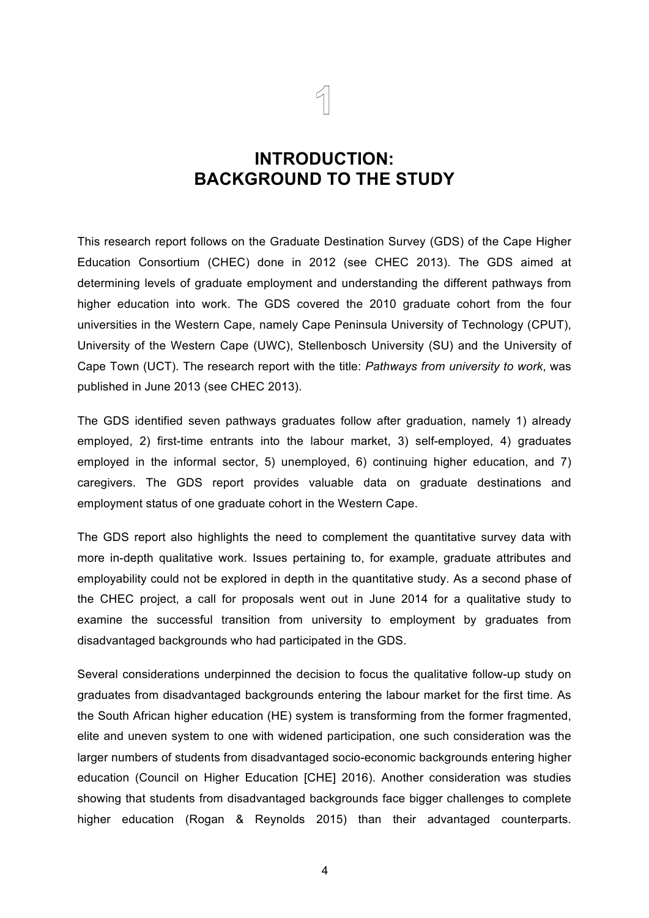# 1

# INTRODUCTION: BACKGROUND TO THE STUDY

This research report follows on the Graduate Destination Survey (GDS) of the Cape Higher Education Consortium (CHEC) done in 2012 (see CHEC 2013). The GDS aimed at determining levels of graduate employment and understanding the different pathways from higher education into work. The GDS covered the 2010 graduate cohort from the four universities in the Western Cape, namely Cape Peninsula University of Technology (CPUT), University of the Western Cape (UWC), Stellenbosch University (SU) and the University of Cape Town (UCT). The research report with the title: *Pathways from university to work*, was published in June 2013 (see CHEC 2013).

The GDS identified seven pathways graduates follow after graduation, namely 1) already employed, 2) first-time entrants into the labour market, 3) self-employed, 4) graduates employed in the informal sector, 5) unemployed, 6) continuing higher education, and 7) caregivers. The GDS report provides valuable data on graduate destinations and employment status of one graduate cohort in the Western Cape.

The GDS report also highlights the need to complement the quantitative survey data with more in-depth qualitative work. Issues pertaining to, for example, graduate attributes and employability could not be explored in depth in the quantitative study. As a second phase of the CHEC project, a call for proposals went out in June 2014 for a qualitative study to examine the successful transition from university to employment by graduates from disadvantaged backgrounds who had participated in the GDS.

Several considerations underpinned the decision to focus the qualitative follow-up study on graduates from disadvantaged backgrounds entering the labour market for the first time. As the South African higher education (HE) system is transforming from the former fragmented, elite and uneven system to one with widened participation, one such consideration was the larger numbers of students from disadvantaged socio-economic backgrounds entering higher education (Council on Higher Education [CHE] 2016). Another consideration was studies showing that students from disadvantaged backgrounds face bigger challenges to complete higher education (Rogan & Reynolds 2015) than their advantaged counterparts.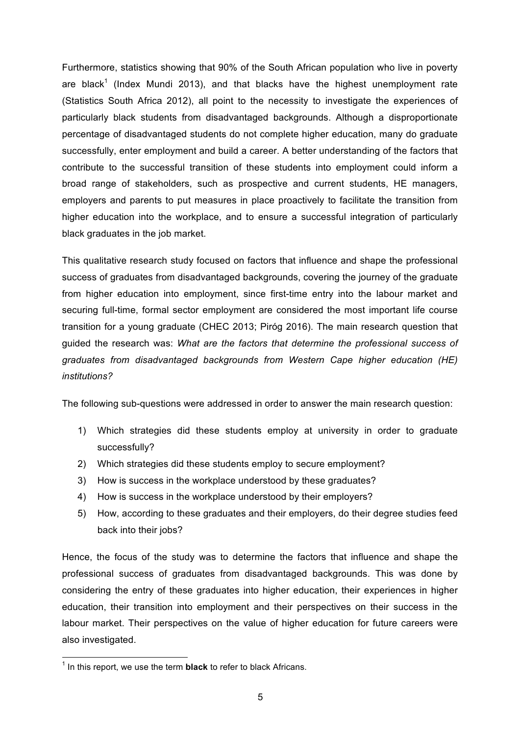Furthermore, statistics showing that 90% of the South African population who live in poverty are black[1] (Index Mundi 2013), and that blacks have the highest unemployment rate (Statistics South Africa 2012), all point to the necessity to investigate the experiences of particularly black students from disadvantaged backgrounds. Although a disproportionate percentage of disadvantaged students do not complete higher education, many do graduate successfully, enter employment and build a career. A better understanding of the factors that contribute to the successful transition of these students into employment could inform a broad range of stakeholders, such as prospective and current students, HE managers, employers and parents to put measures in place proactively to facilitate the transition from higher education into the workplace, and to ensure a successful integration of particularly black graduates in the job market.

This qualitative research study focused on factors that influence and shape the professional success of graduates from disadvantaged backgrounds, covering the journey of the graduate from higher education into employment, since first-time entry into the labour market and securing full-time, formal sector employment are considered the most important life course transition for a young graduate (CHEC 2013; Piróg 2016). The main research question that guided the research was: *What are the factors that determine the professional success of graduates from disadvantaged backgrounds from Western Cape higher education (HE) institutions?*

The following sub-questions were addressed in order to answer the main research question:

1) Which strategies did these students employ at university in order to graduate successfully?
2) Which strategies did these students employ to secure employment?
3) How is success in the workplace understood by these graduates?
4) How is success in the workplace understood by their employers?
5) How, according to these graduates and their employers, do their degree studies feed back into their jobs?

Hence, the focus of the study was to determine the factors that influence and shape the professional success of graduates from disadvantaged backgrounds. This was done by considering the entry of these graduates into higher education, their experiences in higher education, their transition into employment and their perspectives on their success in the labour market. Their perspectives on the value of higher education for future careers were also investigated.

[1] In this report, we use the term **black** to refer to black Africans.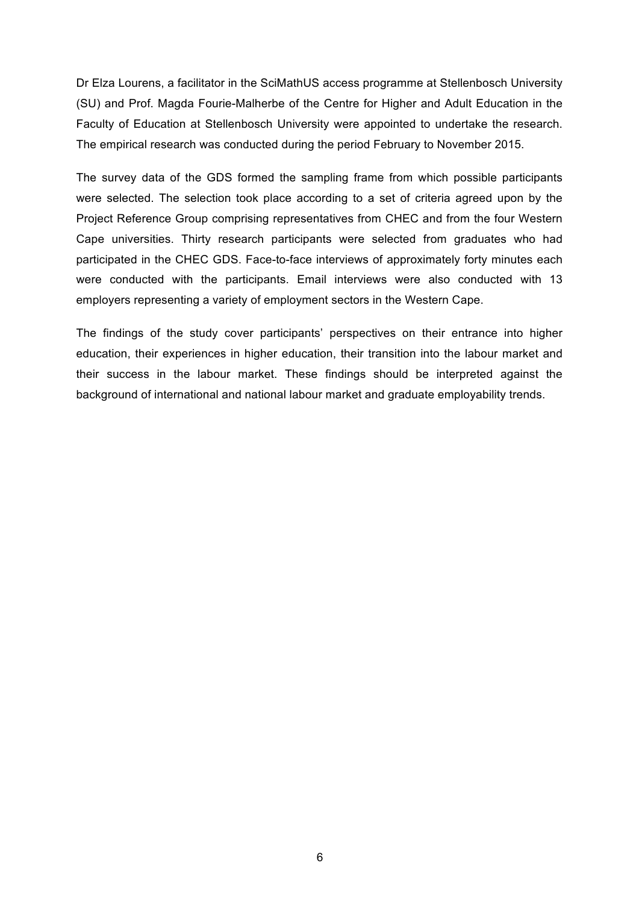Dr Elza Lourens, a facilitator in the SciMathUS access programme at Stellenbosch University (SU) and Prof. Magda Fourie-Malherbe of the Centre for Higher and Adult Education in the Faculty of Education at Stellenbosch University were appointed to undertake the research. The empirical research was conducted during the period February to November 2015.

The survey data of the GDS formed the sampling frame from which possible participants were selected. The selection took place according to a set of criteria agreed upon by the Project Reference Group comprising representatives from CHEC and from the four Western Cape universities. Thirty research participants were selected from graduates who had participated in the CHEC GDS. Face-to-face interviews of approximately forty minutes each were conducted with the participants. Email interviews were also conducted with 13 employers representing a variety of employment sectors in the Western Cape.

The findings of the study cover participants' perspectives on their entrance into higher education, their experiences in higher education, their transition into the labour market and their success in the labour market. These findings should be interpreted against the background of international and national labour market and graduate employability trends.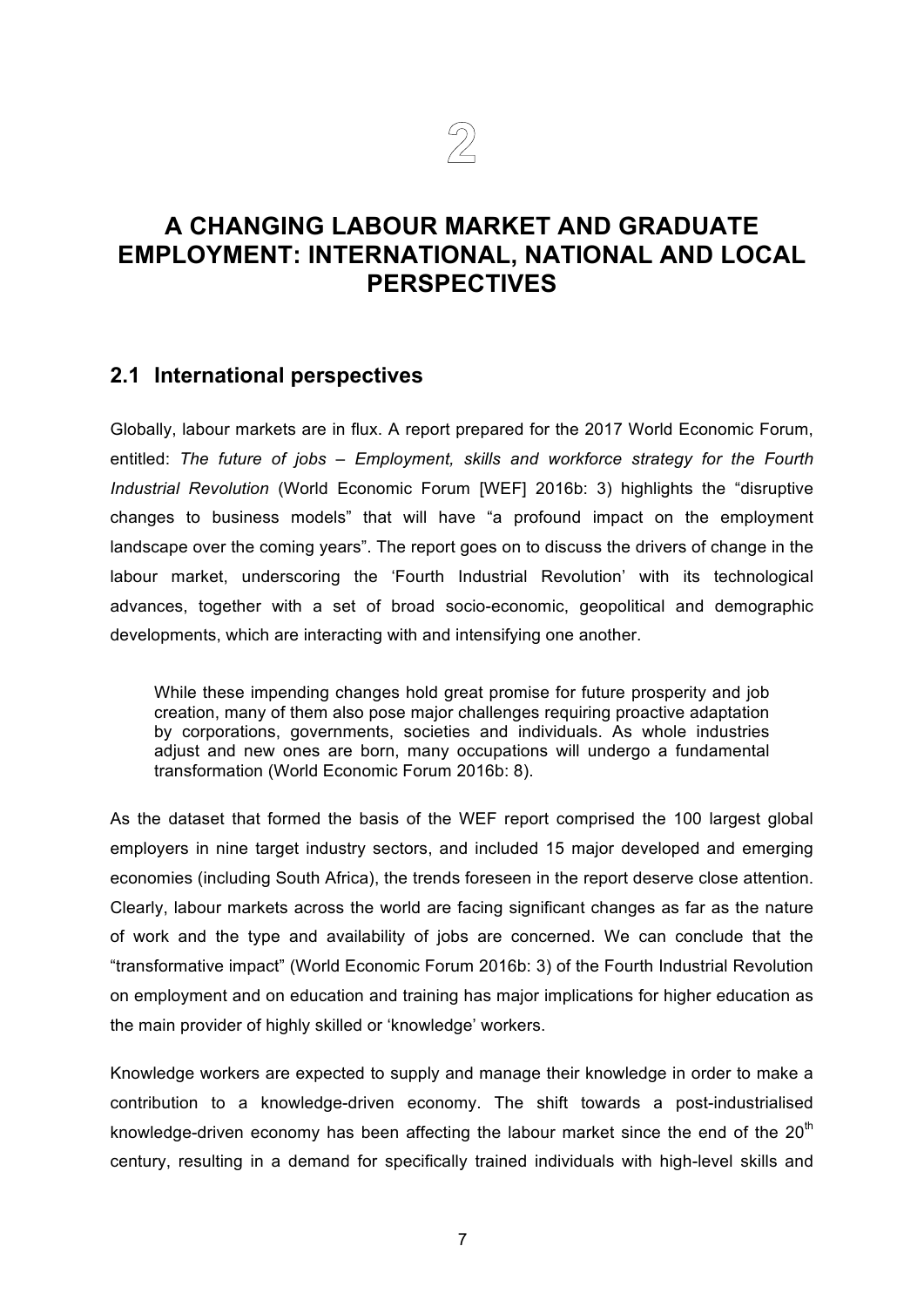# 2

# A CHANGING LABOUR MARKET AND GRADUATE EMPLOYMENT: INTERNATIONAL, NATIONAL AND LOCAL PERSPECTIVES

## 2.1 International perspectives

Globally, labour markets are in flux. A report prepared for the 2017 World Economic Forum, entitled: *The future of jobs – Employment, skills and workforce strategy for the Fourth Industrial Revolution* (World Economic Forum [WEF] 2016b: 3) highlights the "disruptive changes to business models" that will have "a profound impact on the employment landscape over the coming years". The report goes on to discuss the drivers of change in the labour market, underscoring the 'Fourth Industrial Revolution' with its technological advances, together with a set of broad socio-economic, geopolitical and demographic developments, which are interacting with and intensifying one another.

> While these impending changes hold great promise for future prosperity and job creation, many of them also pose major challenges requiring proactive adaptation by corporations, governments, societies and individuals. As whole industries adjust and new ones are born, many occupations will undergo a fundamental transformation (World Economic Forum 2016b: 8).

As the dataset that formed the basis of the WEF report comprised the 100 largest global employers in nine target industry sectors, and included 15 major developed and emerging economies (including South Africa), the trends foreseen in the report deserve close attention. Clearly, labour markets across the world are facing significant changes as far as the nature of work and the type and availability of jobs are concerned. We can conclude that the "transformative impact" (World Economic Forum 2016b: 3) of the Fourth Industrial Revolution on employment and on education and training has major implications for higher education as the main provider of highly skilled or 'knowledge' workers.

Knowledge workers are expected to supply and manage their knowledge in order to make a contribution to a knowledge-driven economy. The shift towards a post-industrialised knowledge-driven economy has been affecting the labour market since the end of the 20th century, resulting in a demand for specifically trained individuals with high-level skills and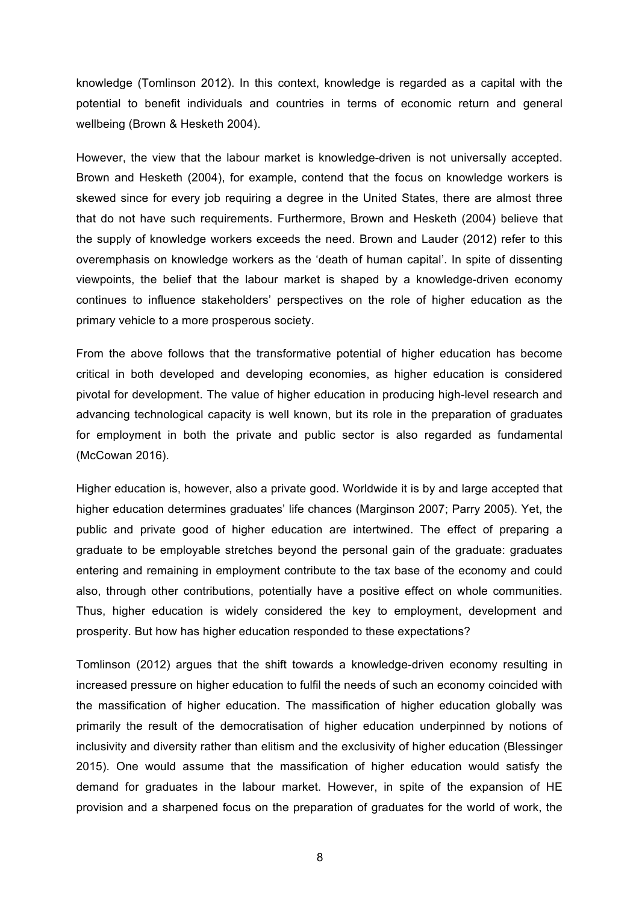knowledge (Tomlinson 2012). In this context, knowledge is regarded as a capital with the potential to benefit individuals and countries in terms of economic return and general wellbeing (Brown & Hesketh 2004).

However, the view that the labour market is knowledge-driven is not universally accepted. Brown and Hesketh (2004), for example, contend that the focus on knowledge workers is skewed since for every job requiring a degree in the United States, there are almost three that do not have such requirements. Furthermore, Brown and Hesketh (2004) believe that the supply of knowledge workers exceeds the need. Brown and Lauder (2012) refer to this overemphasis on knowledge workers as the 'death of human capital'. In spite of dissenting viewpoints, the belief that the labour market is shaped by a knowledge-driven economy continues to influence stakeholders' perspectives on the role of higher education as the primary vehicle to a more prosperous society.

From the above follows that the transformative potential of higher education has become critical in both developed and developing economies, as higher education is considered pivotal for development. The value of higher education in producing high-level research and advancing technological capacity is well known, but its role in the preparation of graduates for employment in both the private and public sector is also regarded as fundamental (McCowan 2016).

Higher education is, however, also a private good. Worldwide it is by and large accepted that higher education determines graduates' life chances (Marginson 2007; Parry 2005). Yet, the public and private good of higher education are intertwined. The effect of preparing a graduate to be employable stretches beyond the personal gain of the graduate: graduates entering and remaining in employment contribute to the tax base of the economy and could also, through other contributions, potentially have a positive effect on whole communities. Thus, higher education is widely considered the key to employment, development and prosperity. But how has higher education responded to these expectations?

Tomlinson (2012) argues that the shift towards a knowledge-driven economy resulting in increased pressure on higher education to fulfil the needs of such an economy coincided with the massification of higher education. The massification of higher education globally was primarily the result of the democratisation of higher education underpinned by notions of inclusivity and diversity rather than elitism and the exclusivity of higher education (Blessinger 2015). One would assume that the massification of higher education would satisfy the demand for graduates in the labour market. However, in spite of the expansion of HE provision and a sharpened focus on the preparation of graduates for the world of work, the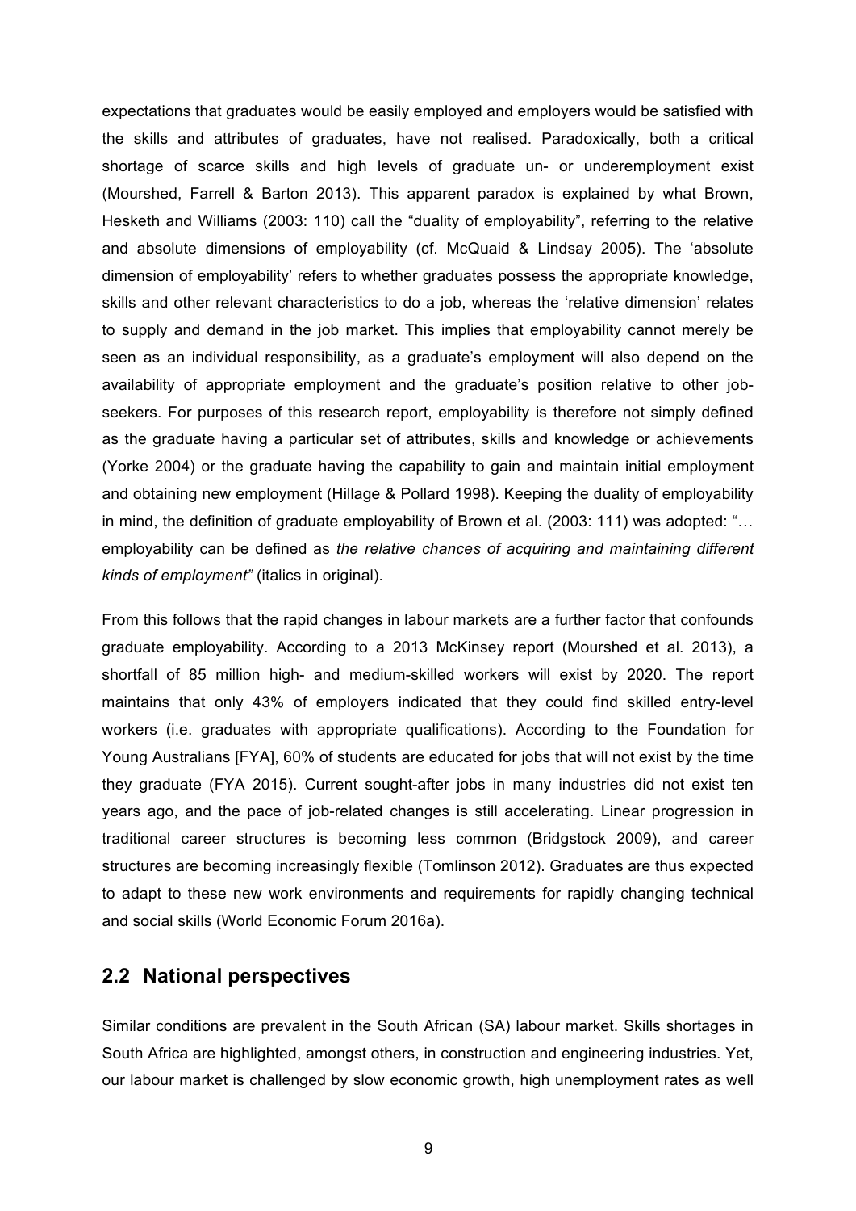expectations that graduates would be easily employed and employers would be satisfied with the skills and attributes of graduates, have not realised. Paradoxically, both a critical shortage of scarce skills and high levels of graduate un- or underemployment exist (Mourshed, Farrell & Barton 2013). This apparent paradox is explained by what Brown, Hesketh and Williams (2003: 110) call the "duality of employability", referring to the relative and absolute dimensions of employability (cf. McQuaid & Lindsay 2005). The 'absolute dimension of employability' refers to whether graduates possess the appropriate knowledge, skills and other relevant characteristics to do a job, whereas the 'relative dimension' relates to supply and demand in the job market. This implies that employability cannot merely be seen as an individual responsibility, as a graduate's employment will also depend on the availability of appropriate employment and the graduate's position relative to other job-seekers. For purposes of this research report, employability is therefore not simply defined as the graduate having a particular set of attributes, skills and knowledge or achievements (Yorke 2004) or the graduate having the capability to gain and maintain initial employment and obtaining new employment (Hillage & Pollard 1998). Keeping the duality of employability in mind, the definition of graduate employability of Brown et al. (2003: 111) was adopted: "… employability can be defined as *the relative chances of acquiring and maintaining different kinds of employment"* (italics in original).

From this follows that the rapid changes in labour markets are a further factor that confounds graduate employability. According to a 2013 McKinsey report (Mourshed et al. 2013), a shortfall of 85 million high- and medium-skilled workers will exist by 2020. The report maintains that only 43% of employers indicated that they could find skilled entry-level workers (i.e. graduates with appropriate qualifications). According to the Foundation for Young Australians [FYA], 60% of students are educated for jobs that will not exist by the time they graduate (FYA 2015). Current sought-after jobs in many industries did not exist ten years ago, and the pace of job-related changes is still accelerating. Linear progression in traditional career structures is becoming less common (Bridgstock 2009), and career structures are becoming increasingly flexible (Tomlinson 2012). Graduates are thus expected to adapt to these new work environments and requirements for rapidly changing technical and social skills (World Economic Forum 2016a).

## 2.2 National perspectives

Similar conditions are prevalent in the South African (SA) labour market. Skills shortages in South Africa are highlighted, amongst others, in construction and engineering industries. Yet, our labour market is challenged by slow economic growth, high unemployment rates as well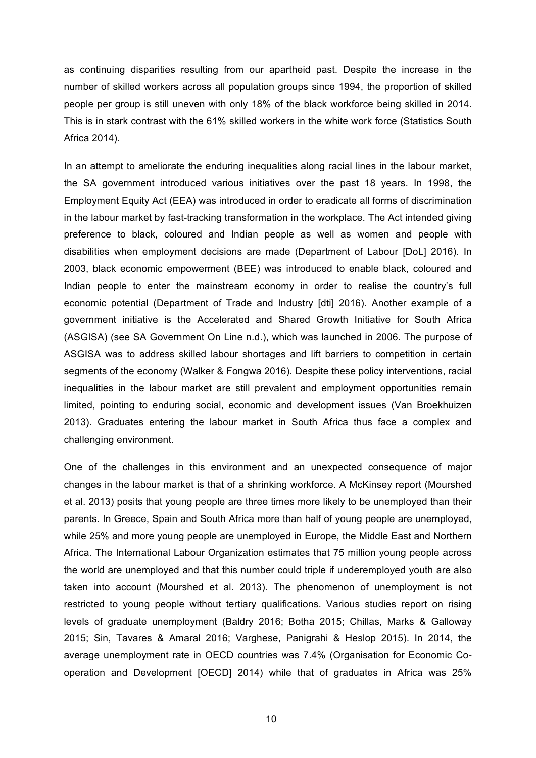as continuing disparities resulting from our apartheid past. Despite the increase in the number of skilled workers across all population groups since 1994, the proportion of skilled people per group is still uneven with only 18% of the black workforce being skilled in 2014. This is in stark contrast with the 61% skilled workers in the white work force (Statistics South Africa 2014).

In an attempt to ameliorate the enduring inequalities along racial lines in the labour market, the SA government introduced various initiatives over the past 18 years. In 1998, the Employment Equity Act (EEA) was introduced in order to eradicate all forms of discrimination in the labour market by fast-tracking transformation in the workplace. The Act intended giving preference to black, coloured and Indian people as well as women and people with disabilities when employment decisions are made (Department of Labour [DoL] 2016). In 2003, black economic empowerment (BEE) was introduced to enable black, coloured and Indian people to enter the mainstream economy in order to realise the country's full economic potential (Department of Trade and Industry [dti] 2016). Another example of a government initiative is the Accelerated and Shared Growth Initiative for South Africa (ASGISA) (see SA Government On Line n.d.), which was launched in 2006. The purpose of ASGISA was to address skilled labour shortages and lift barriers to competition in certain segments of the economy (Walker & Fongwa 2016). Despite these policy interventions, racial inequalities in the labour market are still prevalent and employment opportunities remain limited, pointing to enduring social, economic and development issues (Van Broekhuizen 2013). Graduates entering the labour market in South Africa thus face a complex and challenging environment.

One of the challenges in this environment and an unexpected consequence of major changes in the labour market is that of a shrinking workforce. A McKinsey report (Mourshed et al. 2013) posits that young people are three times more likely to be unemployed than their parents. In Greece, Spain and South Africa more than half of young people are unemployed, while 25% and more young people are unemployed in Europe, the Middle East and Northern Africa. The International Labour Organization estimates that 75 million young people across the world are unemployed and that this number could triple if underemployed youth are also taken into account (Mourshed et al. 2013). The phenomenon of unemployment is not restricted to young people without tertiary qualifications. Various studies report on rising levels of graduate unemployment (Baldry 2016; Botha 2015; Chillas, Marks & Galloway 2015; Sin, Tavares & Amaral 2016; Varghese, Panigrahi & Heslop 2015). In 2014, the average unemployment rate in OECD countries was 7.4% (Organisation for Economic Co-operation and Development [OECD] 2014) while that of graduates in Africa was 25%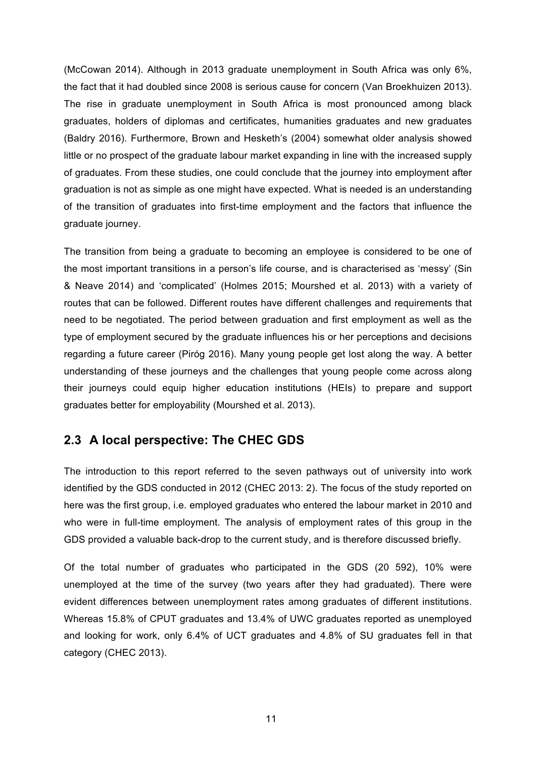(McCowan 2014). Although in 2013 graduate unemployment in South Africa was only 6%, the fact that it had doubled since 2008 is serious cause for concern (Van Broekhuizen 2013). The rise in graduate unemployment in South Africa is most pronounced among black graduates, holders of diplomas and certificates, humanities graduates and new graduates (Baldry 2016). Furthermore, Brown and Hesketh's (2004) somewhat older analysis showed little or no prospect of the graduate labour market expanding in line with the increased supply of graduates. From these studies, one could conclude that the journey into employment after graduation is not as simple as one might have expected. What is needed is an understanding of the transition of graduates into first-time employment and the factors that influence the graduate journey.

The transition from being a graduate to becoming an employee is considered to be one of the most important transitions in a person's life course, and is characterised as 'messy' (Sin & Neave 2014) and 'complicated' (Holmes 2015; Mourshed et al. 2013) with a variety of routes that can be followed. Different routes have different challenges and requirements that need to be negotiated. The period between graduation and first employment as well as the type of employment secured by the graduate influences his or her perceptions and decisions regarding a future career (Piróg 2016). Many young people get lost along the way. A better understanding of these journeys and the challenges that young people come across along their journeys could equip higher education institutions (HEIs) to prepare and support graduates better for employability (Mourshed et al. 2013).

## 2.3 A local perspective: The CHEC GDS

The introduction to this report referred to the seven pathways out of university into work identified by the GDS conducted in 2012 (CHEC 2013: 2). The focus of the study reported on here was the first group, i.e. employed graduates who entered the labour market in 2010 and who were in full-time employment. The analysis of employment rates of this group in the GDS provided a valuable back-drop to the current study, and is therefore discussed briefly.

Of the total number of graduates who participated in the GDS (20 592), 10% were unemployed at the time of the survey (two years after they had graduated). There were evident differences between unemployment rates among graduates of different institutions. Whereas 15.8% of CPUT graduates and 13.4% of UWC graduates reported as unemployed and looking for work, only 6.4% of UCT graduates and 4.8% of SU graduates fell in that category (CHEC 2013).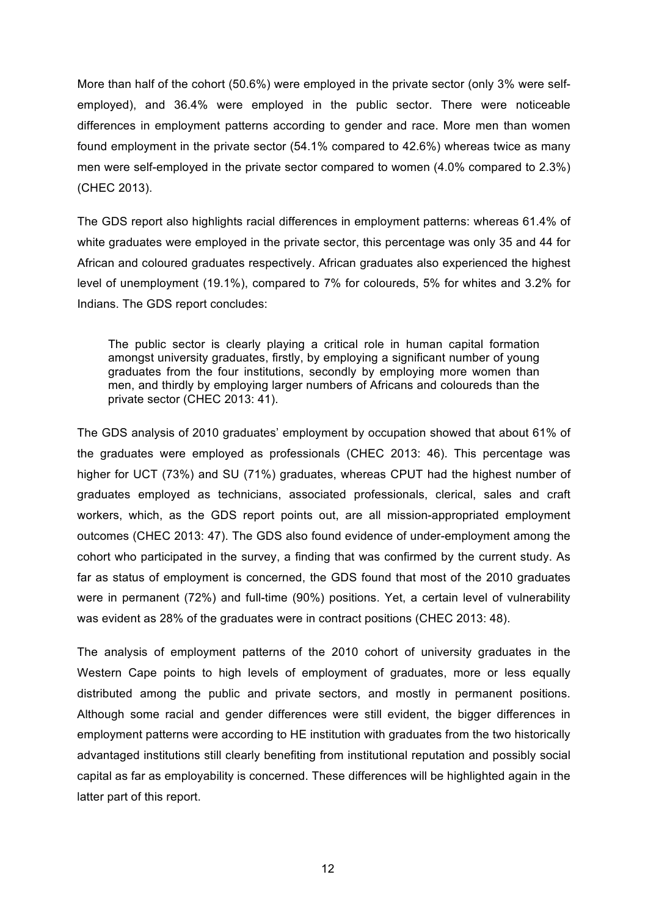More than half of the cohort (50.6%) were employed in the private sector (only 3% were self-employed), and 36.4% were employed in the public sector. There were noticeable differences in employment patterns according to gender and race. More men than women found employment in the private sector (54.1% compared to 42.6%) whereas twice as many men were self-employed in the private sector compared to women (4.0% compared to 2.3%) (CHEC 2013).

The GDS report also highlights racial differences in employment patterns: whereas 61.4% of white graduates were employed in the private sector, this percentage was only 35 and 44 for African and coloured graduates respectively. African graduates also experienced the highest level of unemployment (19.1%), compared to 7% for coloureds, 5% for whites and 3.2% for Indians. The GDS report concludes:

> The public sector is clearly playing a critical role in human capital formation amongst university graduates, firstly, by employing a significant number of young graduates from the four institutions, secondly by employing more women than men, and thirdly by employing larger numbers of Africans and coloureds than the private sector (CHEC 2013: 41).

The GDS analysis of 2010 graduates' employment by occupation showed that about 61% of the graduates were employed as professionals (CHEC 2013: 46). This percentage was higher for UCT (73%) and SU (71%) graduates, whereas CPUT had the highest number of graduates employed as technicians, associated professionals, clerical, sales and craft workers, which, as the GDS report points out, are all mission-appropriated employment outcomes (CHEC 2013: 47). The GDS also found evidence of under-employment among the cohort who participated in the survey, a finding that was confirmed by the current study. As far as status of employment is concerned, the GDS found that most of the 2010 graduates were in permanent (72%) and full-time (90%) positions. Yet, a certain level of vulnerability was evident as 28% of the graduates were in contract positions (CHEC 2013: 48).

The analysis of employment patterns of the 2010 cohort of university graduates in the Western Cape points to high levels of employment of graduates, more or less equally distributed among the public and private sectors, and mostly in permanent positions. Although some racial and gender differences were still evident, the bigger differences in employment patterns were according to HE institution with graduates from the two historically advantaged institutions still clearly benefiting from institutional reputation and possibly social capital as far as employability is concerned. These differences will be highlighted again in the latter part of this report.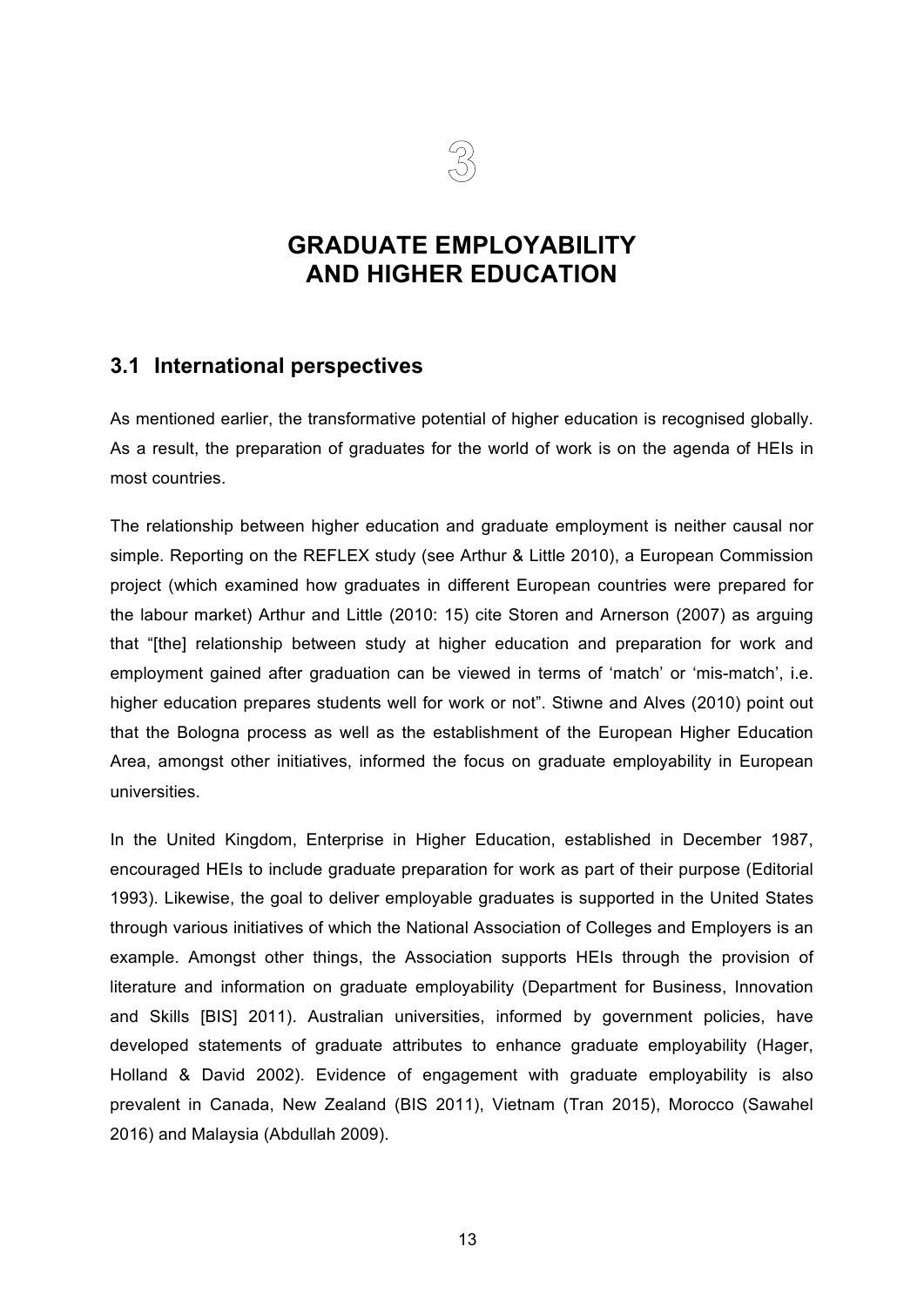# 3

# GRADUATE EMPLOYABILITY AND HIGHER EDUCATION

## 3.1 International perspectives

As mentioned earlier, the transformative potential of higher education is recognised globally. As a result, the preparation of graduates for the world of work is on the agenda of HEIs in most countries.

The relationship between higher education and graduate employment is neither causal nor simple. Reporting on the REFLEX study (see Arthur & Little 2010), a European Commission project (which examined how graduates in different European countries were prepared for the labour market) Arthur and Little (2010: 15) cite Storen and Arnerson (2007) as arguing that "[the] relationship between study at higher education and preparation for work and employment gained after graduation can be viewed in terms of 'match' or 'mis-match', i.e. higher education prepares students well for work or not". Stiwne and Alves (2010) point out that the Bologna process as well as the establishment of the European Higher Education Area, amongst other initiatives, informed the focus on graduate employability in European universities.

In the United Kingdom, Enterprise in Higher Education, established in December 1987, encouraged HEIs to include graduate preparation for work as part of their purpose (Editorial 1993). Likewise, the goal to deliver employable graduates is supported in the United States through various initiatives of which the National Association of Colleges and Employers is an example. Amongst other things, the Association supports HEIs through the provision of literature and information on graduate employability (Department for Business, Innovation and Skills [BIS] 2011). Australian universities, informed by government policies, have developed statements of graduate attributes to enhance graduate employability (Hager, Holland & David 2002). Evidence of engagement with graduate employability is also prevalent in Canada, New Zealand (BIS 2011), Vietnam (Tran 2015), Morocco (Sawahel 2016) and Malaysia (Abdullah 2009).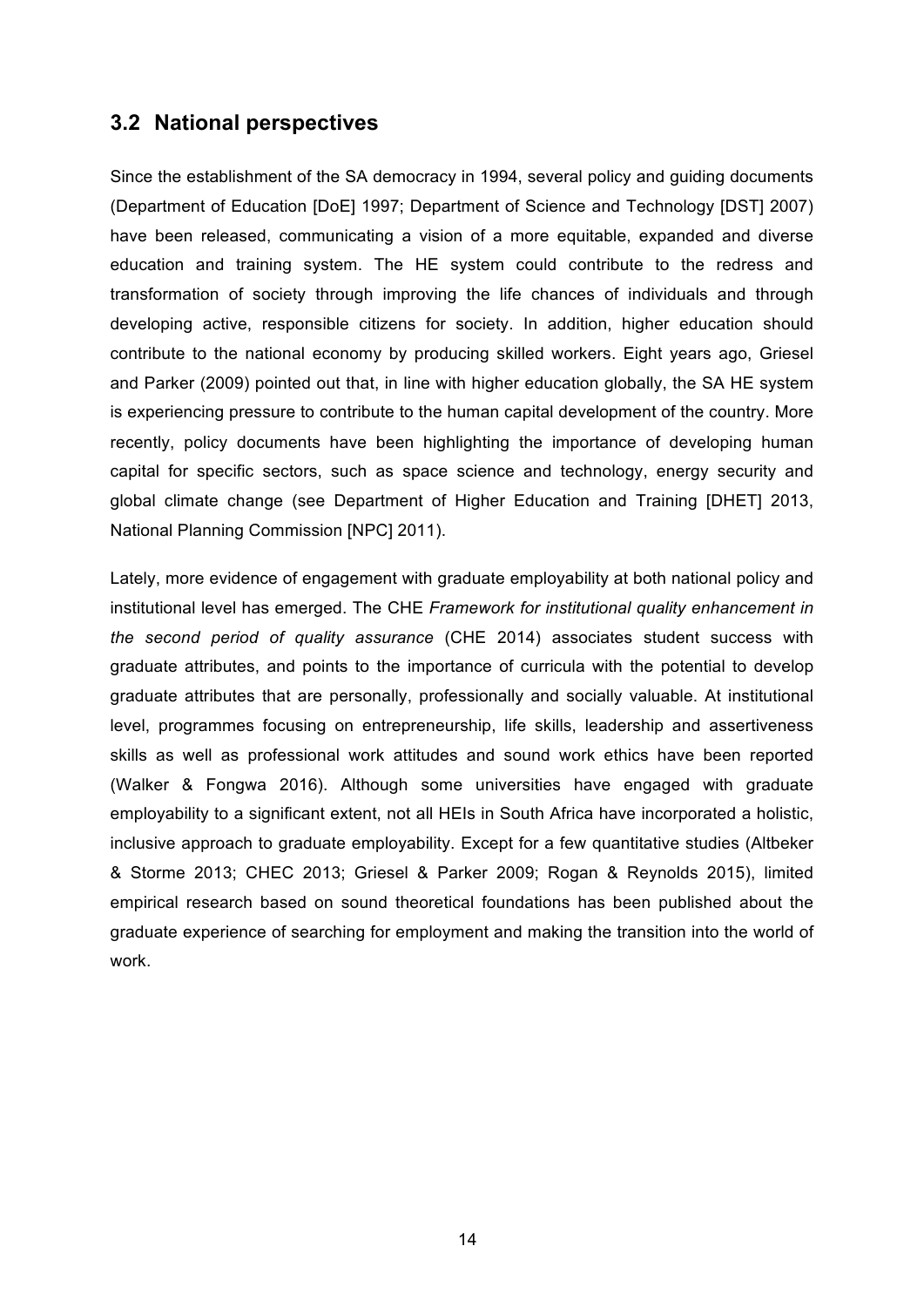## 3.2 National perspectives

Since the establishment of the SA democracy in 1994, several policy and guiding documents (Department of Education [DoE] 1997; Department of Science and Technology [DST] 2007) have been released, communicating a vision of a more equitable, expanded and diverse education and training system. The HE system could contribute to the redress and transformation of society through improving the life chances of individuals and through developing active, responsible citizens for society. In addition, higher education should contribute to the national economy by producing skilled workers. Eight years ago, Griesel and Parker (2009) pointed out that, in line with higher education globally, the SA HE system is experiencing pressure to contribute to the human capital development of the country. More recently, policy documents have been highlighting the importance of developing human capital for specific sectors, such as space science and technology, energy security and global climate change (see Department of Higher Education and Training [DHET] 2013, National Planning Commission [NPC] 2011).

Lately, more evidence of engagement with graduate employability at both national policy and institutional level has emerged. The CHE *Framework for institutional quality enhancement in the second period of quality assurance* (CHE 2014) associates student success with graduate attributes, and points to the importance of curricula with the potential to develop graduate attributes that are personally, professionally and socially valuable. At institutional level, programmes focusing on entrepreneurship, life skills, leadership and assertiveness skills as well as professional work attitudes and sound work ethics have been reported (Walker & Fongwa 2016). Although some universities have engaged with graduate employability to a significant extent, not all HEIs in South Africa have incorporated a holistic, inclusive approach to graduate employability. Except for a few quantitative studies (Altbeker & Storme 2013; CHEC 2013; Griesel & Parker 2009; Rogan & Reynolds 2015), limited empirical research based on sound theoretical foundations has been published about the graduate experience of searching for employment and making the transition into the world of work.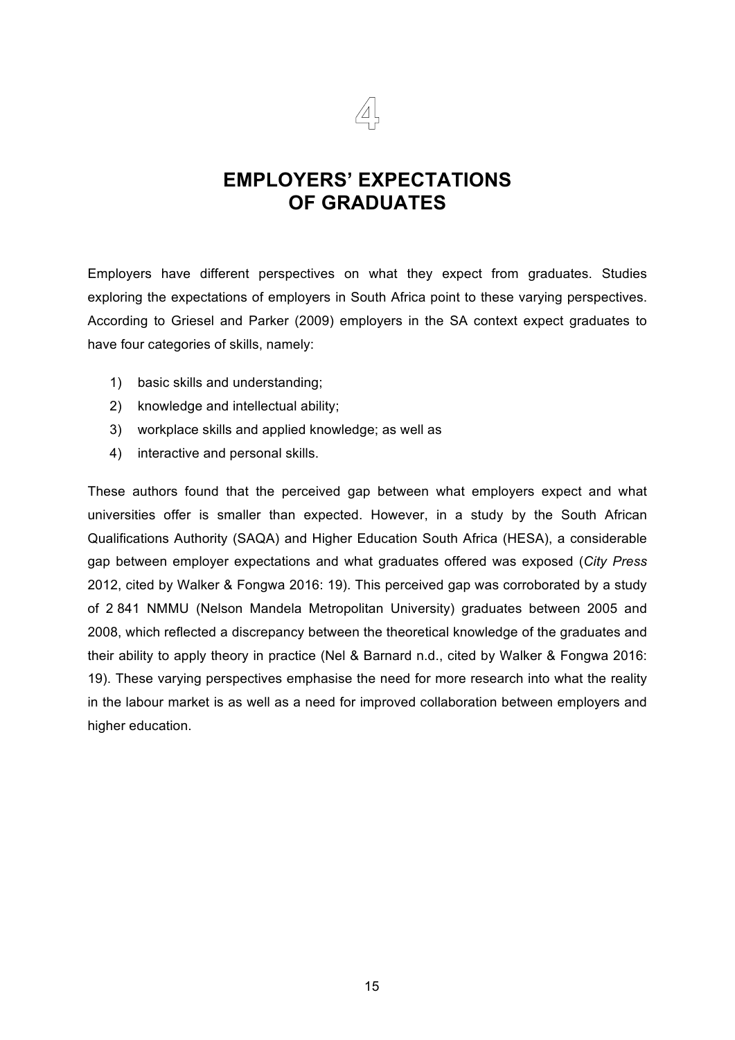# 4

# EMPLOYERS' EXPECTATIONS OF GRADUATES

Employers have different perspectives on what they expect from graduates. Studies exploring the expectations of employers in South Africa point to these varying perspectives. According to Griesel and Parker (2009) employers in the SA context expect graduates to have four categories of skills, namely:

1) basic skills and understanding;
2) knowledge and intellectual ability;
3) workplace skills and applied knowledge; as well as
4) interactive and personal skills.

These authors found that the perceived gap between what employers expect and what universities offer is smaller than expected. However, in a study by the South African Qualifications Authority (SAQA) and Higher Education South Africa (HESA), a considerable gap between employer expectations and what graduates offered was exposed (*City Press* 2012, cited by Walker & Fongwa 2016: 19). This perceived gap was corroborated by a study of 2 841 NMMU (Nelson Mandela Metropolitan University) graduates between 2005 and 2008, which reflected a discrepancy between the theoretical knowledge of the graduates and their ability to apply theory in practice (Nel & Barnard n.d., cited by Walker & Fongwa 2016: 19). These varying perspectives emphasise the need for more research into what the reality in the labour market is as well as a need for improved collaboration between employers and higher education.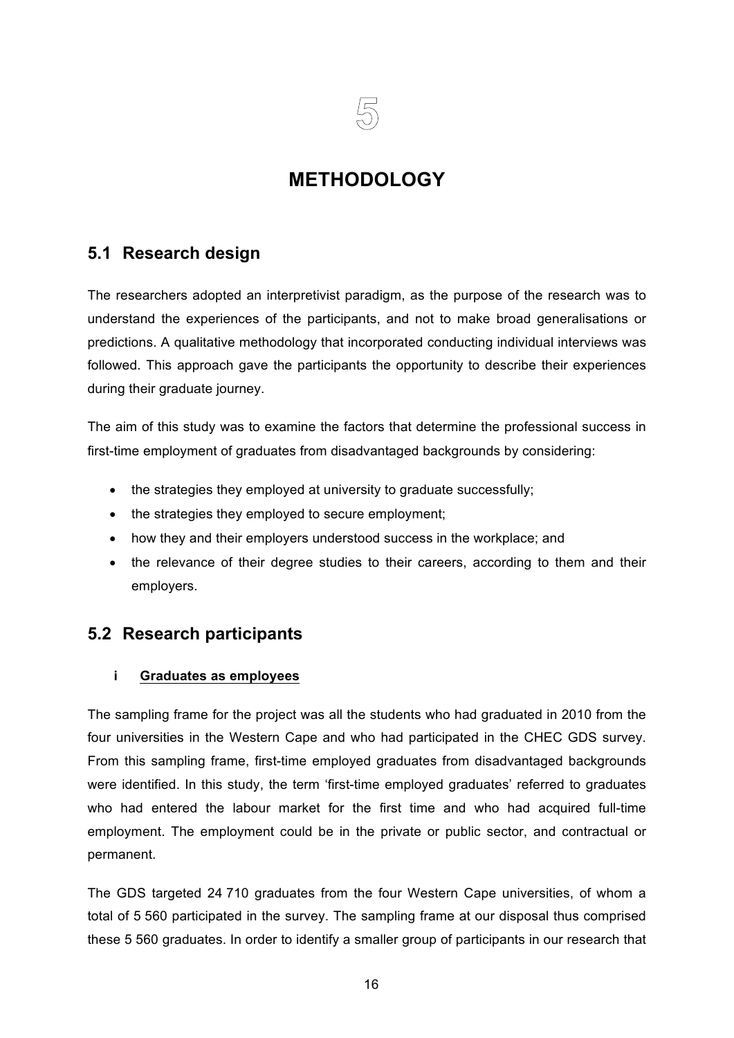# 5

# METHODOLOGY

## 5.1 Research design

The researchers adopted an interpretivist paradigm, as the purpose of the research was to understand the experiences of the participants, and not to make broad generalisations or predictions. A qualitative methodology that incorporated conducting individual interviews was followed. This approach gave the participants the opportunity to describe their experiences during their graduate journey.

The aim of this study was to examine the factors that determine the professional success in first-time employment of graduates from disadvantaged backgrounds by considering:

- the strategies they employed at university to graduate successfully;
- the strategies they employed to secure employment;
- how they and their employers understood success in the workplace; and
- the relevance of their degree studies to their careers, according to them and their employers.

## 5.2 Research participants

### i Graduates as employees

The sampling frame for the project was all the students who had graduated in 2010 from the four universities in the Western Cape and who had participated in the CHEC GDS survey. From this sampling frame, first-time employed graduates from disadvantaged backgrounds were identified. In this study, the term 'first-time employed graduates' referred to graduates who had entered the labour market for the first time and who had acquired full-time employment. The employment could be in the private or public sector, and contractual or permanent.

The GDS targeted 24 710 graduates from the four Western Cape universities, of whom a total of 5 560 participated in the survey. The sampling frame at our disposal thus comprised these 5 560 graduates. In order to identify a smaller group of participants in our research that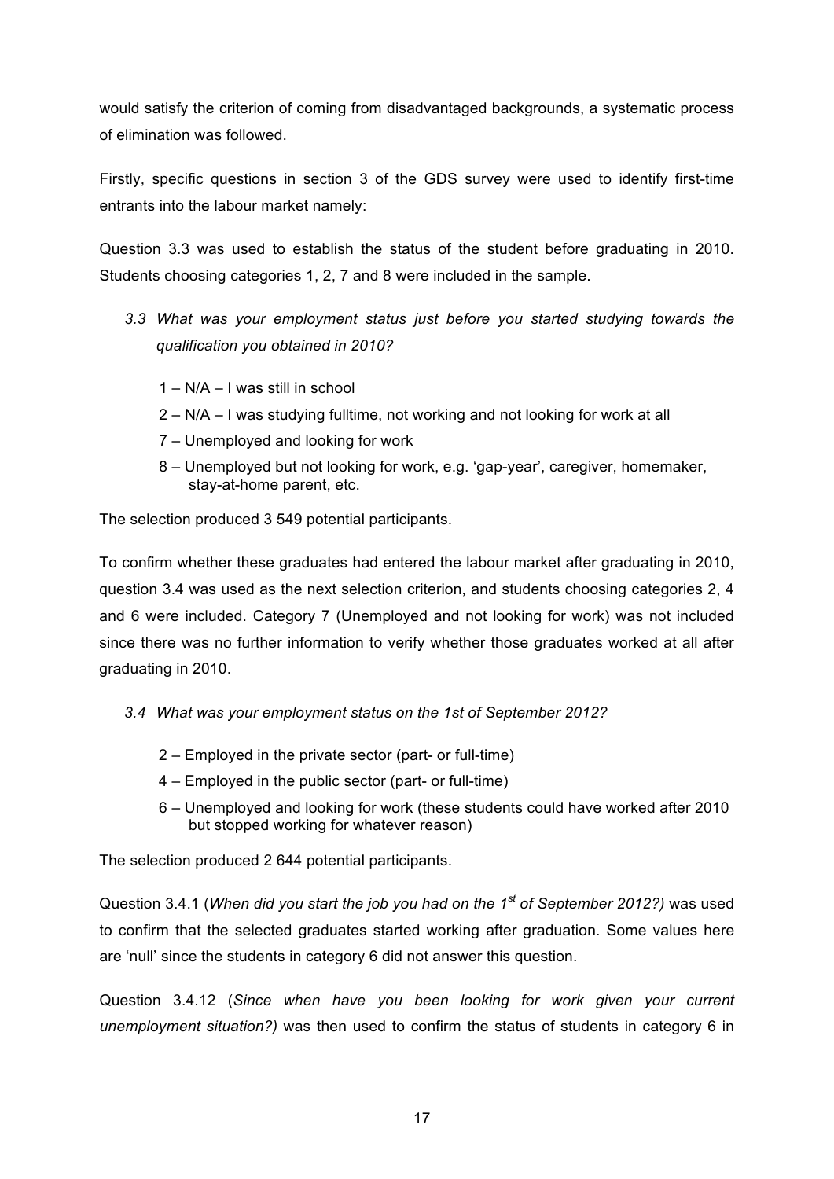would satisfy the criterion of coming from disadvantaged backgrounds, a systematic process of elimination was followed.

Firstly, specific questions in section 3 of the GDS survey were used to identify first-time entrants into the labour market namely:

Question 3.3 was used to establish the status of the student before graduating in 2010. Students choosing categories 1, 2, 7 and 8 were included in the sample.

*3.3 What was your employment status just before you started studying towards the qualification you obtained in 2010?*

- 1 – N/A – I was still in school
- 2 – N/A – I was studying fulltime, not working and not looking for work at all
- 7 – Unemployed and looking for work
- 8 – Unemployed but not looking for work, e.g. 'gap-year', caregiver, homemaker, stay-at-home parent, etc.

The selection produced 3 549 potential participants.

To confirm whether these graduates had entered the labour market after graduating in 2010, question 3.4 was used as the next selection criterion, and students choosing categories 2, 4 and 6 were included. Category 7 (Unemployed and not looking for work) was not included since there was no further information to verify whether those graduates worked at all after graduating in 2010.

*3.4 What was your employment status on the 1st of September 2012?*

- 2 – Employed in the private sector (part- or full-time)
- 4 – Employed in the public sector (part- or full-time)
- 6 – Unemployed and looking for work (these students could have worked after 2010 but stopped working for whatever reason)

The selection produced 2 644 potential participants.

Question 3.4.1 (*When did you start the job you had on the 1st of September 2012?)* was used to confirm that the selected graduates started working after graduation. Some values here are 'null' since the students in category 6 did not answer this question.

Question 3.4.12 (*Since when have you been looking for work given your current unemployment situation?)* was then used to confirm the status of students in category 6 in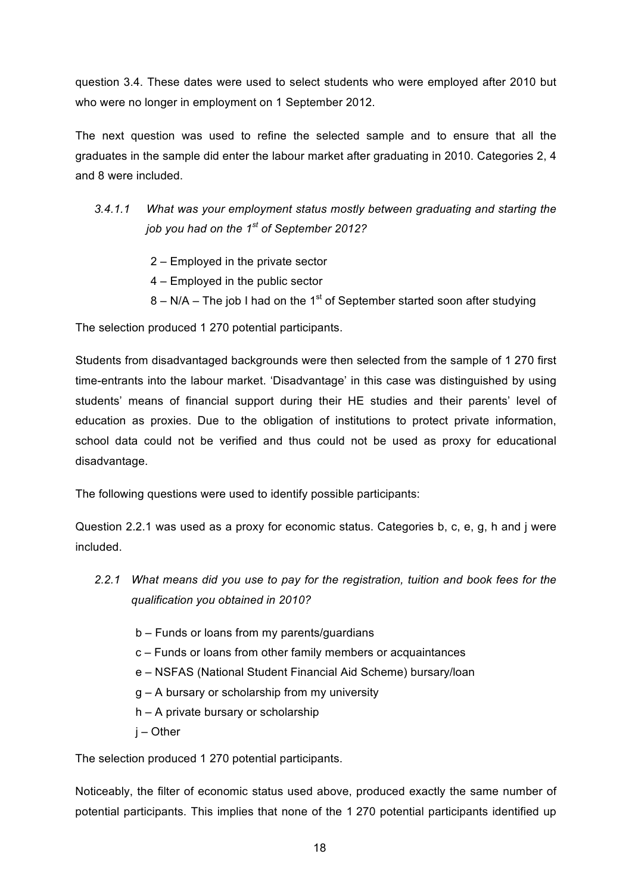question 3.4. These dates were used to select students who were employed after 2010 but who were no longer in employment on 1 September 2012.

The next question was used to refine the selected sample and to ensure that all the graduates in the sample did enter the labour market after graduating in 2010. Categories 2, 4 and 8 were included.

*3.4.1.1 What was your employment status mostly between graduating and starting the job you had on the 1st of September 2012?*

> 2 – Employed in the private sector
> 4 – Employed in the public sector
> 8 – N/A – The job I had on the 1st of September started soon after studying

The selection produced 1 270 potential participants.

Students from disadvantaged backgrounds were then selected from the sample of 1 270 first time-entrants into the labour market. 'Disadvantage' in this case was distinguished by using students' means of financial support during their HE studies and their parents' level of education as proxies. Due to the obligation of institutions to protect private information, school data could not be verified and thus could not be used as proxy for educational disadvantage.

The following questions were used to identify possible participants:

Question 2.2.1 was used as a proxy for economic status. Categories b, c, e, g, h and j were included.

*2.2.1 What means did you use to pay for the registration, tuition and book fees for the qualification you obtained in 2010?*

> b – Funds or loans from my parents/guardians
> c – Funds or loans from other family members or acquaintances
> e – NSFAS (National Student Financial Aid Scheme) bursary/loan
> g – A bursary or scholarship from my university
> h – A private bursary or scholarship
> j – Other

The selection produced 1 270 potential participants.

Noticeably, the filter of economic status used above, produced exactly the same number of potential participants. This implies that none of the 1 270 potential participants identified up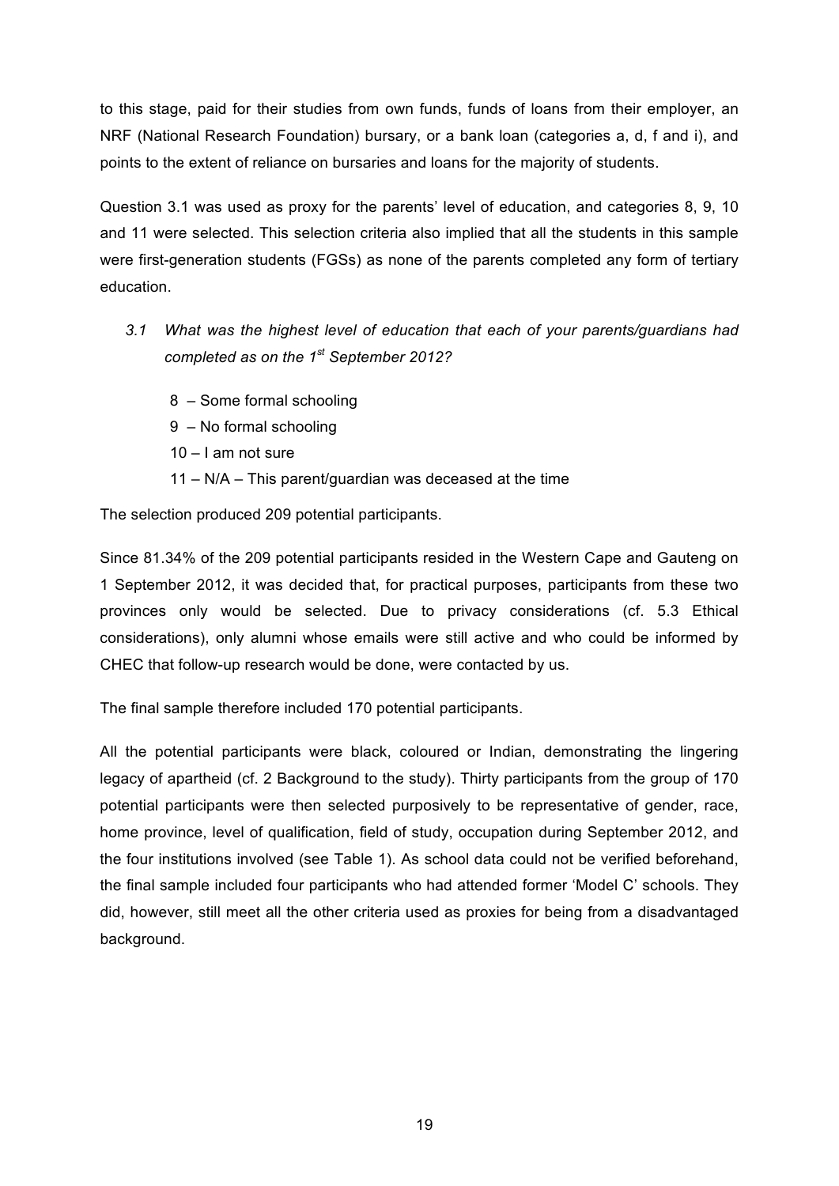to this stage, paid for their studies from own funds, funds of loans from their employer, an NRF (National Research Foundation) bursary, or a bank loan (categories a, d, f and i), and points to the extent of reliance on bursaries and loans for the majority of students.

Question 3.1 was used as proxy for the parents' level of education, and categories 8, 9, 10 and 11 were selected. This selection criteria also implied that all the students in this sample were first-generation students (FGSs) as none of the parents completed any form of tertiary education.

*3.1 What was the highest level of education that each of your parents/guardians had completed as on the 1st September 2012?*

8 – Some formal schooling
9 – No formal schooling
10 – I am not sure
11 – N/A – This parent/guardian was deceased at the time

The selection produced 209 potential participants.

Since 81.34% of the 209 potential participants resided in the Western Cape and Gauteng on 1 September 2012, it was decided that, for practical purposes, participants from these two provinces only would be selected. Due to privacy considerations (cf. 5.3 Ethical considerations), only alumni whose emails were still active and who could be informed by CHEC that follow-up research would be done, were contacted by us.

The final sample therefore included 170 potential participants.

All the potential participants were black, coloured or Indian, demonstrating the lingering legacy of apartheid (cf. 2 Background to the study). Thirty participants from the group of 170 potential participants were then selected purposively to be representative of gender, race, home province, level of qualification, field of study, occupation during September 2012, and the four institutions involved (see Table 1). As school data could not be verified beforehand, the final sample included four participants who had attended former 'Model C' schools. They did, however, still meet all the other criteria used as proxies for being from a disadvantaged background.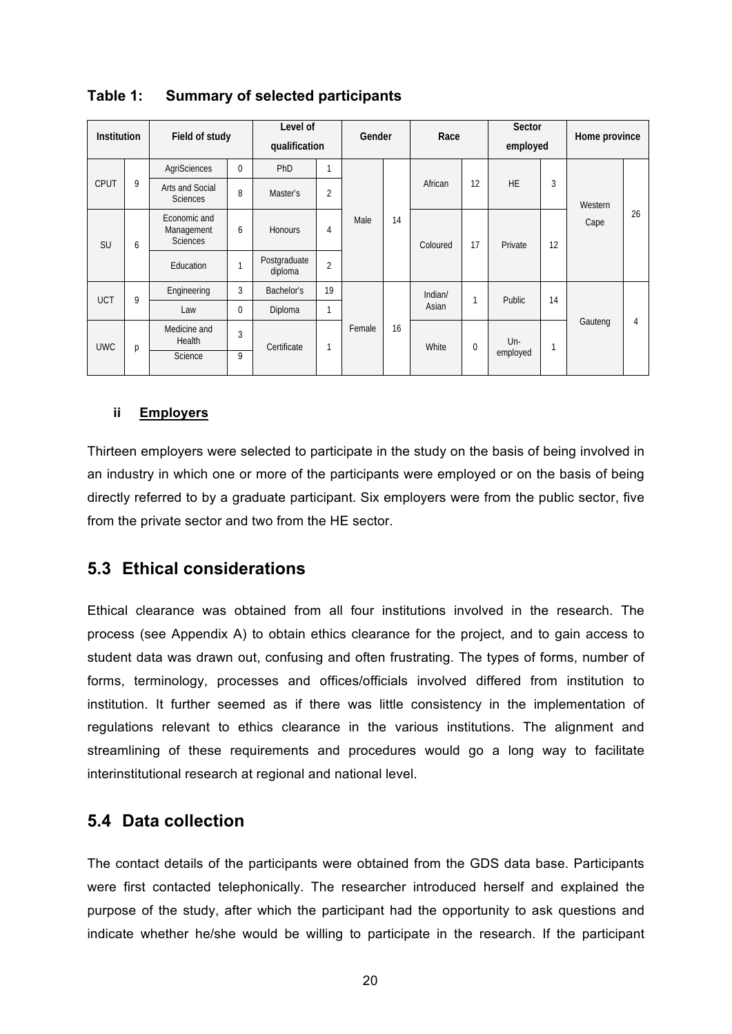**Table 1: Summary of selected participants**

| Institution | | Field of study | | Level of qualification | | Gender | | Race | | Sector employed | | Home province | |
|---|---|---|---|---|---|---|---|---|---|---|---|---|---|
| CPUT | 9 | AgriSciences | 0 | PhD | 1 | Male | 14 | African | 12 | HE | 3 | Western Cape | 26 |
| | | Arts and Social Sciences | 8 | Master's | 2 | | | | | | | | |
| SU | 6 | Economic and Management Sciences | 6 | Honours | 4 | | | Coloured | 17 | Private | 12 | | |
| | | Education | 1 | Postgraduate diploma | 2 | | | | | | | | |
| UCT | 9 | Engineering | 3 | Bachelor's | 19 | Female | 16 | Indian/ Asian | 1 | Public | 14 | Gauteng | 4 |
| | | Law | 0 | Diploma | 1 | | | | | | | | |
| UWC | p | Medicine and Health | 3 | Certificate | 1 | | | White | 0 | Un-employed | 1 | | |
| | | Science | 9 | | | | | | | | | | |

**ii Employers**

Thirteen employers were selected to participate in the study on the basis of being involved in an industry in which one or more of the participants were employed or on the basis of being directly referred to by a graduate participant. Six employers were from the public sector, five from the private sector and two from the HE sector.

## 5.3 Ethical considerations

Ethical clearance was obtained from all four institutions involved in the research. The process (see Appendix A) to obtain ethics clearance for the project, and to gain access to student data was drawn out, confusing and often frustrating. The types of forms, number of forms, terminology, processes and offices/officials involved differed from institution to institution. It further seemed as if there was little consistency in the implementation of regulations relevant to ethics clearance in the various institutions. The alignment and streamlining of these requirements and procedures would go a long way to facilitate interinstitutional research at regional and national level.

## 5.4 Data collection

The contact details of the participants were obtained from the GDS data base. Participants were first contacted telephonically. The researcher introduced herself and explained the purpose of the study, after which the participant had the opportunity to ask questions and indicate whether he/she would be willing to participate in the research. If the participant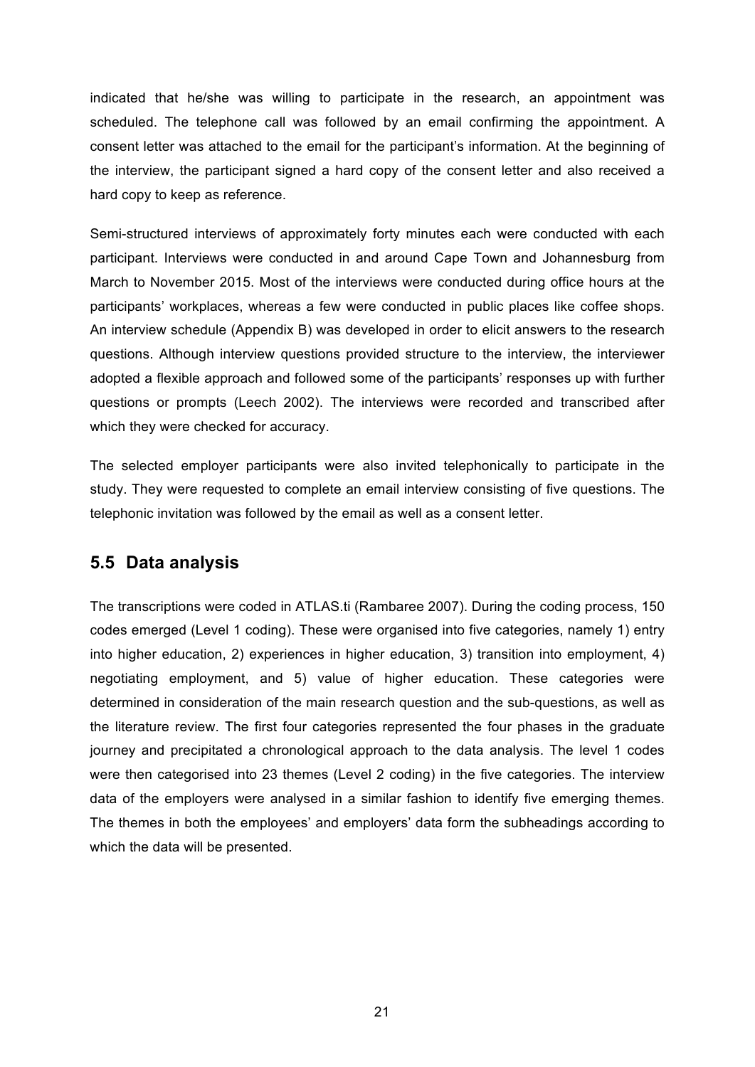indicated that he/she was willing to participate in the research, an appointment was scheduled. The telephone call was followed by an email confirming the appointment. A consent letter was attached to the email for the participant's information. At the beginning of the interview, the participant signed a hard copy of the consent letter and also received a hard copy to keep as reference.

Semi-structured interviews of approximately forty minutes each were conducted with each participant. Interviews were conducted in and around Cape Town and Johannesburg from March to November 2015. Most of the interviews were conducted during office hours at the participants' workplaces, whereas a few were conducted in public places like coffee shops. An interview schedule (Appendix B) was developed in order to elicit answers to the research questions. Although interview questions provided structure to the interview, the interviewer adopted a flexible approach and followed some of the participants' responses up with further questions or prompts (Leech 2002). The interviews were recorded and transcribed after which they were checked for accuracy.

The selected employer participants were also invited telephonically to participate in the study. They were requested to complete an email interview consisting of five questions. The telephonic invitation was followed by the email as well as a consent letter.

## 5.5 Data analysis

The transcriptions were coded in ATLAS.ti (Rambaree 2007). During the coding process, 150 codes emerged (Level 1 coding). These were organised into five categories, namely 1) entry into higher education, 2) experiences in higher education, 3) transition into employment, 4) negotiating employment, and 5) value of higher education. These categories were determined in consideration of the main research question and the sub-questions, as well as the literature review. The first four categories represented the four phases in the graduate journey and precipitated a chronological approach to the data analysis. The level 1 codes were then categorised into 23 themes (Level 2 coding) in the five categories. The interview data of the employers were analysed in a similar fashion to identify five emerging themes. The themes in both the employees' and employers' data form the subheadings according to which the data will be presented.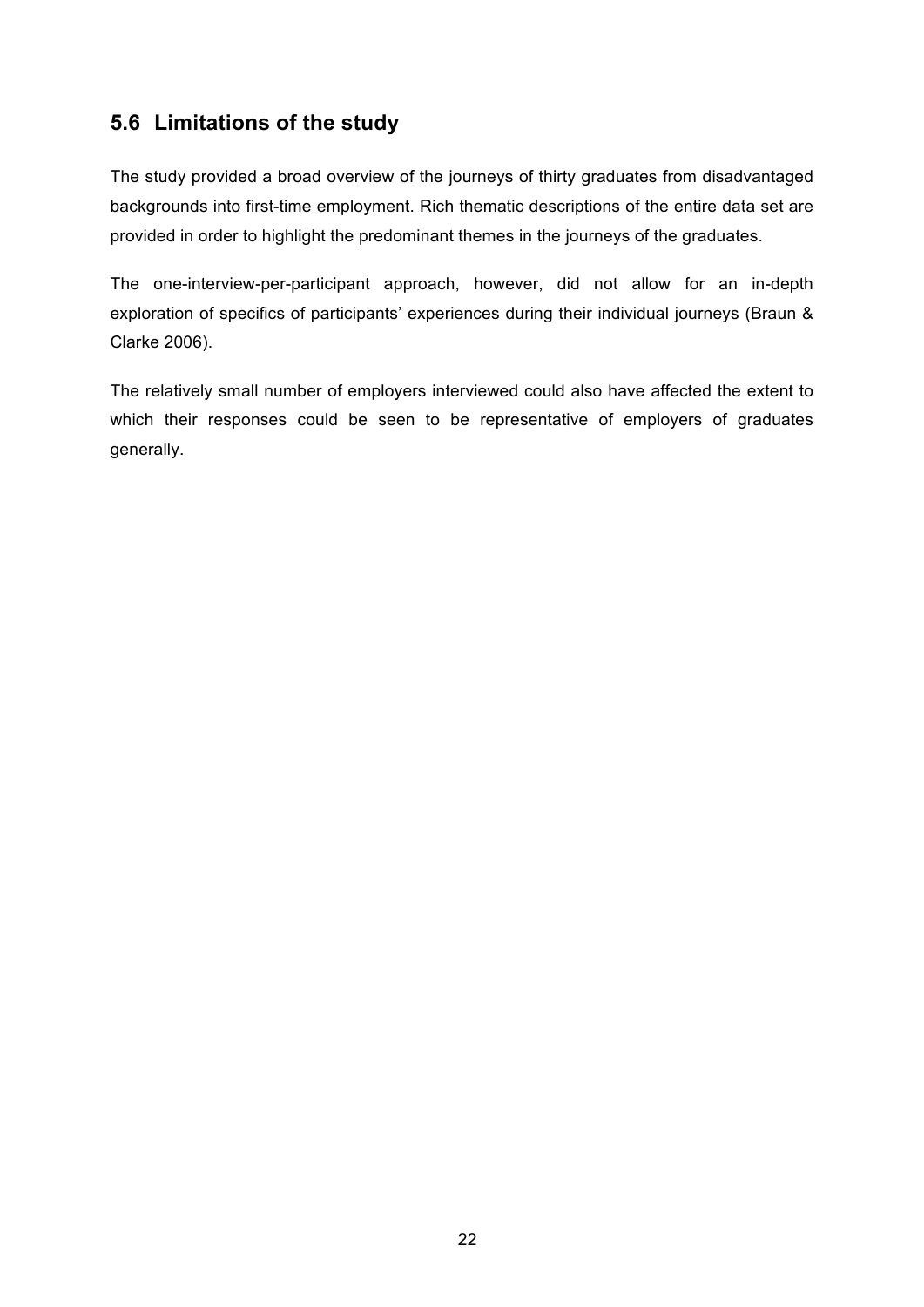## 5.6 Limitations of the study

The study provided a broad overview of the journeys of thirty graduates from disadvantaged backgrounds into first-time employment. Rich thematic descriptions of the entire data set are provided in order to highlight the predominant themes in the journeys of the graduates.

The one-interview-per-participant approach, however, did not allow for an in-depth exploration of specifics of participants' experiences during their individual journeys (Braun & Clarke 2006).

The relatively small number of employers interviewed could also have affected the extent to which their responses could be seen to be representative of employers of graduates generally.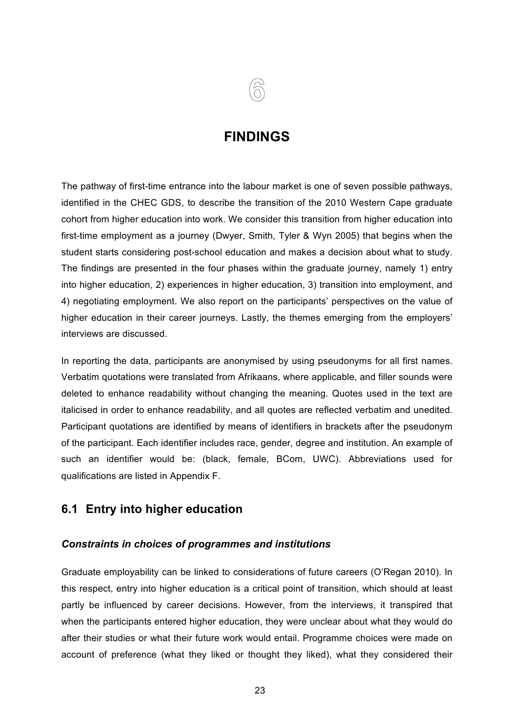# 6

# FINDINGS

The pathway of first-time entrance into the labour market is one of seven possible pathways, identified in the CHEC GDS, to describe the transition of the 2010 Western Cape graduate cohort from higher education into work. We consider this transition from higher education into first-time employment as a journey (Dwyer, Smith, Tyler & Wyn 2005) that begins when the student starts considering post-school education and makes a decision about what to study. The findings are presented in the four phases within the graduate journey, namely 1) entry into higher education, 2) experiences in higher education, 3) transition into employment, and 4) negotiating employment. We also report on the participants' perspectives on the value of higher education in their career journeys. Lastly, the themes emerging from the employers' interviews are discussed.

In reporting the data, participants are anonymised by using pseudonyms for all first names. Verbatim quotations were translated from Afrikaans, where applicable, and filler sounds were deleted to enhance readability without changing the meaning. Quotes used in the text are italicised in order to enhance readability, and all quotes are reflected verbatim and unedited. Participant quotations are identified by means of identifiers in brackets after the pseudonym of the participant. Each identifier includes race, gender, degree and institution. An example of such an identifier would be: (black, female, BCom, UWC). Abbreviations used for qualifications are listed in Appendix F.

## 6.1 Entry into higher education

### *Constraints in choices of programmes and institutions*

Graduate employability can be linked to considerations of future careers (O'Regan 2010). In this respect, entry into higher education is a critical point of transition, which should at least partly be influenced by career decisions. However, from the interviews, it transpired that when the participants entered higher education, they were unclear about what they would do after their studies or what their future work would entail. Programme choices were made on account of preference (what they liked or thought they liked), what they considered their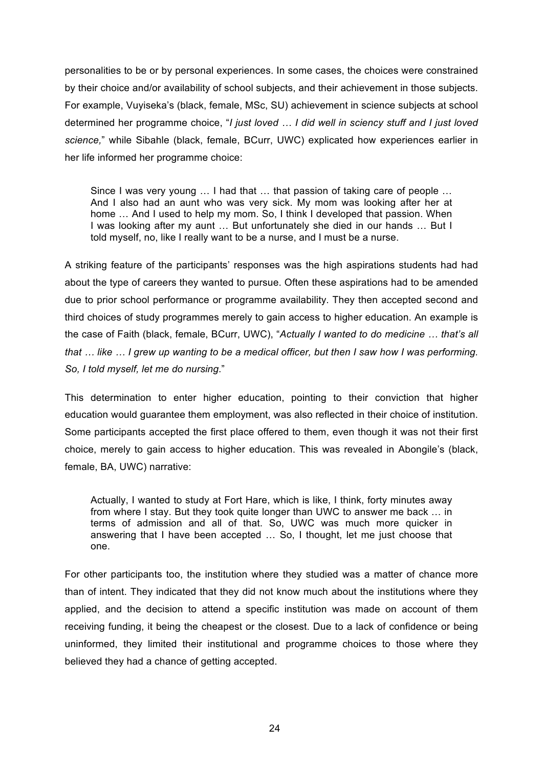personalities to be or by personal experiences. In some cases, the choices were constrained by their choice and/or availability of school subjects, and their achievement in those subjects. For example, Vuyiseka's (black, female, MSc, SU) achievement in science subjects at school determined her programme choice, "*I just loved … I did well in sciency stuff and I just loved science,*" while Sibahle (black, female, BCurr, UWC) explicated how experiences earlier in her life informed her programme choice:

> Since I was very young … I had that … that passion of taking care of people … And I also had an aunt who was very sick. My mom was looking after her at home … And I used to help my mom. So, I think I developed that passion. When I was looking after my aunt … But unfortunately she died in our hands … But I told myself, no, like I really want to be a nurse, and I must be a nurse.

A striking feature of the participants' responses was the high aspirations students had had about the type of careers they wanted to pursue. Often these aspirations had to be amended due to prior school performance or programme availability. They then accepted second and third choices of study programmes merely to gain access to higher education. An example is the case of Faith (black, female, BCurr, UWC), "*Actually I wanted to do medicine … that's all that … like … I grew up wanting to be a medical officer, but then I saw how I was performing. So, I told myself, let me do nursing*."

This determination to enter higher education, pointing to their conviction that higher education would guarantee them employment, was also reflected in their choice of institution. Some participants accepted the first place offered to them, even though it was not their first choice, merely to gain access to higher education. This was revealed in Abongile's (black, female, BA, UWC) narrative:

> Actually, I wanted to study at Fort Hare, which is like, I think, forty minutes away from where I stay. But they took quite longer than UWC to answer me back … in terms of admission and all of that. So, UWC was much more quicker in answering that I have been accepted … So, I thought, let me just choose that one.

For other participants too, the institution where they studied was a matter of chance more than of intent. They indicated that they did not know much about the institutions where they applied, and the decision to attend a specific institution was made on account of them receiving funding, it being the cheapest or the closest. Due to a lack of confidence or being uninformed, they limited their institutional and programme choices to those where they believed they had a chance of getting accepted.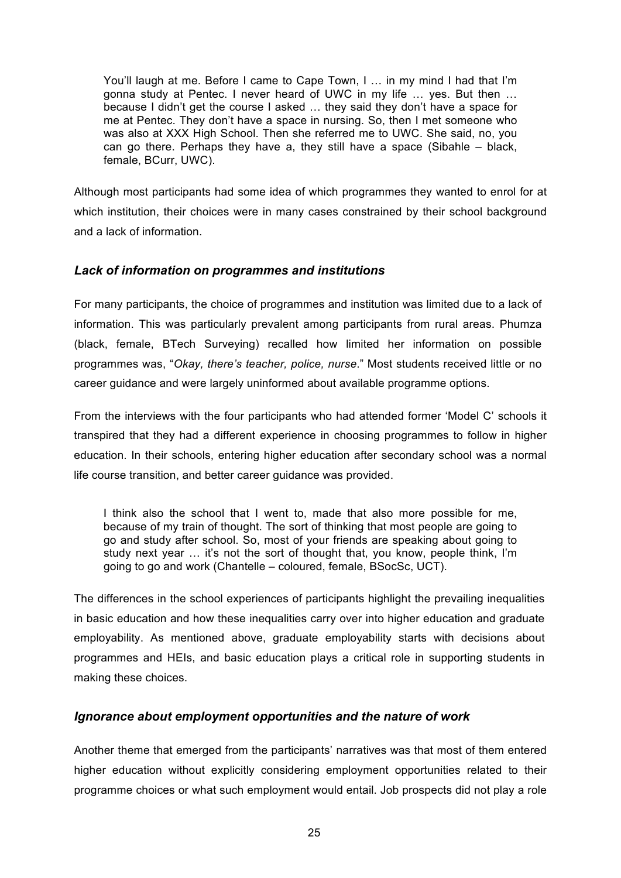> You'll laugh at me. Before I came to Cape Town, I … in my mind I had that I'm gonna study at Pentec. I never heard of UWC in my life … yes. But then … because I didn't get the course I asked … they said they don't have a space for me at Pentec. They don't have a space in nursing. So, then I met someone who was also at XXX High School. Then she referred me to UWC. She said, no, you can go there. Perhaps they have a, they still have a space (Sibahle – black, female, BCurr, UWC).

Although most participants had some idea of which programmes they wanted to enrol for at which institution, their choices were in many cases constrained by their school background and a lack of information.

### *Lack of information on programmes and institutions*

For many participants, the choice of programmes and institution was limited due to a lack of information. This was particularly prevalent among participants from rural areas. Phumza (black, female, BTech Surveying) recalled how limited her information on possible programmes was, "*Okay, there's teacher, police, nurse*." Most students received little or no career guidance and were largely uninformed about available programme options.

From the interviews with the four participants who had attended former 'Model C' schools it transpired that they had a different experience in choosing programmes to follow in higher education. In their schools, entering higher education after secondary school was a normal life course transition, and better career guidance was provided.

> I think also the school that I went to, made that also more possible for me, because of my train of thought. The sort of thinking that most people are going to go and study after school. So, most of your friends are speaking about going to study next year … it's not the sort of thought that, you know, people think, I'm going to go and work (Chantelle – coloured, female, BSocSc, UCT).

The differences in the school experiences of participants highlight the prevailing inequalities in basic education and how these inequalities carry over into higher education and graduate employability. As mentioned above, graduate employability starts with decisions about programmes and HEIs, and basic education plays a critical role in supporting students in making these choices.

### *Ignorance about employment opportunities and the nature of work*

Another theme that emerged from the participants' narratives was that most of them entered higher education without explicitly considering employment opportunities related to their programme choices or what such employment would entail. Job prospects did not play a role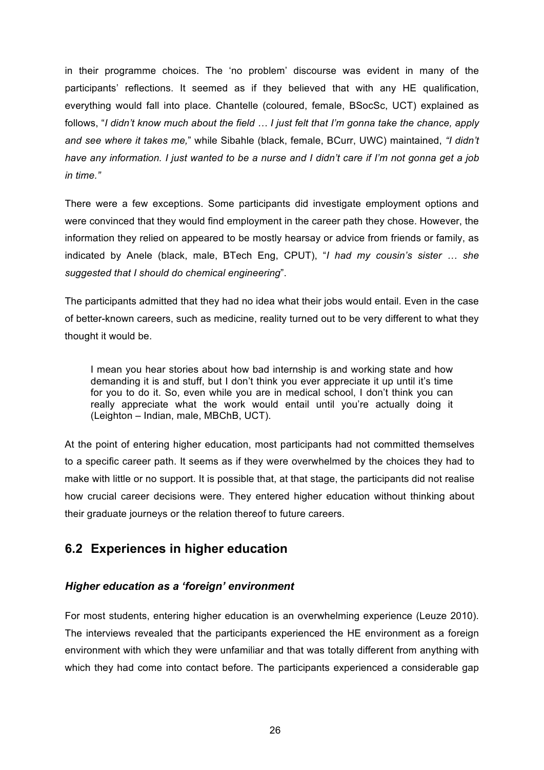in their programme choices. The 'no problem' discourse was evident in many of the participants' reflections. It seemed as if they believed that with any HE qualification, everything would fall into place. Chantelle (coloured, female, BSocSc, UCT) explained as follows, "*I didn't know much about the field … I just felt that I'm gonna take the chance, apply and see where it takes me,*" while Sibahle (black, female, BCurr, UWC) maintained, *"I didn't have any information. I just wanted to be a nurse and I didn't care if I'm not gonna get a job in time."*

There were a few exceptions. Some participants did investigate employment options and were convinced that they would find employment in the career path they chose. However, the information they relied on appeared to be mostly hearsay or advice from friends or family, as indicated by Anele (black, male, BTech Eng, CPUT), "*I had my cousin's sister … she suggested that I should do chemical engineering*".

The participants admitted that they had no idea what their jobs would entail. Even in the case of better-known careers, such as medicine, reality turned out to be very different to what they thought it would be.

> I mean you hear stories about how bad internship is and working state and how demanding it is and stuff, but I don't think you ever appreciate it up until it's time for you to do it. So, even while you are in medical school, I don't think you can really appreciate what the work would entail until you're actually doing it (Leighton – Indian, male, MBChB, UCT).

At the point of entering higher education, most participants had not committed themselves to a specific career path. It seems as if they were overwhelmed by the choices they had to make with little or no support. It is possible that, at that stage, the participants did not realise how crucial career decisions were. They entered higher education without thinking about their graduate journeys or the relation thereof to future careers.

## 6.2 Experiences in higher education

### *Higher education as a 'foreign' environment*

For most students, entering higher education is an overwhelming experience (Leuze 2010). The interviews revealed that the participants experienced the HE environment as a foreign environment with which they were unfamiliar and that was totally different from anything with which they had come into contact before. The participants experienced a considerable gap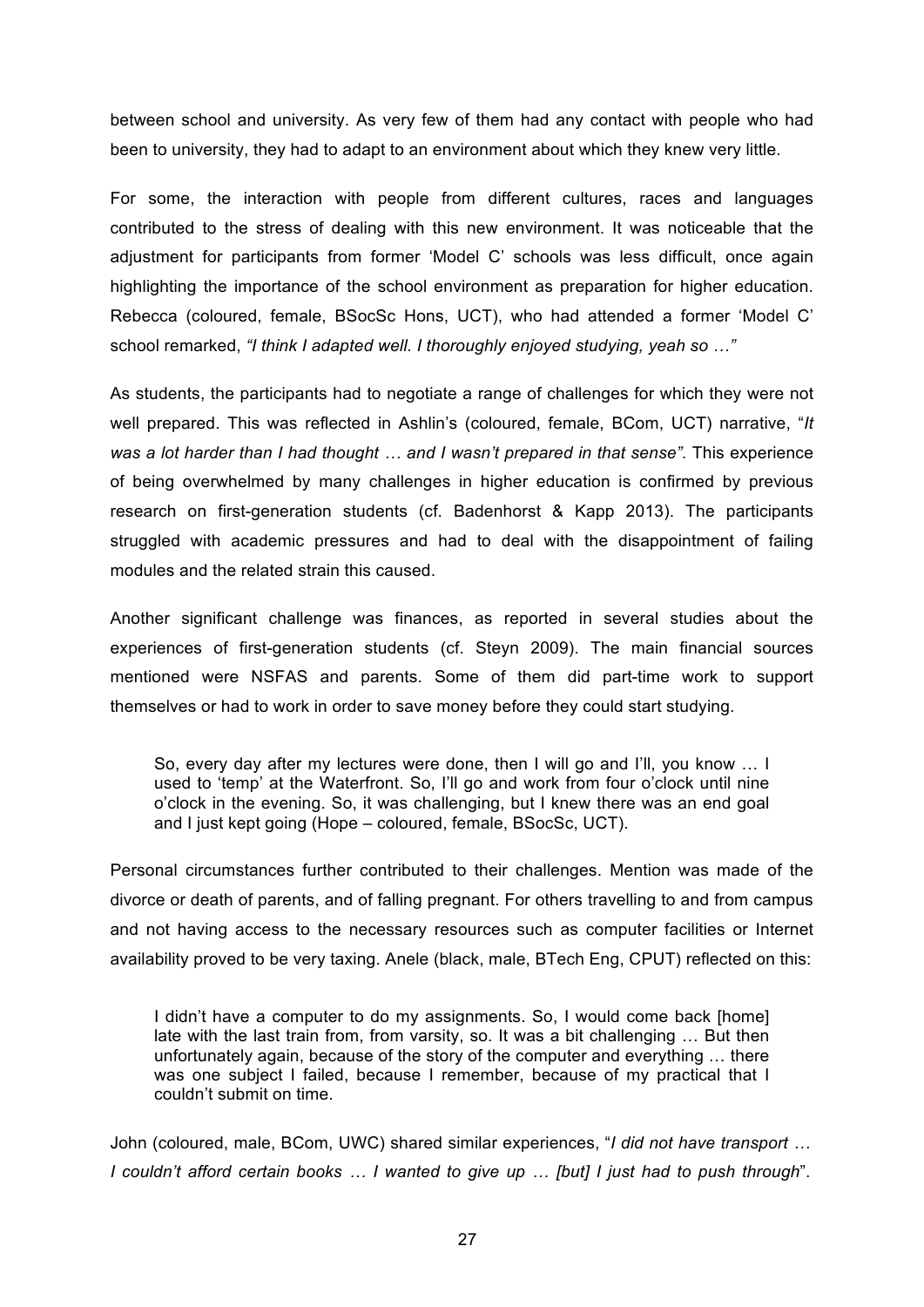between school and university. As very few of them had any contact with people who had been to university, they had to adapt to an environment about which they knew very little.

For some, the interaction with people from different cultures, races and languages contributed to the stress of dealing with this new environment. It was noticeable that the adjustment for participants from former 'Model C' schools was less difficult, once again highlighting the importance of the school environment as preparation for higher education. Rebecca (coloured, female, BSocSc Hons, UCT), who had attended a former 'Model C' school remarked, *"I think I adapted well. I thoroughly enjoyed studying, yeah so …"*

As students, the participants had to negotiate a range of challenges for which they were not well prepared. This was reflected in Ashlin's (coloured, female, BCom, UCT) narrative, "*It was a lot harder than I had thought … and I wasn't prepared in that sense".* This experience of being overwhelmed by many challenges in higher education is confirmed by previous research on first-generation students (cf. Badenhorst & Kapp 2013). The participants struggled with academic pressures and had to deal with the disappointment of failing modules and the related strain this caused.

Another significant challenge was finances, as reported in several studies about the experiences of first-generation students (cf. Steyn 2009). The main financial sources mentioned were NSFAS and parents. Some of them did part-time work to support themselves or had to work in order to save money before they could start studying.

> So, every day after my lectures were done, then I will go and I'll, you know … I used to 'temp' at the Waterfront. So, I'll go and work from four o'clock until nine o'clock in the evening. So, it was challenging, but I knew there was an end goal and I just kept going (Hope – coloured, female, BSocSc, UCT).

Personal circumstances further contributed to their challenges. Mention was made of the divorce or death of parents, and of falling pregnant. For others travelling to and from campus and not having access to the necessary resources such as computer facilities or Internet availability proved to be very taxing. Anele (black, male, BTech Eng, CPUT) reflected on this:

> I didn't have a computer to do my assignments. So, I would come back [home] late with the last train from, from varsity, so. It was a bit challenging … But then unfortunately again, because of the story of the computer and everything … there was one subject I failed, because I remember, because of my practical that I couldn't submit on time.

John (coloured, male, BCom, UWC) shared similar experiences, "*I did not have transport … I couldn't afford certain books … I wanted to give up … [but] I just had to push through*".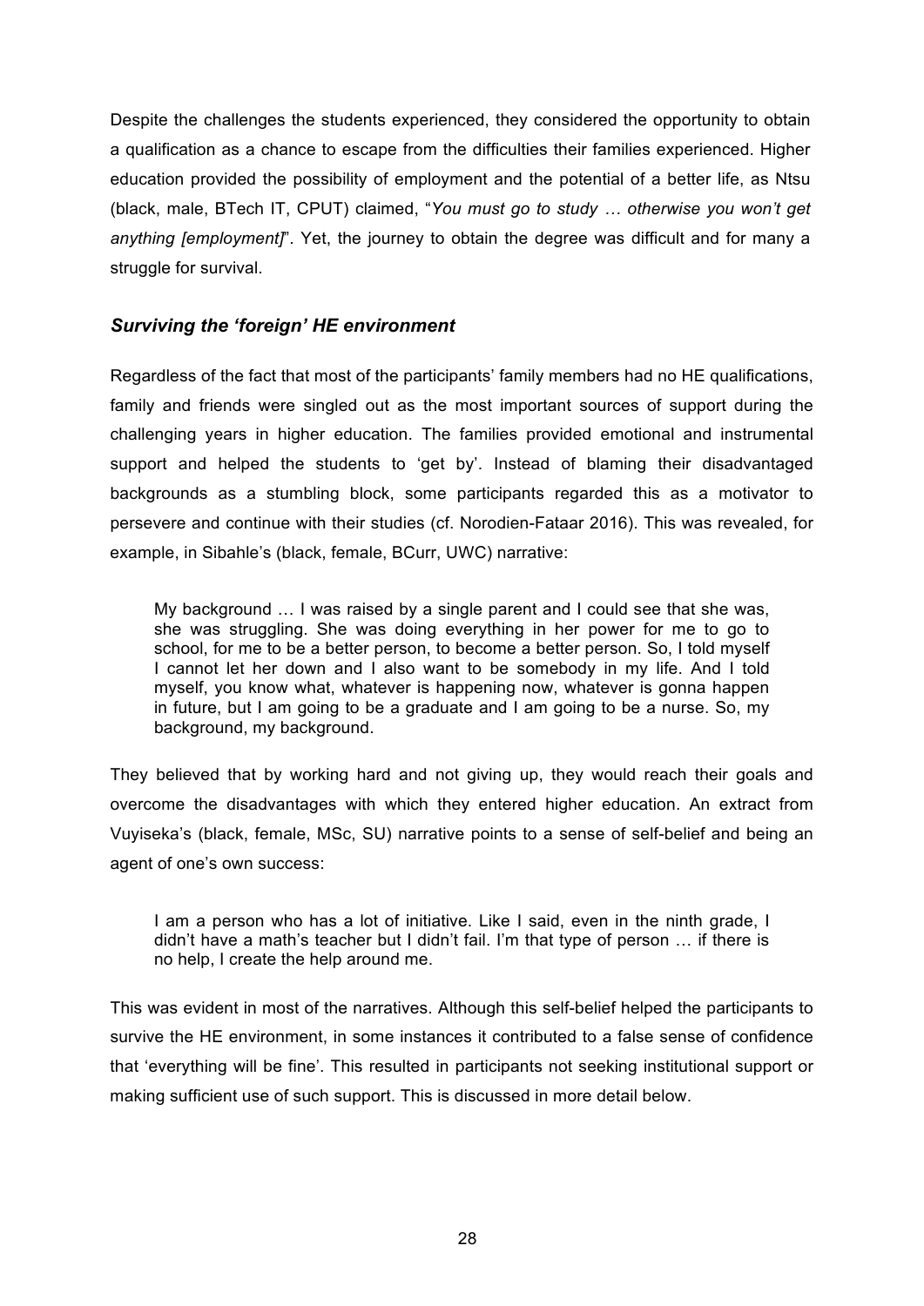Despite the challenges the students experienced, they considered the opportunity to obtain a qualification as a chance to escape from the difficulties their families experienced. Higher education provided the possibility of employment and the potential of a better life, as Ntsu (black, male, BTech IT, CPUT) claimed, "*You must go to study … otherwise you won't get anything [employment]*". Yet, the journey to obtain the degree was difficult and for many a struggle for survival.

### *Surviving the 'foreign' HE environment*

Regardless of the fact that most of the participants' family members had no HE qualifications, family and friends were singled out as the most important sources of support during the challenging years in higher education. The families provided emotional and instrumental support and helped the students to 'get by'. Instead of blaming their disadvantaged backgrounds as a stumbling block, some participants regarded this as a motivator to persevere and continue with their studies (cf. Norodien-Fataar 2016). This was revealed, for example, in Sibahle's (black, female, BCurr, UWC) narrative:

> My background … I was raised by a single parent and I could see that she was, she was struggling. She was doing everything in her power for me to go to school, for me to be a better person, to become a better person. So, I told myself I cannot let her down and I also want to be somebody in my life. And I told myself, you know what, whatever is happening now, whatever is gonna happen in future, but I am going to be a graduate and I am going to be a nurse. So, my background, my background.

They believed that by working hard and not giving up, they would reach their goals and overcome the disadvantages with which they entered higher education. An extract from Vuyiseka's (black, female, MSc, SU) narrative points to a sense of self-belief and being an agent of one's own success:

> I am a person who has a lot of initiative. Like I said, even in the ninth grade, I didn't have a math's teacher but I didn't fail. I'm that type of person … if there is no help, I create the help around me.

This was evident in most of the narratives. Although this self-belief helped the participants to survive the HE environment, in some instances it contributed to a false sense of confidence that 'everything will be fine'. This resulted in participants not seeking institutional support or making sufficient use of such support. This is discussed in more detail below.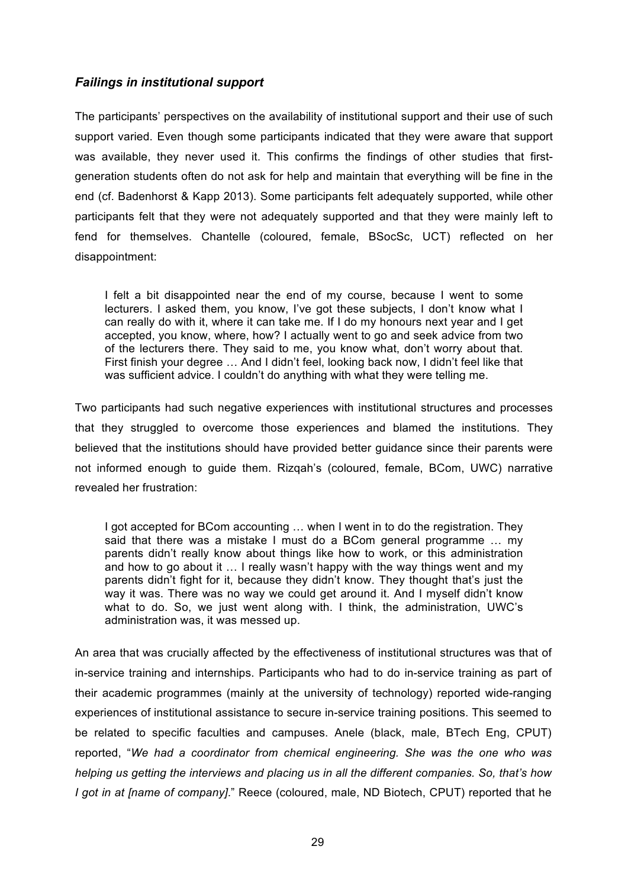### *Failings in institutional support*

The participants' perspectives on the availability of institutional support and their use of such support varied. Even though some participants indicated that they were aware that support was available, they never used it. This confirms the findings of other studies that first-generation students often do not ask for help and maintain that everything will be fine in the end (cf. Badenhorst & Kapp 2013). Some participants felt adequately supported, while other participants felt that they were not adequately supported and that they were mainly left to fend for themselves. Chantelle (coloured, female, BSocSc, UCT) reflected on her disappointment:

> I felt a bit disappointed near the end of my course, because I went to some lecturers. I asked them, you know, I've got these subjects, I don't know what I can really do with it, where it can take me. If I do my honours next year and I get accepted, you know, where, how? I actually went to go and seek advice from two of the lecturers there. They said to me, you know what, don't worry about that. First finish your degree … And I didn't feel, looking back now, I didn't feel like that was sufficient advice. I couldn't do anything with what they were telling me.

Two participants had such negative experiences with institutional structures and processes that they struggled to overcome those experiences and blamed the institutions. They believed that the institutions should have provided better guidance since their parents were not informed enough to guide them. Rizqah's (coloured, female, BCom, UWC) narrative revealed her frustration:

> I got accepted for BCom accounting … when I went in to do the registration. They said that there was a mistake I must do a BCom general programme … my parents didn't really know about things like how to work, or this administration and how to go about it … I really wasn't happy with the way things went and my parents didn't fight for it, because they didn't know. They thought that's just the way it was. There was no way we could get around it. And I myself didn't know what to do. So, we just went along with. I think, the administration, UWC's administration was, it was messed up.

An area that was crucially affected by the effectiveness of institutional structures was that of in-service training and internships. Participants who had to do in-service training as part of their academic programmes (mainly at the university of technology) reported wide-ranging experiences of institutional assistance to secure in-service training positions. This seemed to be related to specific faculties and campuses. Anele (black, male, BTech Eng, CPUT) reported, "*We had a coordinator from chemical engineering. She was the one who was helping us getting the interviews and placing us in all the different companies. So, that's how I got in at [name of company].*" Reece (coloured, male, ND Biotech, CPUT) reported that he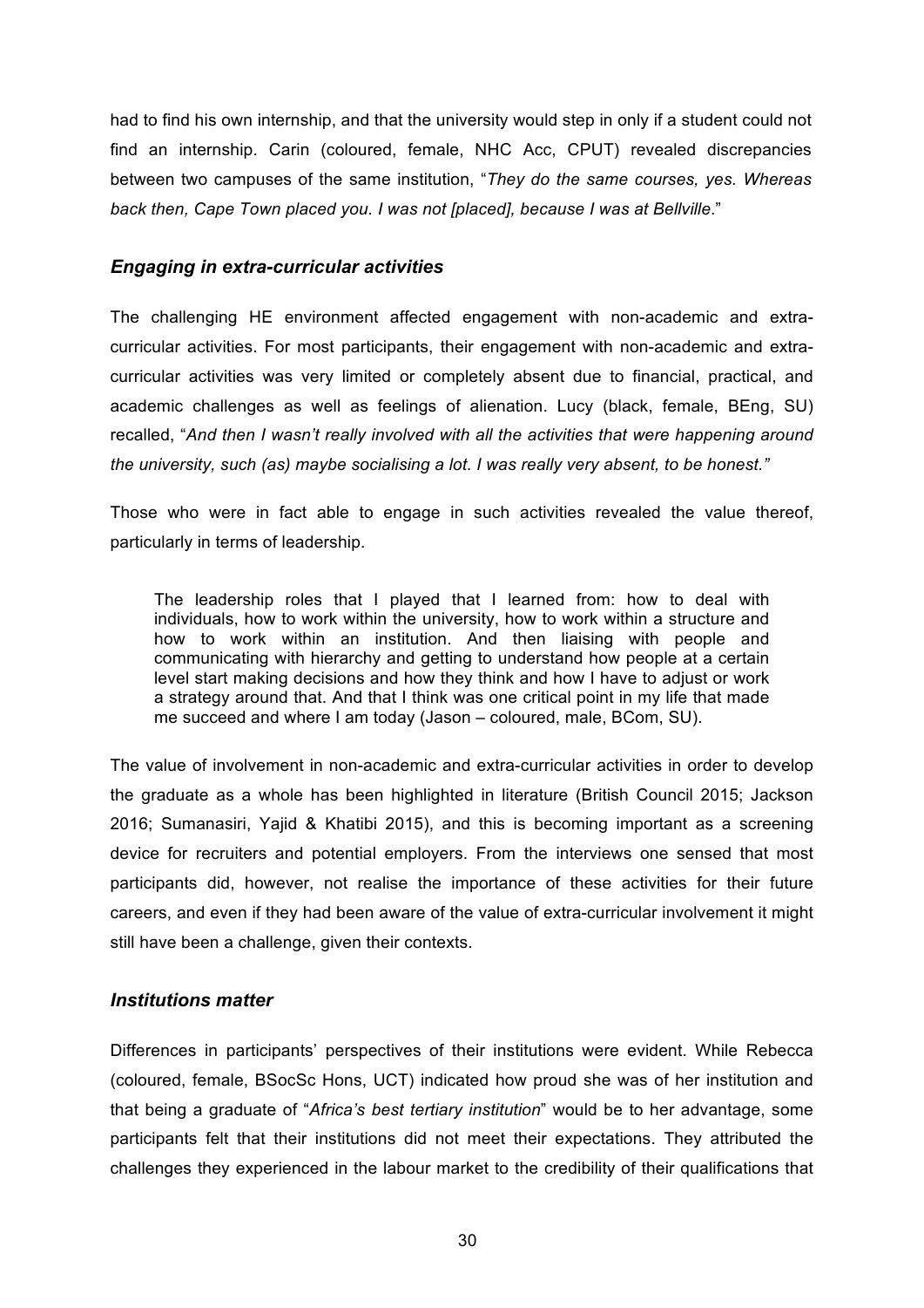had to find his own internship, and that the university would step in only if a student could not find an internship. Carin (coloured, female, NHC Acc, CPUT) revealed discrepancies between two campuses of the same institution, "*They do the same courses, yes. Whereas back then, Cape Town placed you. I was not [placed], because I was at Bellville*."

### *Engaging in extra-curricular activities*

The challenging HE environment affected engagement with non-academic and extra-curricular activities. For most participants, their engagement with non-academic and extra-curricular activities was very limited or completely absent due to financial, practical, and academic challenges as well as feelings of alienation. Lucy (black, female, BEng, SU) recalled, "*And then I wasn't really involved with all the activities that were happening around the university, such (as) maybe socialising a lot. I was really very absent, to be honest."*

Those who were in fact able to engage in such activities revealed the value thereof, particularly in terms of leadership.

> The leadership roles that I played that I learned from: how to deal with individuals, how to work within the university, how to work within a structure and how to work within an institution. And then liaising with people and communicating with hierarchy and getting to understand how people at a certain level start making decisions and how they think and how I have to adjust or work a strategy around that. And that I think was one critical point in my life that made me succeed and where I am today (Jason – coloured, male, BCom, SU).

The value of involvement in non-academic and extra-curricular activities in order to develop the graduate as a whole has been highlighted in literature (British Council 2015; Jackson 2016; Sumanasiri, Yajid & Khatibi 2015), and this is becoming important as a screening device for recruiters and potential employers. From the interviews one sensed that most participants did, however, not realise the importance of these activities for their future careers, and even if they had been aware of the value of extra-curricular involvement it might still have been a challenge, given their contexts.

### *Institutions matter*

Differences in participants' perspectives of their institutions were evident. While Rebecca (coloured, female, BSocSc Hons, UCT) indicated how proud she was of her institution and that being a graduate of "*Africa's best tertiary institution*" would be to her advantage, some participants felt that their institutions did not meet their expectations. They attributed the challenges they experienced in the labour market to the credibility of their qualifications that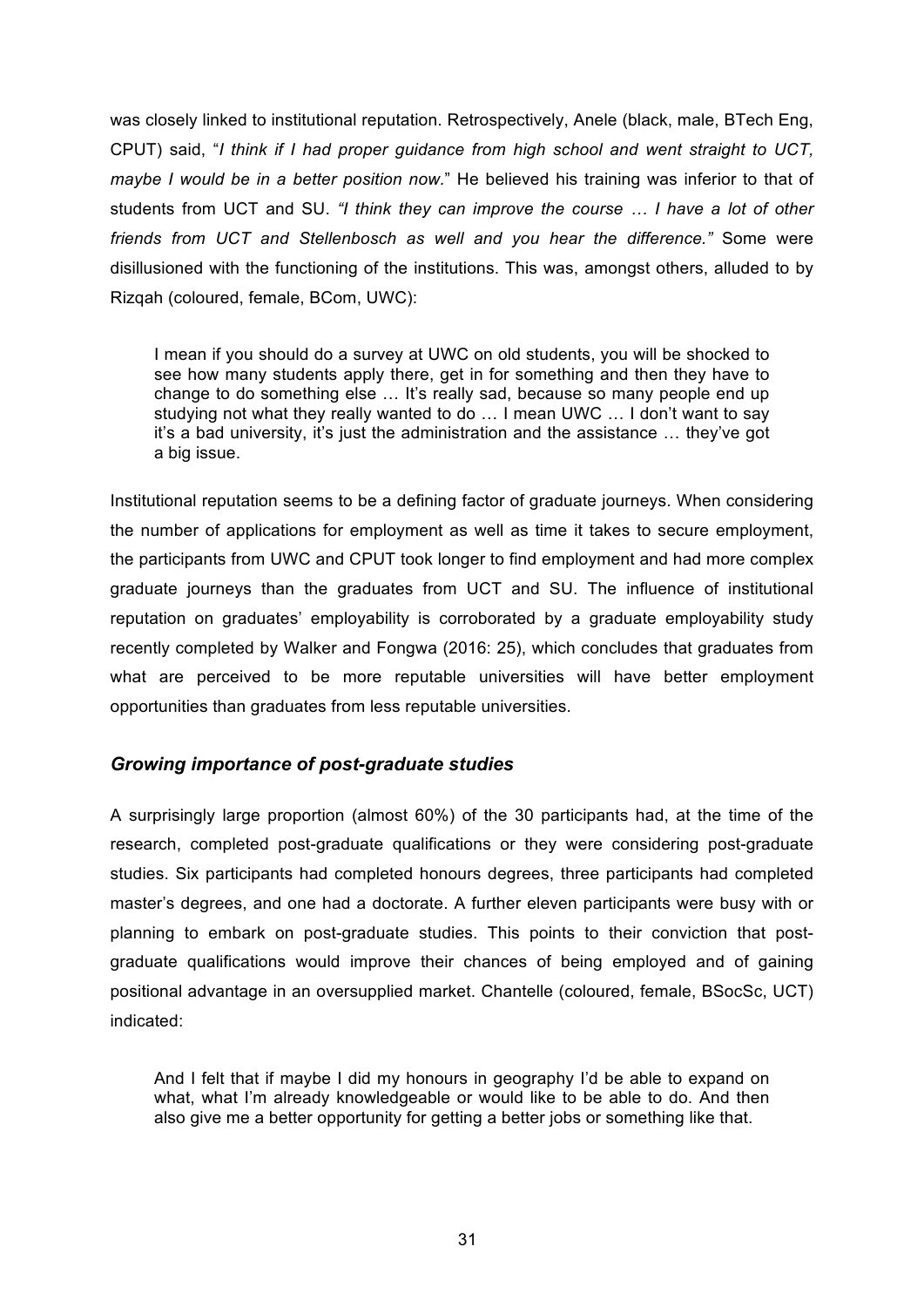was closely linked to institutional reputation. Retrospectively, Anele (black, male, BTech Eng, CPUT) said, "*I think if I had proper guidance from high school and went straight to UCT, maybe I would be in a better position now.*" He believed his training was inferior to that of students from UCT and SU. *"I think they can improve the course … I have a lot of other friends from UCT and Stellenbosch as well and you hear the difference."* Some were disillusioned with the functioning of the institutions. This was, amongst others, alluded to by Rizqah (coloured, female, BCom, UWC):

> I mean if you should do a survey at UWC on old students, you will be shocked to see how many students apply there, get in for something and then they have to change to do something else … It's really sad, because so many people end up studying not what they really wanted to do … I mean UWC … I don't want to say it's a bad university, it's just the administration and the assistance … they've got a big issue.

Institutional reputation seems to be a defining factor of graduate journeys. When considering the number of applications for employment as well as time it takes to secure employment, the participants from UWC and CPUT took longer to find employment and had more complex graduate journeys than the graduates from UCT and SU. The influence of institutional reputation on graduates' employability is corroborated by a graduate employability study recently completed by Walker and Fongwa (2016: 25), which concludes that graduates from what are perceived to be more reputable universities will have better employment opportunities than graduates from less reputable universities.

### *Growing importance of post-graduate studies*

A surprisingly large proportion (almost 60%) of the 30 participants had, at the time of the research, completed post-graduate qualifications or they were considering post-graduate studies. Six participants had completed honours degrees, three participants had completed master's degrees, and one had a doctorate. A further eleven participants were busy with or planning to embark on post-graduate studies. This points to their conviction that post-graduate qualifications would improve their chances of being employed and of gaining positional advantage in an oversupplied market. Chantelle (coloured, female, BSocSc, UCT) indicated:

> And I felt that if maybe I did my honours in geography I'd be able to expand on what, what I'm already knowledgeable or would like to be able to do. And then also give me a better opportunity for getting a better jobs or something like that.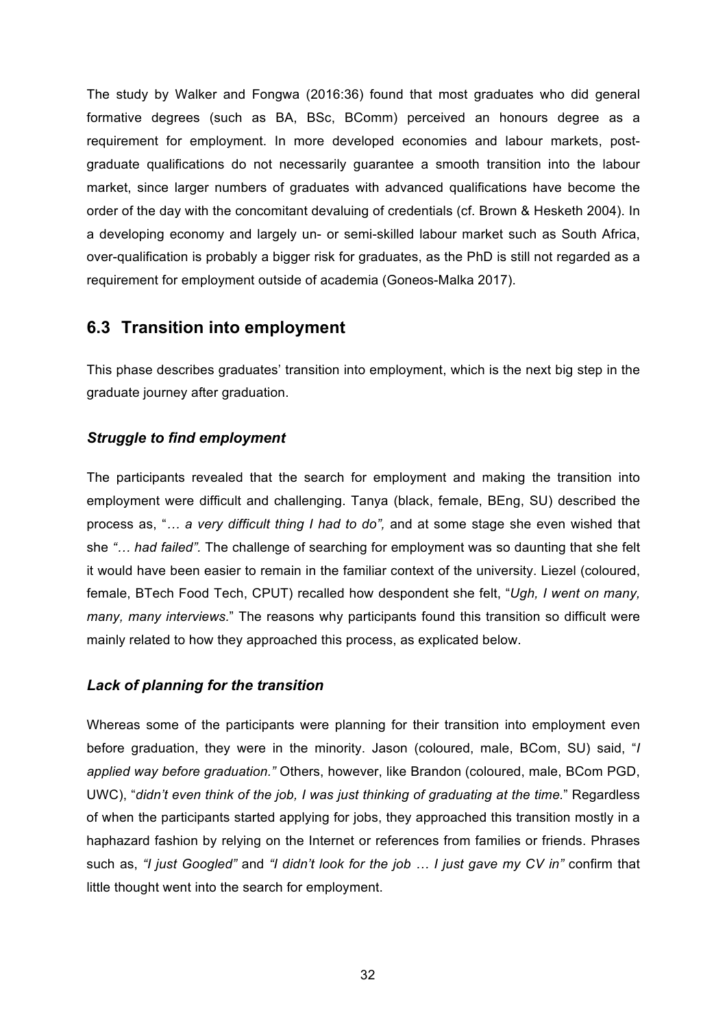The study by Walker and Fongwa (2016:36) found that most graduates who did general formative degrees (such as BA, BSc, BComm) perceived an honours degree as a requirement for employment. In more developed economies and labour markets, post-graduate qualifications do not necessarily guarantee a smooth transition into the labour market, since larger numbers of graduates with advanced qualifications have become the order of the day with the concomitant devaluing of credentials (cf. Brown & Hesketh 2004). In a developing economy and largely un- or semi-skilled labour market such as South Africa, over-qualification is probably a bigger risk for graduates, as the PhD is still not regarded as a requirement for employment outside of academia (Goneos-Malka 2017).

## 6.3 Transition into employment

This phase describes graduates' transition into employment, which is the next big step in the graduate journey after graduation.

### *Struggle to find employment*

The participants revealed that the search for employment and making the transition into employment were difficult and challenging. Tanya (black, female, BEng, SU) described the process as, "*… a very difficult thing I had to do",* and at some stage she even wished that she *"… had failed"*. The challenge of searching for employment was so daunting that she felt it would have been easier to remain in the familiar context of the university. Liezel (coloured, female, BTech Food Tech, CPUT) recalled how despondent she felt, "*Ugh, I went on many, many, many interviews.*" The reasons why participants found this transition so difficult were mainly related to how they approached this process, as explicated below.

### *Lack of planning for the transition*

Whereas some of the participants were planning for their transition into employment even before graduation, they were in the minority. Jason (coloured, male, BCom, SU) said, "*I applied way before graduation."* Others, however, like Brandon (coloured, male, BCom PGD, UWC), "*didn't even think of the job, I was just thinking of graduating at the time.*" Regardless of when the participants started applying for jobs, they approached this transition mostly in a haphazard fashion by relying on the Internet or references from families or friends. Phrases such as, *"I just Googled"* and *"I didn't look for the job … I just gave my CV in"* confirm that little thought went into the search for employment.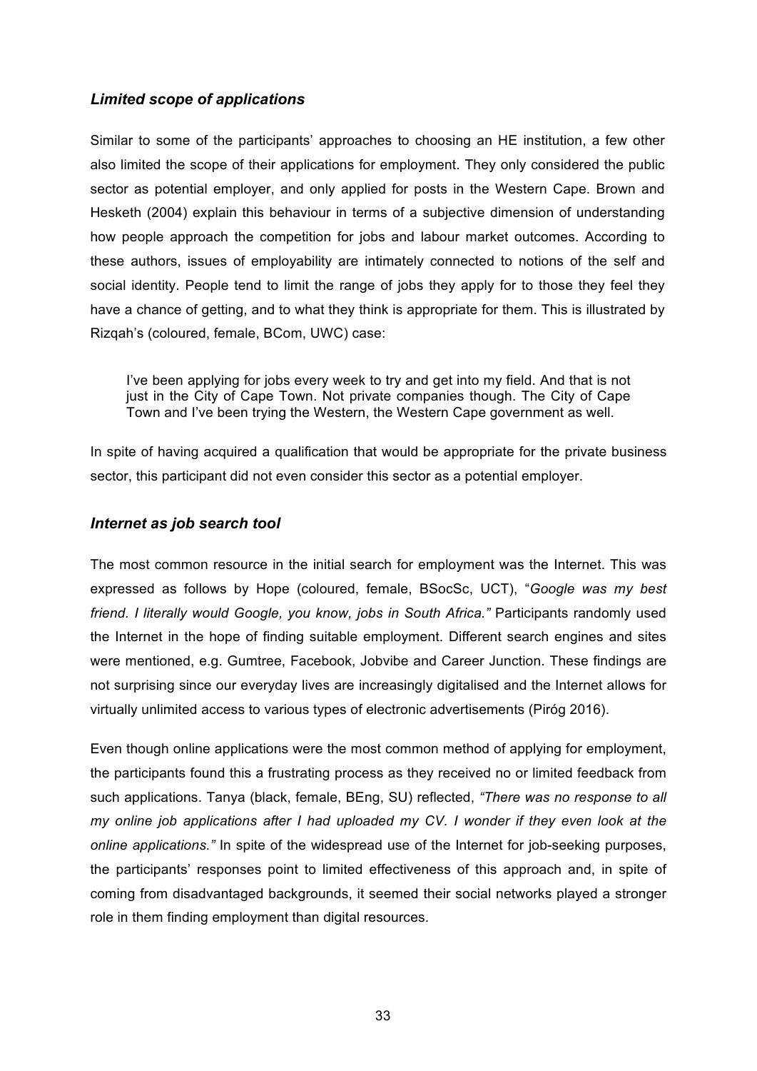### *Limited scope of applications*

Similar to some of the participants' approaches to choosing an HE institution, a few other also limited the scope of their applications for employment. They only considered the public sector as potential employer, and only applied for posts in the Western Cape. Brown and Hesketh (2004) explain this behaviour in terms of a subjective dimension of understanding how people approach the competition for jobs and labour market outcomes. According to these authors, issues of employability are intimately connected to notions of the self and social identity. People tend to limit the range of jobs they apply for to those they feel they have a chance of getting, and to what they think is appropriate for them. This is illustrated by Rizqah's (coloured, female, BCom, UWC) case:

> I've been applying for jobs every week to try and get into my field. And that is not just in the City of Cape Town. Not private companies though. The City of Cape Town and I've been trying the Western, the Western Cape government as well.

In spite of having acquired a qualification that would be appropriate for the private business sector, this participant did not even consider this sector as a potential employer.

### *Internet as job search tool*

The most common resource in the initial search for employment was the Internet. This was expressed as follows by Hope (coloured, female, BSocSc, UCT), "*Google was my best friend. I literally would Google, you know, jobs in South Africa.*" Participants randomly used the Internet in the hope of finding suitable employment. Different search engines and sites were mentioned, e.g. Gumtree, Facebook, Jobvibe and Career Junction. These findings are not surprising since our everyday lives are increasingly digitalised and the Internet allows for virtually unlimited access to various types of electronic advertisements (Piróg 2016).

Even though online applications were the most common method of applying for employment, the participants found this a frustrating process as they received no or limited feedback from such applications. Tanya (black, female, BEng, SU) reflected, *"There was no response to all my online job applications after I had uploaded my CV. I wonder if they even look at the online applications."* In spite of the widespread use of the Internet for job-seeking purposes, the participants' responses point to limited effectiveness of this approach and, in spite of coming from disadvantaged backgrounds, it seemed their social networks played a stronger role in them finding employment than digital resources.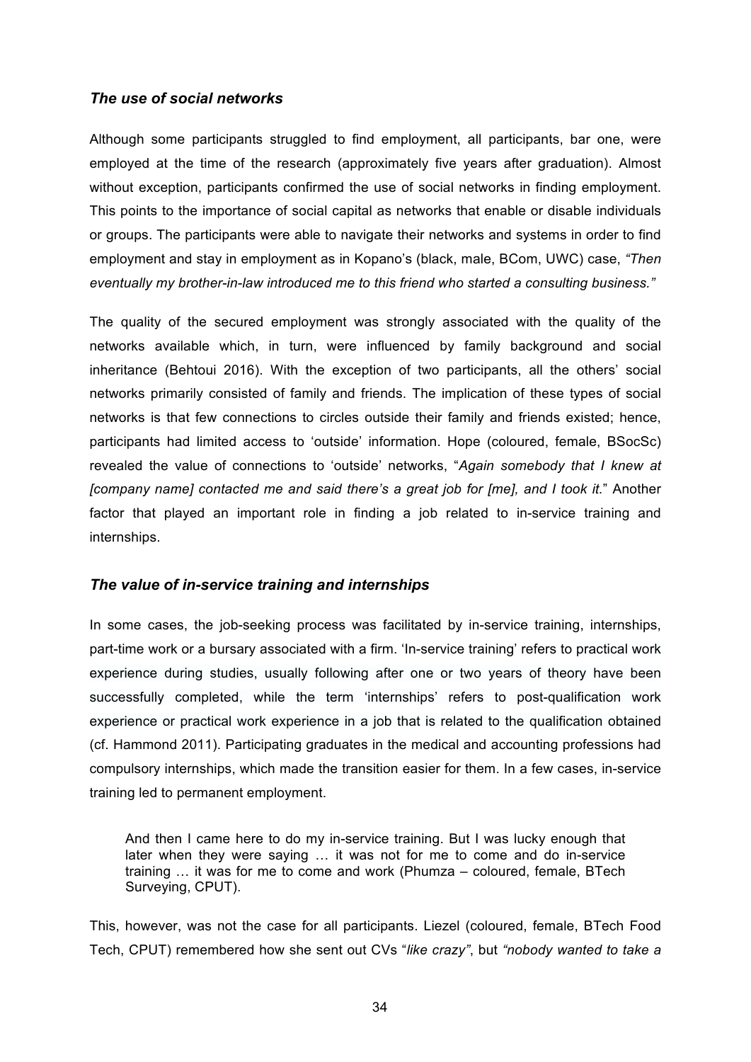### *The use of social networks*

Although some participants struggled to find employment, all participants, bar one, were employed at the time of the research (approximately five years after graduation). Almost without exception, participants confirmed the use of social networks in finding employment. This points to the importance of social capital as networks that enable or disable individuals or groups. The participants were able to navigate their networks and systems in order to find employment and stay in employment as in Kopano's (black, male, BCom, UWC) case, *"Then eventually my brother-in-law introduced me to this friend who started a consulting business."*

The quality of the secured employment was strongly associated with the quality of the networks available which, in turn, were influenced by family background and social inheritance (Behtoui 2016). With the exception of two participants, all the others' social networks primarily consisted of family and friends. The implication of these types of social networks is that few connections to circles outside their family and friends existed; hence, participants had limited access to 'outside' information. Hope (coloured, female, BSocSc) revealed the value of connections to 'outside' networks, "*Again somebody that I knew at [company name] contacted me and said there's a great job for [me], and I took it.*" Another factor that played an important role in finding a job related to in-service training and internships.

### *The value of in-service training and internships*

In some cases, the job-seeking process was facilitated by in-service training, internships, part-time work or a bursary associated with a firm. 'In-service training' refers to practical work experience during studies, usually following after one or two years of theory have been successfully completed, while the term 'internships' refers to post-qualification work experience or practical work experience in a job that is related to the qualification obtained (cf. Hammond 2011). Participating graduates in the medical and accounting professions had compulsory internships, which made the transition easier for them. In a few cases, in-service training led to permanent employment.

> And then I came here to do my in-service training. But I was lucky enough that later when they were saying … it was not for me to come and do in-service training … it was for me to come and work (Phumza – coloured, female, BTech Surveying, CPUT).

This, however, was not the case for all participants. Liezel (coloured, female, BTech Food Tech, CPUT) remembered how she sent out CVs "*like crazy"*, but *"nobody wanted to take a*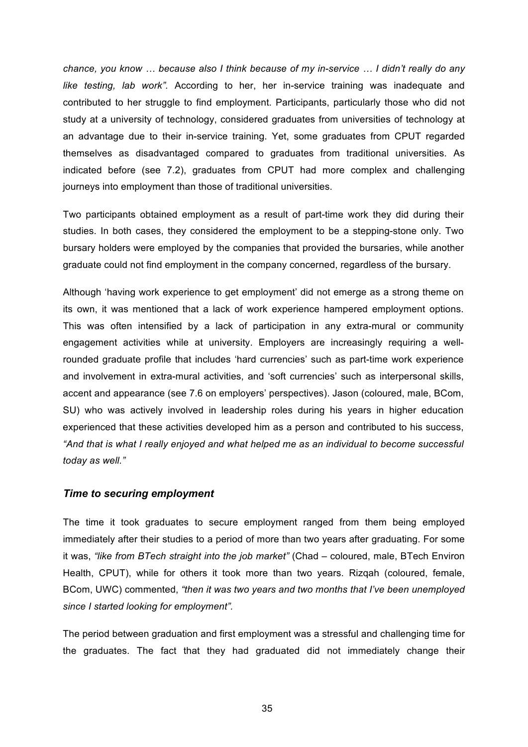*chance, you know … because also I think because of my in-service … I didn't really do any like testing, lab work".* According to her, her in-service training was inadequate and contributed to her struggle to find employment. Participants, particularly those who did not study at a university of technology, considered graduates from universities of technology at an advantage due to their in-service training. Yet, some graduates from CPUT regarded themselves as disadvantaged compared to graduates from traditional universities. As indicated before (see 7.2), graduates from CPUT had more complex and challenging journeys into employment than those of traditional universities.

Two participants obtained employment as a result of part-time work they did during their studies. In both cases, they considered the employment to be a stepping-stone only. Two bursary holders were employed by the companies that provided the bursaries, while another graduate could not find employment in the company concerned, regardless of the bursary.

Although 'having work experience to get employment' did not emerge as a strong theme on its own, it was mentioned that a lack of work experience hampered employment options. This was often intensified by a lack of participation in any extra-mural or community engagement activities while at university. Employers are increasingly requiring a well-rounded graduate profile that includes 'hard currencies' such as part-time work experience and involvement in extra-mural activities, and 'soft currencies' such as interpersonal skills, accent and appearance (see 7.6 on employers' perspectives). Jason (coloured, male, BCom, SU) who was actively involved in leadership roles during his years in higher education experienced that these activities developed him as a person and contributed to his success, *"And that is what I really enjoyed and what helped me as an individual to become successful today as well."*

### *Time to securing employment*

The time it took graduates to secure employment ranged from them being employed immediately after their studies to a period of more than two years after graduating. For some it was, *"like from BTech straight into the job market"* (Chad – coloured, male, BTech Environ Health, CPUT), while for others it took more than two years. Rizqah (coloured, female, BCom, UWC) commented, *"then it was two years and two months that I've been unemployed since I started looking for employment".*

The period between graduation and first employment was a stressful and challenging time for the graduates. The fact that they had graduated did not immediately change their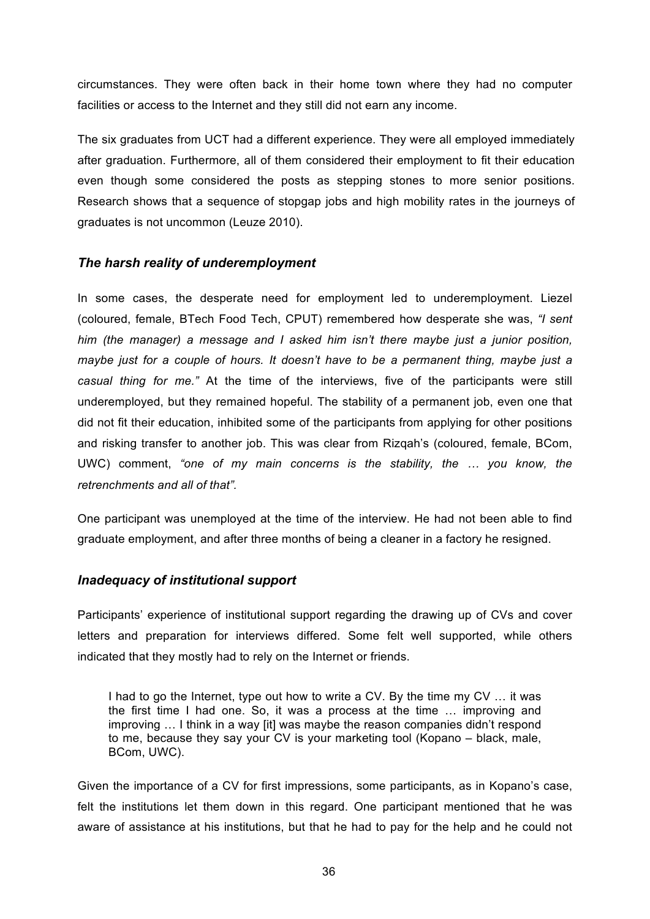circumstances. They were often back in their home town where they had no computer facilities or access to the Internet and they still did not earn any income.

The six graduates from UCT had a different experience. They were all employed immediately after graduation. Furthermore, all of them considered their employment to fit their education even though some considered the posts as stepping stones to more senior positions. Research shows that a sequence of stopgap jobs and high mobility rates in the journeys of graduates is not uncommon (Leuze 2010).

### *The harsh reality of underemployment*

In some cases, the desperate need for employment led to underemployment. Liezel (coloured, female, BTech Food Tech, CPUT) remembered how desperate she was, *"I sent him (the manager) a message and I asked him isn't there maybe just a junior position, maybe just for a couple of hours. It doesn't have to be a permanent thing, maybe just a casual thing for me."* At the time of the interviews, five of the participants were still underemployed, but they remained hopeful. The stability of a permanent job, even one that did not fit their education, inhibited some of the participants from applying for other positions and risking transfer to another job. This was clear from Rizqah's (coloured, female, BCom, UWC) comment, *"one of my main concerns is the stability, the … you know, the retrenchments and all of that".*

One participant was unemployed at the time of the interview. He had not been able to find graduate employment, and after three months of being a cleaner in a factory he resigned.

### *Inadequacy of institutional support*

Participants' experience of institutional support regarding the drawing up of CVs and cover letters and preparation for interviews differed. Some felt well supported, while others indicated that they mostly had to rely on the Internet or friends.

> I had to go the Internet, type out how to write a CV. By the time my CV … it was the first time I had one. So, it was a process at the time … improving and improving … I think in a way [it] was maybe the reason companies didn't respond to me, because they say your CV is your marketing tool (Kopano – black, male, BCom, UWC).

Given the importance of a CV for first impressions, some participants, as in Kopano's case, felt the institutions let them down in this regard. One participant mentioned that he was aware of assistance at his institutions, but that he had to pay for the help and he could not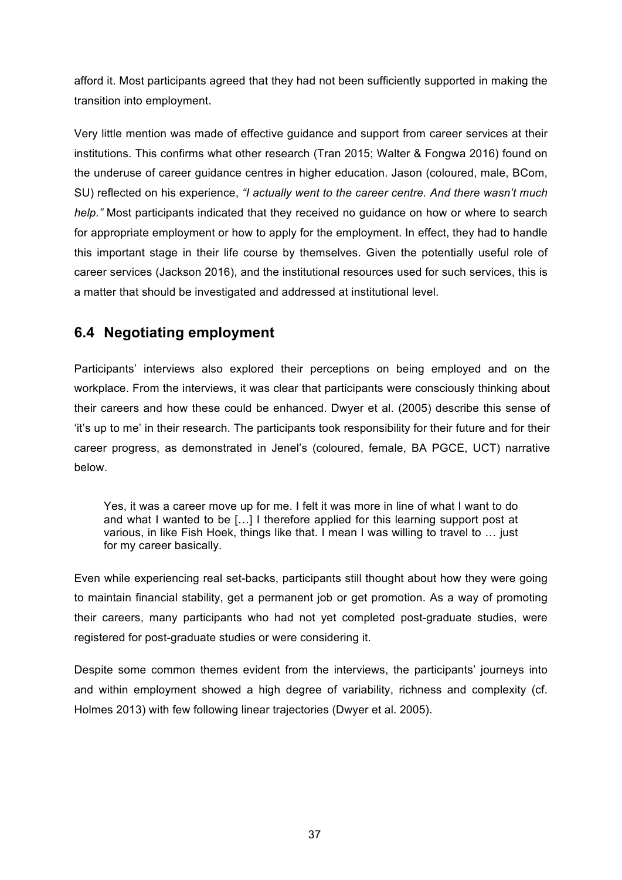afford it. Most participants agreed that they had not been sufficiently supported in making the transition into employment.

Very little mention was made of effective guidance and support from career services at their institutions. This confirms what other research (Tran 2015; Walter & Fongwa 2016) found on the underuse of career guidance centres in higher education. Jason (coloured, male, BCom, SU) reflected on his experience, *"I actually went to the career centre. And there wasn't much help."* Most participants indicated that they received no guidance on how or where to search for appropriate employment or how to apply for the employment. In effect, they had to handle this important stage in their life course by themselves. Given the potentially useful role of career services (Jackson 2016), and the institutional resources used for such services, this is a matter that should be investigated and addressed at institutional level.

## 6.4 Negotiating employment

Participants' interviews also explored their perceptions on being employed and on the workplace. From the interviews, it was clear that participants were consciously thinking about their careers and how these could be enhanced. Dwyer et al. (2005) describe this sense of 'it's up to me' in their research. The participants took responsibility for their future and for their career progress, as demonstrated in Jenel's (coloured, female, BA PGCE, UCT) narrative below.

> Yes, it was a career move up for me. I felt it was more in line of what I want to do and what I wanted to be […] I therefore applied for this learning support post at various, in like Fish Hoek, things like that. I mean I was willing to travel to … just for my career basically.

Even while experiencing real set-backs, participants still thought about how they were going to maintain financial stability, get a permanent job or get promotion. As a way of promoting their careers, many participants who had not yet completed post-graduate studies, were registered for post-graduate studies or were considering it.

Despite some common themes evident from the interviews, the participants' journeys into and within employment showed a high degree of variability, richness and complexity (cf. Holmes 2013) with few following linear trajectories (Dwyer et al. 2005).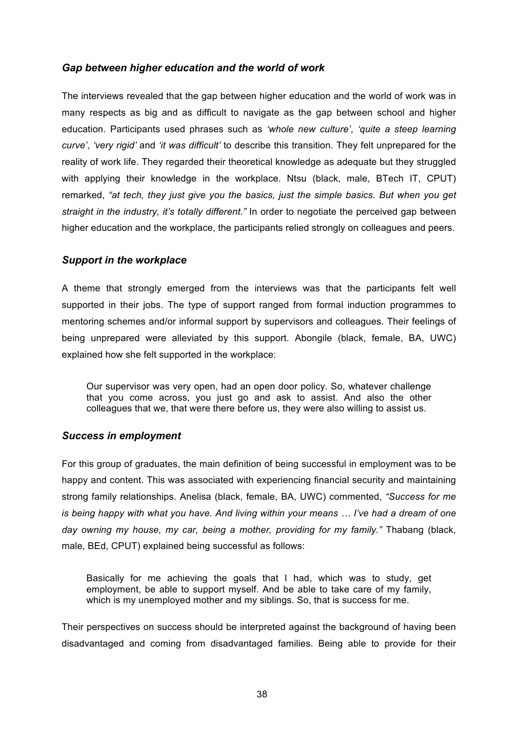### *Gap between higher education and the world of work*

The interviews revealed that the gap between higher education and the world of work was in many respects as big and as difficult to navigate as the gap between school and higher education. Participants used phrases such as *'whole new culture'*, *'quite a steep learning curve'*, *'very rigid'* and *'it was difficult'* to describe this transition. They felt unprepared for the reality of work life. They regarded their theoretical knowledge as adequate but they struggled with applying their knowledge in the workplace. Ntsu (black, male, BTech IT, CPUT) remarked, *"at tech, they just give you the basics, just the simple basics. But when you get straight in the industry, it's totally different."* In order to negotiate the perceived gap between higher education and the workplace, the participants relied strongly on colleagues and peers.

### *Support in the workplace*

A theme that strongly emerged from the interviews was that the participants felt well supported in their jobs. The type of support ranged from formal induction programmes to mentoring schemes and/or informal support by supervisors and colleagues. Their feelings of being unprepared were alleviated by this support. Abongile (black, female, BA, UWC) explained how she felt supported in the workplace:

> Our supervisor was very open, had an open door policy. So, whatever challenge that you come across, you just go and ask to assist. And also the other colleagues that we, that were there before us, they were also willing to assist us.

### *Success in employment*

For this group of graduates, the main definition of being successful in employment was to be happy and content. This was associated with experiencing financial security and maintaining strong family relationships. Anelisa (black, female, BA, UWC) commented, *"Success for me is being happy with what you have. And living within your means … I've had a dream of one day owning my house, my car, being a mother, providing for my family."* Thabang (black, male, BEd, CPUT) explained being successful as follows:

> Basically for me achieving the goals that I had, which was to study, get employment, be able to support myself. And be able to take care of my family, which is my unemployed mother and my siblings. So, that is success for me.

Their perspectives on success should be interpreted against the background of having been disadvantaged and coming from disadvantaged families. Being able to provide for their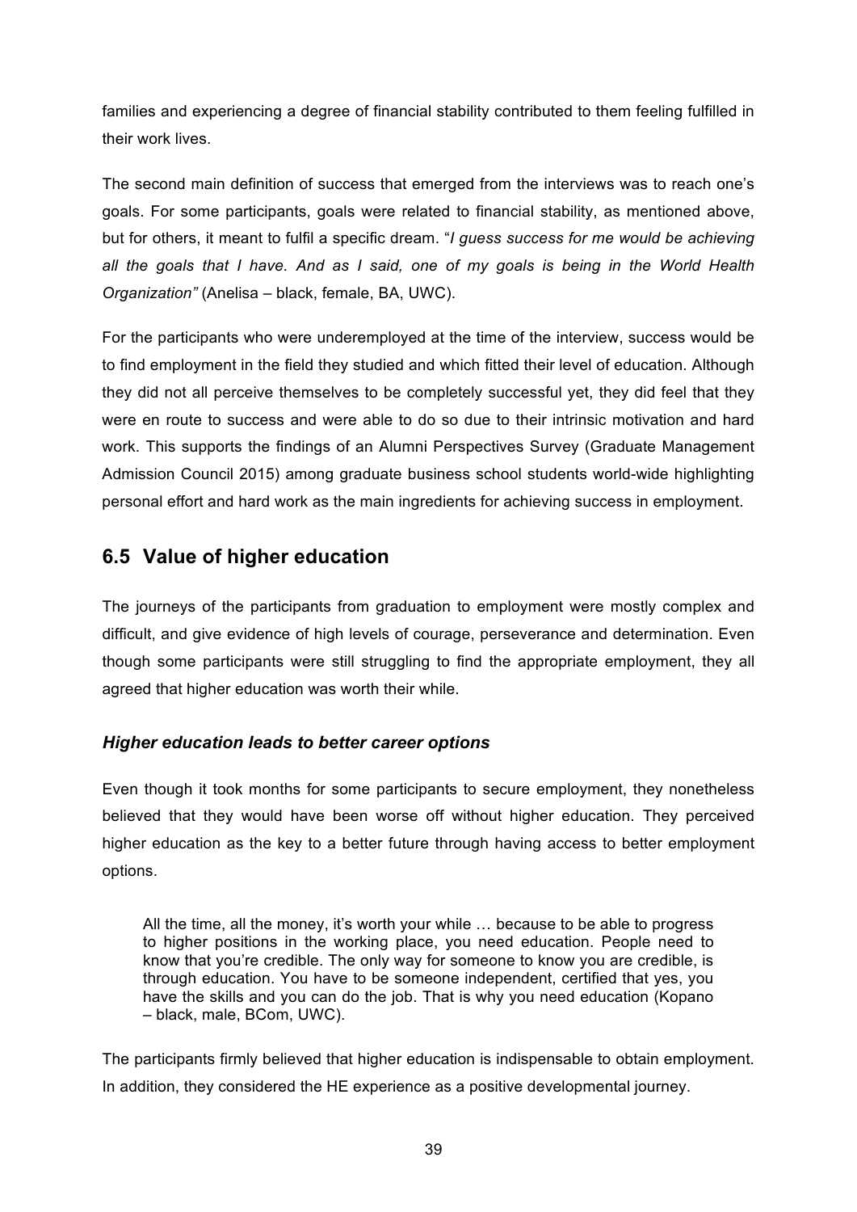families and experiencing a degree of financial stability contributed to them feeling fulfilled in their work lives.

The second main definition of success that emerged from the interviews was to reach one's goals. For some participants, goals were related to financial stability, as mentioned above, but for others, it meant to fulfil a specific dream. "*I guess success for me would be achieving all the goals that I have. And as I said, one of my goals is being in the World Health Organization"* (Anelisa – black, female, BA, UWC).

For the participants who were underemployed at the time of the interview, success would be to find employment in the field they studied and which fitted their level of education. Although they did not all perceive themselves to be completely successful yet, they did feel that they were en route to success and were able to do so due to their intrinsic motivation and hard work. This supports the findings of an Alumni Perspectives Survey (Graduate Management Admission Council 2015) among graduate business school students world-wide highlighting personal effort and hard work as the main ingredients for achieving success in employment.

## 6.5 Value of higher education

The journeys of the participants from graduation to employment were mostly complex and difficult, and give evidence of high levels of courage, perseverance and determination. Even though some participants were still struggling to find the appropriate employment, they all agreed that higher education was worth their while.

### *Higher education leads to better career options*

Even though it took months for some participants to secure employment, they nonetheless believed that they would have been worse off without higher education. They perceived higher education as the key to a better future through having access to better employment options.

> All the time, all the money, it's worth your while … because to be able to progress to higher positions in the working place, you need education. People need to know that you're credible. The only way for someone to know you are credible, is through education. You have to be someone independent, certified that yes, you have the skills and you can do the job. That is why you need education (Kopano – black, male, BCom, UWC).

The participants firmly believed that higher education is indispensable to obtain employment. In addition, they considered the HE experience as a positive developmental journey.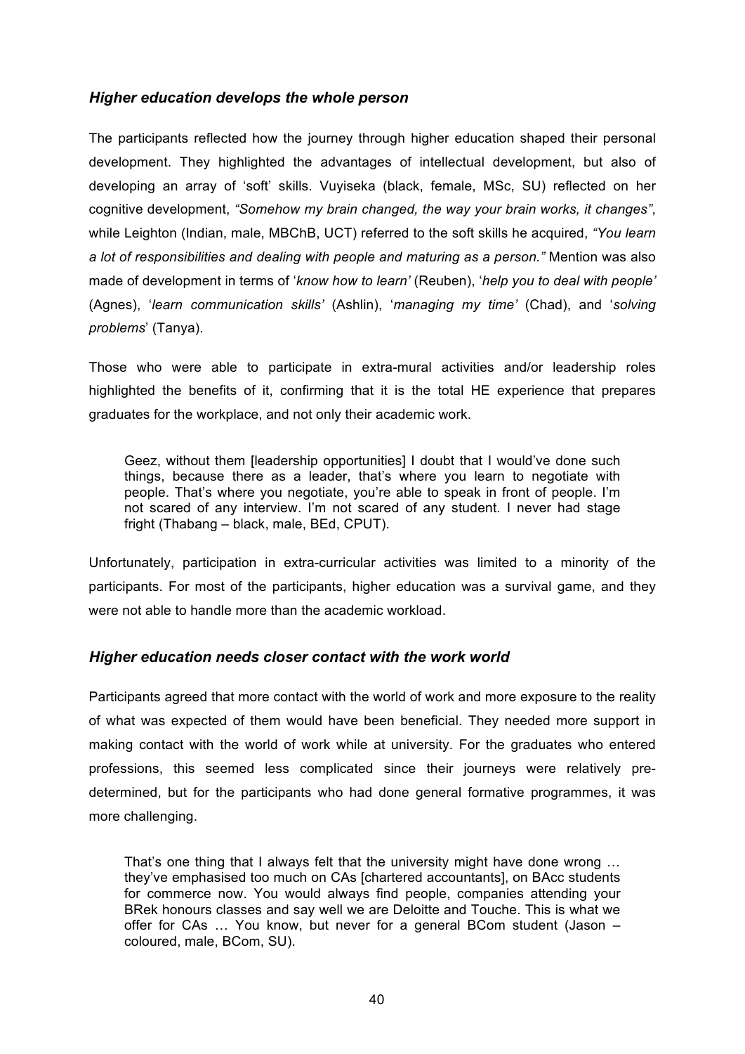### *Higher education develops the whole person*

The participants reflected how the journey through higher education shaped their personal development. They highlighted the advantages of intellectual development, but also of developing an array of 'soft' skills. Vuyiseka (black, female, MSc, SU) reflected on her cognitive development, *"Somehow my brain changed, the way your brain works, it changes"*, while Leighton (Indian, male, MBChB, UCT) referred to the soft skills he acquired, *"You learn a lot of responsibilities and dealing with people and maturing as a person."* Mention was also made of development in terms of '*know how to learn'* (Reuben), '*help you to deal with people'* (Agnes), '*learn communication skills'* (Ashlin), '*managing my time'* (Chad), and '*solving problems*' (Tanya).

Those who were able to participate in extra-mural activities and/or leadership roles highlighted the benefits of it, confirming that it is the total HE experience that prepares graduates for the workplace, and not only their academic work.

> Geez, without them [leadership opportunities] I doubt that I would've done such things, because there as a leader, that's where you learn to negotiate with people. That's where you negotiate, you're able to speak in front of people. I'm not scared of any interview. I'm not scared of any student. I never had stage fright (Thabang – black, male, BEd, CPUT).

Unfortunately, participation in extra-curricular activities was limited to a minority of the participants. For most of the participants, higher education was a survival game, and they were not able to handle more than the academic workload.

### *Higher education needs closer contact with the work world*

Participants agreed that more contact with the world of work and more exposure to the reality of what was expected of them would have been beneficial. They needed more support in making contact with the world of work while at university. For the graduates who entered professions, this seemed less complicated since their journeys were relatively pre-determined, but for the participants who had done general formative programmes, it was more challenging.

> That's one thing that I always felt that the university might have done wrong … they've emphasised too much on CAs [chartered accountants], on BAcc students for commerce now. You would always find people, companies attending your BRek honours classes and say well we are Deloitte and Touche. This is what we offer for CAs … You know, but never for a general BCom student (Jason – coloured, male, BCom, SU).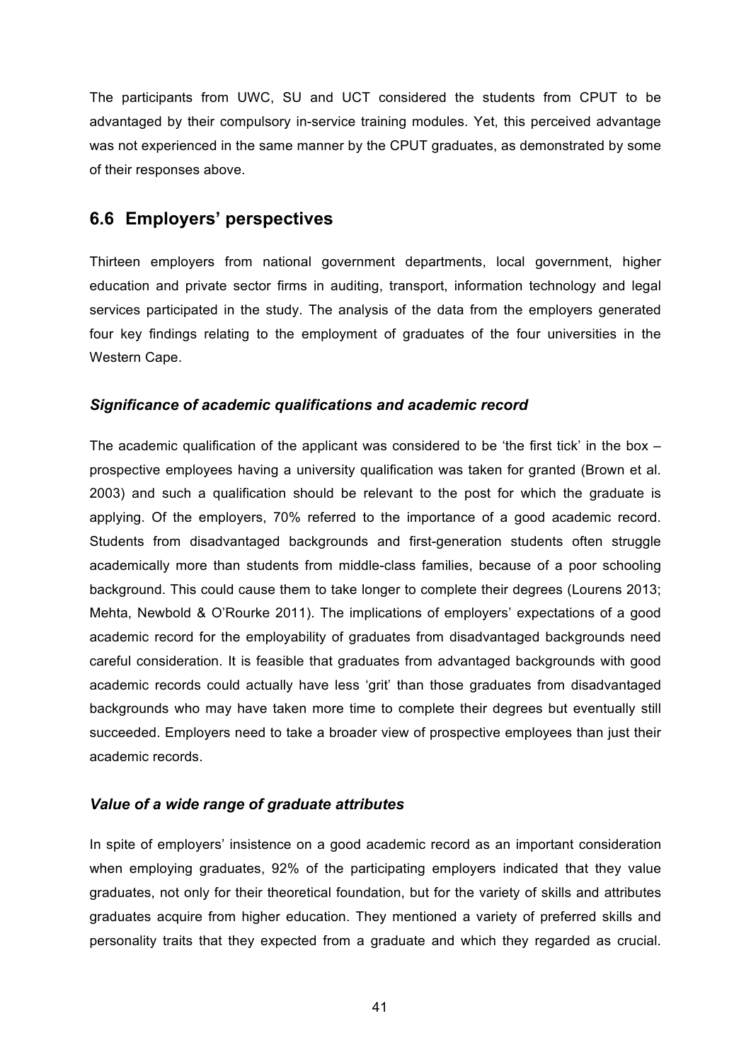The participants from UWC, SU and UCT considered the students from CPUT to be advantaged by their compulsory in-service training modules. Yet, this perceived advantage was not experienced in the same manner by the CPUT graduates, as demonstrated by some of their responses above.

## 6.6 Employers' perspectives

Thirteen employers from national government departments, local government, higher education and private sector firms in auditing, transport, information technology and legal services participated in the study. The analysis of the data from the employers generated four key findings relating to the employment of graduates of the four universities in the Western Cape.

### *Significance of academic qualifications and academic record*

The academic qualification of the applicant was considered to be 'the first tick' in the box – prospective employees having a university qualification was taken for granted (Brown et al. 2003) and such a qualification should be relevant to the post for which the graduate is applying. Of the employers, 70% referred to the importance of a good academic record. Students from disadvantaged backgrounds and first-generation students often struggle academically more than students from middle-class families, because of a poor schooling background. This could cause them to take longer to complete their degrees (Lourens 2013; Mehta, Newbold & O'Rourke 2011). The implications of employers' expectations of a good academic record for the employability of graduates from disadvantaged backgrounds need careful consideration. It is feasible that graduates from advantaged backgrounds with good academic records could actually have less 'grit' than those graduates from disadvantaged backgrounds who may have taken more time to complete their degrees but eventually still succeeded. Employers need to take a broader view of prospective employees than just their academic records.

### *Value of a wide range of graduate attributes*

In spite of employers' insistence on a good academic record as an important consideration when employing graduates, 92% of the participating employers indicated that they value graduates, not only for their theoretical foundation, but for the variety of skills and attributes graduates acquire from higher education. They mentioned a variety of preferred skills and personality traits that they expected from a graduate and which they regarded as crucial.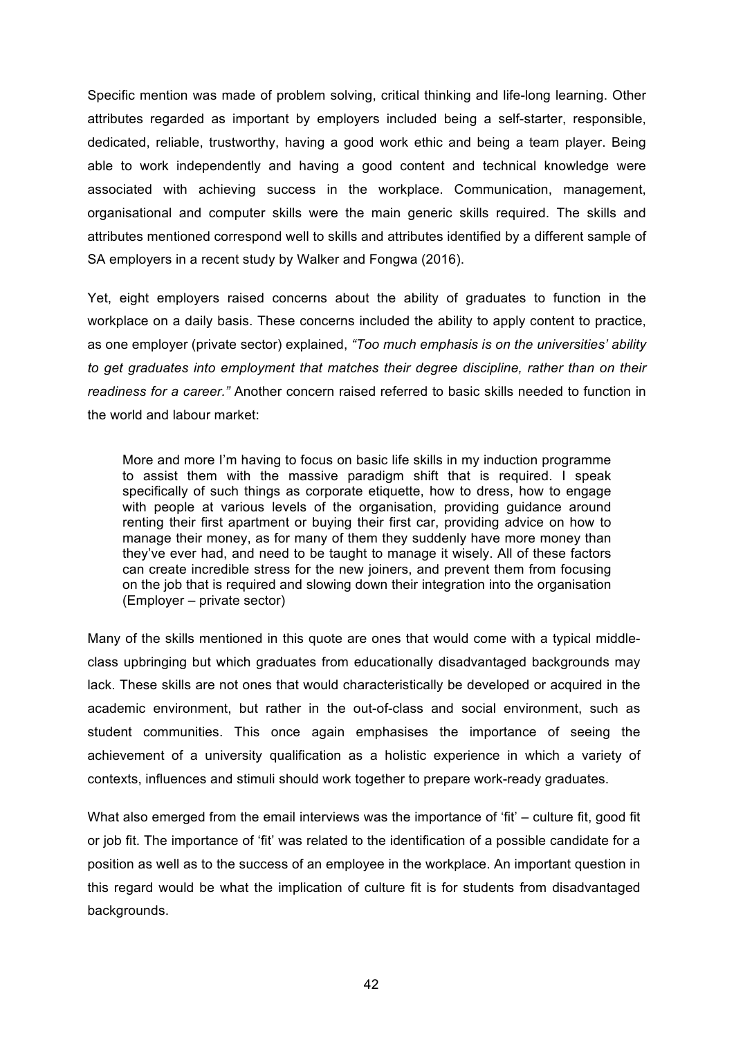Specific mention was made of problem solving, critical thinking and life-long learning. Other attributes regarded as important by employers included being a self-starter, responsible, dedicated, reliable, trustworthy, having a good work ethic and being a team player. Being able to work independently and having a good content and technical knowledge were associated with achieving success in the workplace. Communication, management, organisational and computer skills were the main generic skills required. The skills and attributes mentioned correspond well to skills and attributes identified by a different sample of SA employers in a recent study by Walker and Fongwa (2016).

Yet, eight employers raised concerns about the ability of graduates to function in the workplace on a daily basis. These concerns included the ability to apply content to practice, as one employer (private sector) explained, *"Too much emphasis is on the universities' ability to get graduates into employment that matches their degree discipline, rather than on their readiness for a career."* Another concern raised referred to basic skills needed to function in the world and labour market:

> More and more I'm having to focus on basic life skills in my induction programme to assist them with the massive paradigm shift that is required. I speak specifically of such things as corporate etiquette, how to dress, how to engage with people at various levels of the organisation, providing guidance around renting their first apartment or buying their first car, providing advice on how to manage their money, as for many of them they suddenly have more money than they've ever had, and need to be taught to manage it wisely. All of these factors can create incredible stress for the new joiners, and prevent them from focusing on the job that is required and slowing down their integration into the organisation (Employer – private sector)

Many of the skills mentioned in this quote are ones that would come with a typical middle-class upbringing but which graduates from educationally disadvantaged backgrounds may lack. These skills are not ones that would characteristically be developed or acquired in the academic environment, but rather in the out-of-class and social environment, such as student communities. This once again emphasises the importance of seeing the achievement of a university qualification as a holistic experience in which a variety of contexts, influences and stimuli should work together to prepare work-ready graduates.

What also emerged from the email interviews was the importance of 'fit' – culture fit, good fit or job fit. The importance of 'fit' was related to the identification of a possible candidate for a position as well as to the success of an employee in the workplace. An important question in this regard would be what the implication of culture fit is for students from disadvantaged backgrounds.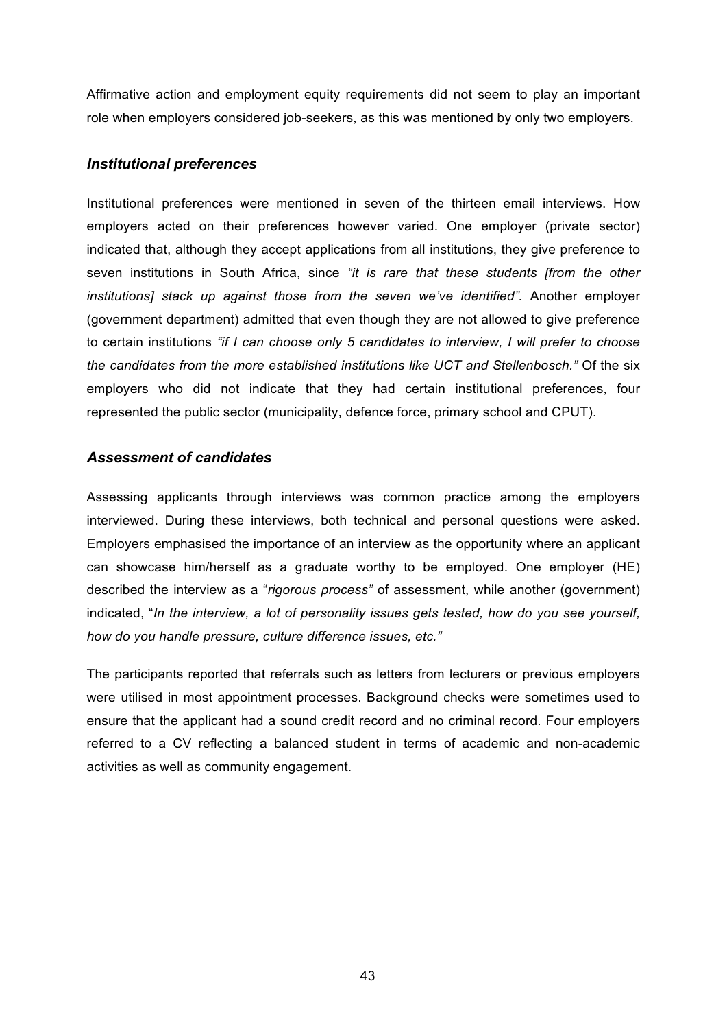Affirmative action and employment equity requirements did not seem to play an important role when employers considered job-seekers, as this was mentioned by only two employers.

### *Institutional preferences*

Institutional preferences were mentioned in seven of the thirteen email interviews. How employers acted on their preferences however varied. One employer (private sector) indicated that, although they accept applications from all institutions, they give preference to seven institutions in South Africa, since *"it is rare that these students [from the other institutions] stack up against those from the seven we've identified".* Another employer (government department) admitted that even though they are not allowed to give preference to certain institutions *"if I can choose only 5 candidates to interview, I will prefer to choose the candidates from the more established institutions like UCT and Stellenbosch."* Of the six employers who did not indicate that they had certain institutional preferences, four represented the public sector (municipality, defence force, primary school and CPUT).

### *Assessment of candidates*

Assessing applicants through interviews was common practice among the employers interviewed. During these interviews, both technical and personal questions were asked. Employers emphasised the importance of an interview as the opportunity where an applicant can showcase him/herself as a graduate worthy to be employed. One employer (HE) described the interview as a "*rigorous process"* of assessment, while another (government) indicated, "*In the interview, a lot of personality issues gets tested, how do you see yourself, how do you handle pressure, culture difference issues, etc."*

The participants reported that referrals such as letters from lecturers or previous employers were utilised in most appointment processes. Background checks were sometimes used to ensure that the applicant had a sound credit record and no criminal record. Four employers referred to a CV reflecting a balanced student in terms of academic and non-academic activities as well as community engagement.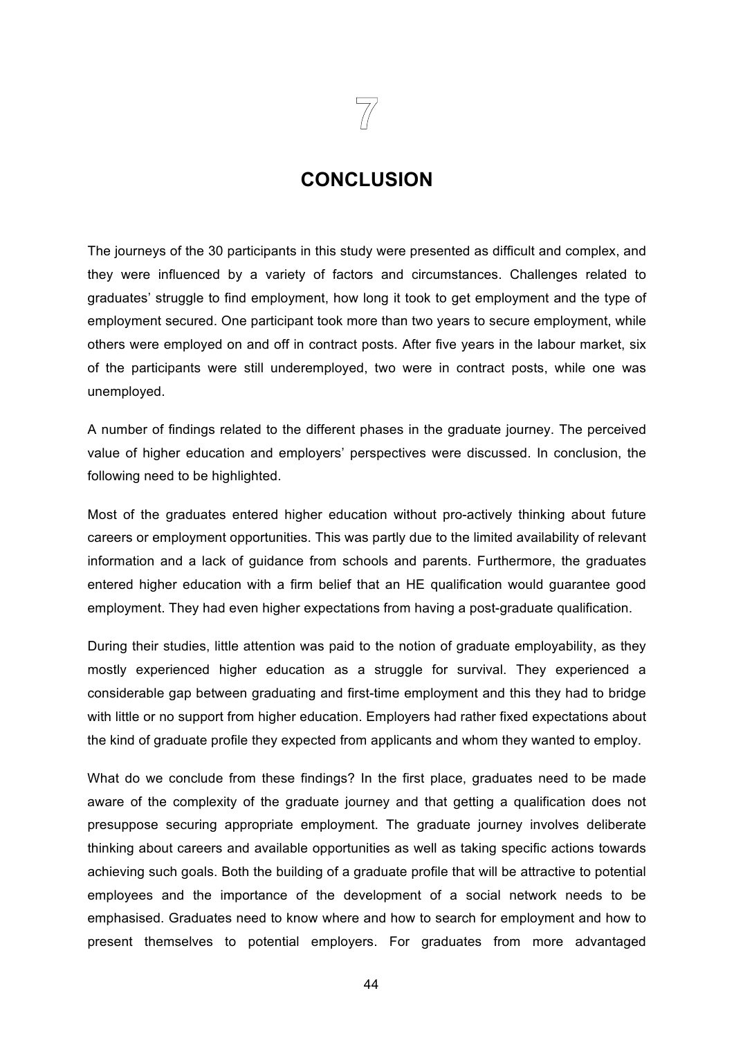# 7

# CONCLUSION

The journeys of the 30 participants in this study were presented as difficult and complex, and they were influenced by a variety of factors and circumstances. Challenges related to graduates' struggle to find employment, how long it took to get employment and the type of employment secured. One participant took more than two years to secure employment, while others were employed on and off in contract posts. After five years in the labour market, six of the participants were still underemployed, two were in contract posts, while one was unemployed.

A number of findings related to the different phases in the graduate journey. The perceived value of higher education and employers' perspectives were discussed. In conclusion, the following need to be highlighted.

Most of the graduates entered higher education without pro-actively thinking about future careers or employment opportunities. This was partly due to the limited availability of relevant information and a lack of guidance from schools and parents. Furthermore, the graduates entered higher education with a firm belief that an HE qualification would guarantee good employment. They had even higher expectations from having a post-graduate qualification.

During their studies, little attention was paid to the notion of graduate employability, as they mostly experienced higher education as a struggle for survival. They experienced a considerable gap between graduating and first-time employment and this they had to bridge with little or no support from higher education. Employers had rather fixed expectations about the kind of graduate profile they expected from applicants and whom they wanted to employ.

What do we conclude from these findings? In the first place, graduates need to be made aware of the complexity of the graduate journey and that getting a qualification does not presuppose securing appropriate employment. The graduate journey involves deliberate thinking about careers and available opportunities as well as taking specific actions towards achieving such goals. Both the building of a graduate profile that will be attractive to potential employees and the importance of the development of a social network needs to be emphasised. Graduates need to know where and how to search for employment and how to present themselves to potential employers. For graduates from more advantaged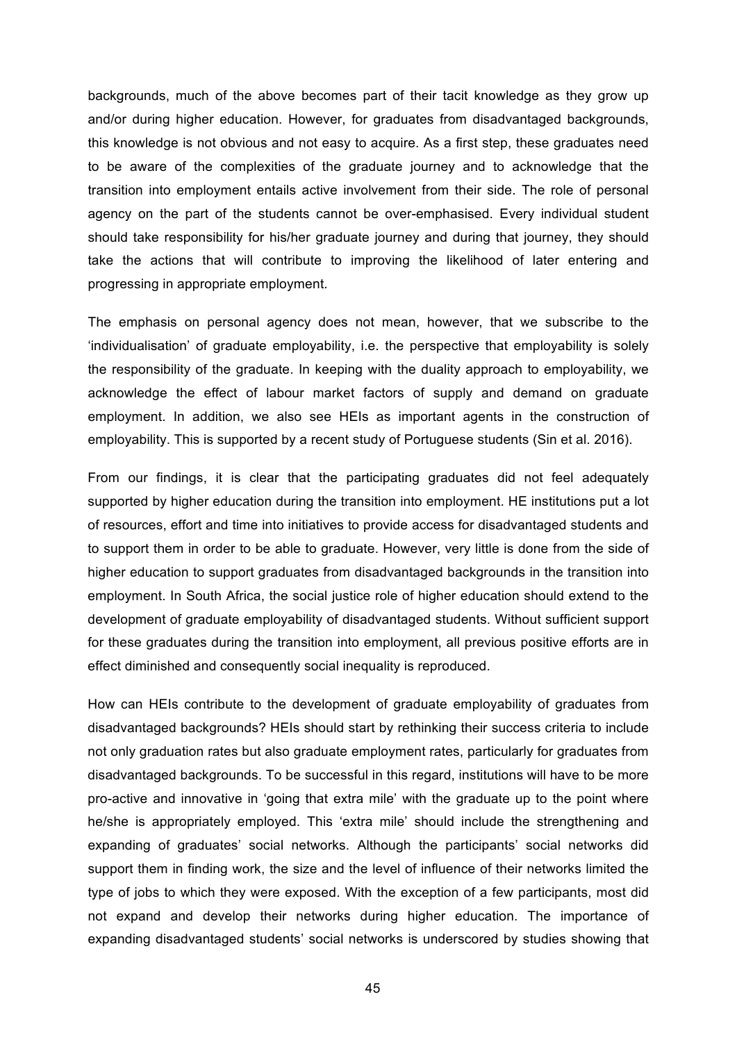backgrounds, much of the above becomes part of their tacit knowledge as they grow up and/or during higher education. However, for graduates from disadvantaged backgrounds, this knowledge is not obvious and not easy to acquire. As a first step, these graduates need to be aware of the complexities of the graduate journey and to acknowledge that the transition into employment entails active involvement from their side. The role of personal agency on the part of the students cannot be over-emphasised. Every individual student should take responsibility for his/her graduate journey and during that journey, they should take the actions that will contribute to improving the likelihood of later entering and progressing in appropriate employment.

The emphasis on personal agency does not mean, however, that we subscribe to the 'individualisation' of graduate employability, i.e. the perspective that employability is solely the responsibility of the graduate. In keeping with the duality approach to employability, we acknowledge the effect of labour market factors of supply and demand on graduate employment. In addition, we also see HEIs as important agents in the construction of employability. This is supported by a recent study of Portuguese students (Sin et al. 2016).

From our findings, it is clear that the participating graduates did not feel adequately supported by higher education during the transition into employment. HE institutions put a lot of resources, effort and time into initiatives to provide access for disadvantaged students and to support them in order to be able to graduate. However, very little is done from the side of higher education to support graduates from disadvantaged backgrounds in the transition into employment. In South Africa, the social justice role of higher education should extend to the development of graduate employability of disadvantaged students. Without sufficient support for these graduates during the transition into employment, all previous positive efforts are in effect diminished and consequently social inequality is reproduced.

How can HEIs contribute to the development of graduate employability of graduates from disadvantaged backgrounds? HEIs should start by rethinking their success criteria to include not only graduation rates but also graduate employment rates, particularly for graduates from disadvantaged backgrounds. To be successful in this regard, institutions will have to be more pro-active and innovative in 'going that extra mile' with the graduate up to the point where he/she is appropriately employed. This 'extra mile' should include the strengthening and expanding of graduates' social networks. Although the participants' social networks did support them in finding work, the size and the level of influence of their networks limited the type of jobs to which they were exposed. With the exception of a few participants, most did not expand and develop their networks during higher education. The importance of expanding disadvantaged students' social networks is underscored by studies showing that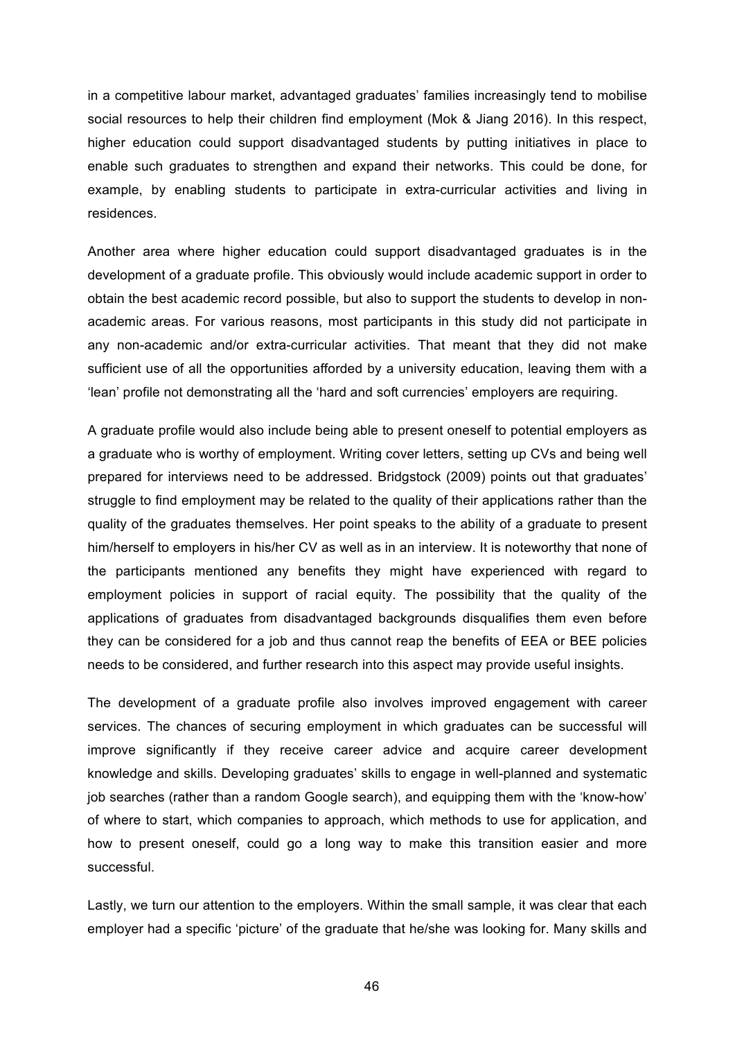in a competitive labour market, advantaged graduates' families increasingly tend to mobilise social resources to help their children find employment (Mok & Jiang 2016). In this respect, higher education could support disadvantaged students by putting initiatives in place to enable such graduates to strengthen and expand their networks. This could be done, for example, by enabling students to participate in extra-curricular activities and living in residences.

Another area where higher education could support disadvantaged graduates is in the development of a graduate profile. This obviously would include academic support in order to obtain the best academic record possible, but also to support the students to develop in non-academic areas. For various reasons, most participants in this study did not participate in any non-academic and/or extra-curricular activities. That meant that they did not make sufficient use of all the opportunities afforded by a university education, leaving them with a 'lean' profile not demonstrating all the 'hard and soft currencies' employers are requiring.

A graduate profile would also include being able to present oneself to potential employers as a graduate who is worthy of employment. Writing cover letters, setting up CVs and being well prepared for interviews need to be addressed. Bridgstock (2009) points out that graduates' struggle to find employment may be related to the quality of their applications rather than the quality of the graduates themselves. Her point speaks to the ability of a graduate to present him/herself to employers in his/her CV as well as in an interview. It is noteworthy that none of the participants mentioned any benefits they might have experienced with regard to employment policies in support of racial equity. The possibility that the quality of the applications of graduates from disadvantaged backgrounds disqualifies them even before they can be considered for a job and thus cannot reap the benefits of EEA or BEE policies needs to be considered, and further research into this aspect may provide useful insights.

The development of a graduate profile also involves improved engagement with career services. The chances of securing employment in which graduates can be successful will improve significantly if they receive career advice and acquire career development knowledge and skills. Developing graduates' skills to engage in well-planned and systematic job searches (rather than a random Google search), and equipping them with the 'know-how' of where to start, which companies to approach, which methods to use for application, and how to present oneself, could go a long way to make this transition easier and more successful.

Lastly, we turn our attention to the employers. Within the small sample, it was clear that each employer had a specific 'picture' of the graduate that he/she was looking for. Many skills and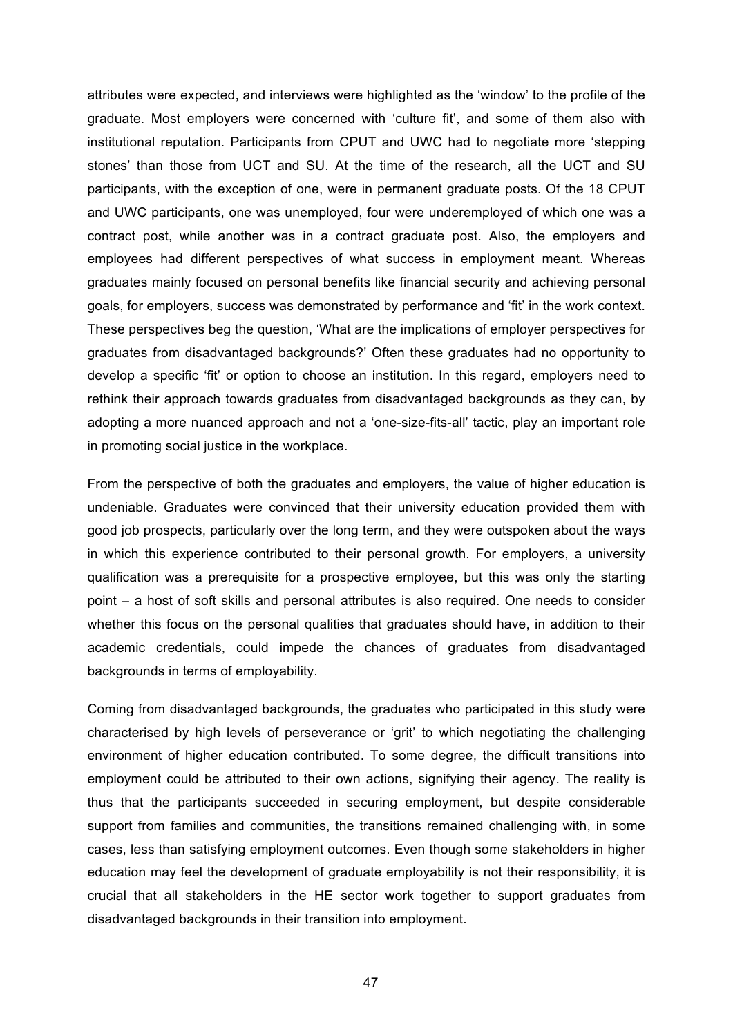attributes were expected, and interviews were highlighted as the 'window' to the profile of the graduate. Most employers were concerned with 'culture fit', and some of them also with institutional reputation. Participants from CPUT and UWC had to negotiate more 'stepping stones' than those from UCT and SU. At the time of the research, all the UCT and SU participants, with the exception of one, were in permanent graduate posts. Of the 18 CPUT and UWC participants, one was unemployed, four were underemployed of which one was a contract post, while another was in a contract graduate post. Also, the employers and employees had different perspectives of what success in employment meant. Whereas graduates mainly focused on personal benefits like financial security and achieving personal goals, for employers, success was demonstrated by performance and 'fit' in the work context. These perspectives beg the question, 'What are the implications of employer perspectives for graduates from disadvantaged backgrounds?' Often these graduates had no opportunity to develop a specific 'fit' or option to choose an institution. In this regard, employers need to rethink their approach towards graduates from disadvantaged backgrounds as they can, by adopting a more nuanced approach and not a 'one-size-fits-all' tactic, play an important role in promoting social justice in the workplace.

From the perspective of both the graduates and employers, the value of higher education is undeniable. Graduates were convinced that their university education provided them with good job prospects, particularly over the long term, and they were outspoken about the ways in which this experience contributed to their personal growth. For employers, a university qualification was a prerequisite for a prospective employee, but this was only the starting point – a host of soft skills and personal attributes is also required. One needs to consider whether this focus on the personal qualities that graduates should have, in addition to their academic credentials, could impede the chances of graduates from disadvantaged backgrounds in terms of employability.

Coming from disadvantaged backgrounds, the graduates who participated in this study were characterised by high levels of perseverance or 'grit' to which negotiating the challenging environment of higher education contributed. To some degree, the difficult transitions into employment could be attributed to their own actions, signifying their agency. The reality is thus that the participants succeeded in securing employment, but despite considerable support from families and communities, the transitions remained challenging with, in some cases, less than satisfying employment outcomes. Even though some stakeholders in higher education may feel the development of graduate employability is not their responsibility, it is crucial that all stakeholders in the HE sector work together to support graduates from disadvantaged backgrounds in their transition into employment.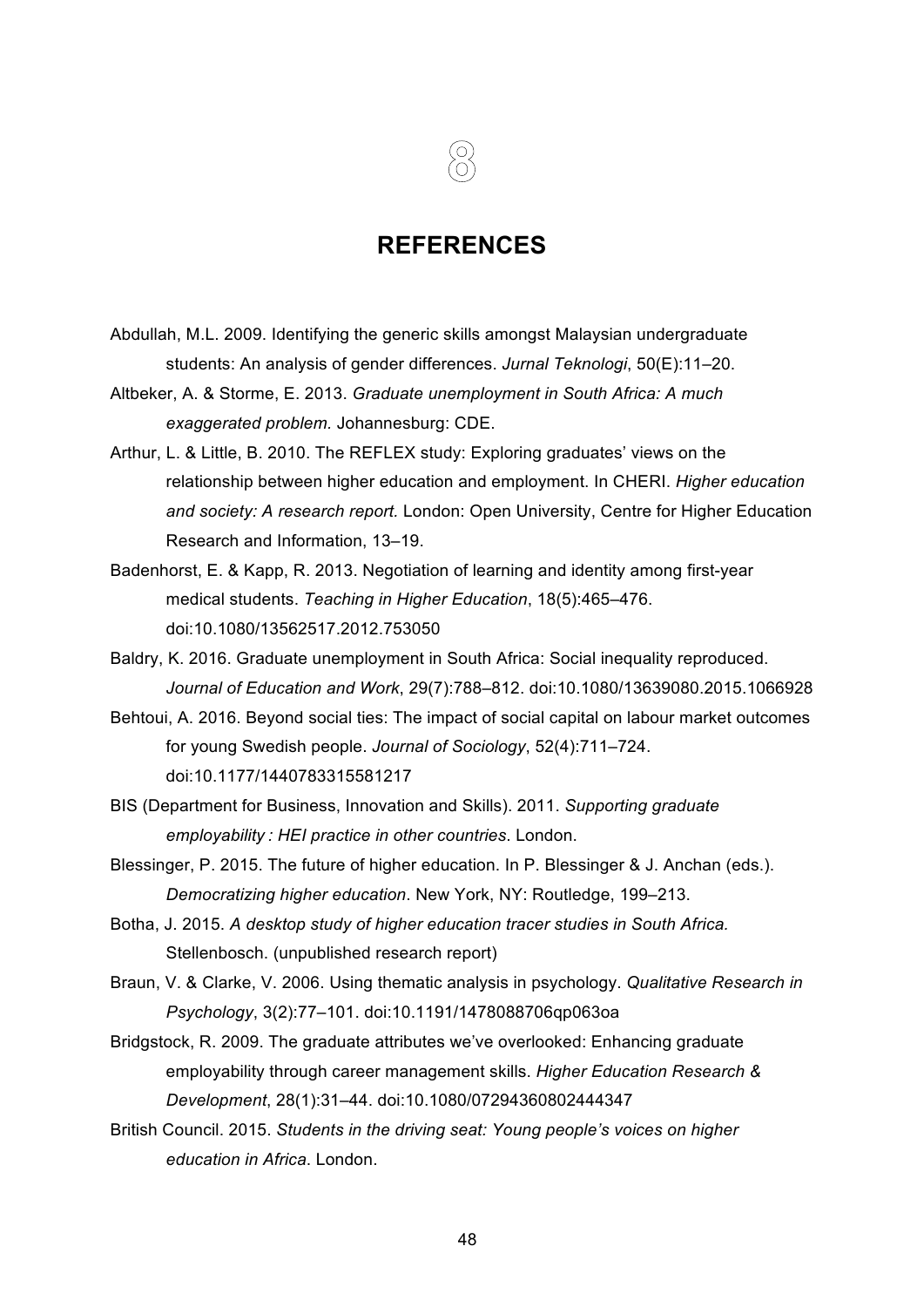# 8

# REFERENCES

Abdullah, M.L. 2009. Identifying the generic skills amongst Malaysian undergraduate students: An analysis of gender differences. *Jurnal Teknologi*, 50(E):11–20.

Altbeker, A. & Storme, E. 2013. *Graduate unemployment in South Africa: A much exaggerated problem.* Johannesburg: CDE.

Arthur, L. & Little, B. 2010. The REFLEX study: Exploring graduates' views on the relationship between higher education and employment. In CHERI. *Higher education and society: A research report.* London: Open University, Centre for Higher Education Research and Information, 13–19.

Badenhorst, E. & Kapp, R. 2013. Negotiation of learning and identity among first-year medical students. *Teaching in Higher Education*, 18(5):465–476. doi:10.1080/13562517.2012.753050

Baldry, K. 2016. Graduate unemployment in South Africa: Social inequality reproduced. *Journal of Education and Work*, 29(7):788–812. doi:10.1080/13639080.2015.1066928

Behtoui, A. 2016. Beyond social ties: The impact of social capital on labour market outcomes for young Swedish people. *Journal of Sociology*, 52(4):711–724. doi:10.1177/1440783315581217

BIS (Department for Business, Innovation and Skills). 2011. *Supporting graduate employability : HEI practice in other countries*. London.

Blessinger, P. 2015. The future of higher education. In P. Blessinger & J. Anchan (eds.). *Democratizing higher education*. New York, NY: Routledge, 199–213.

Botha, J. 2015. *A desktop study of higher education tracer studies in South Africa.* Stellenbosch. (unpublished research report)

Braun, V. & Clarke, V. 2006. Using thematic analysis in psychology. *Qualitative Research in Psychology*, 3(2):77–101. doi:10.1191/1478088706qp063oa

Bridgstock, R. 2009. The graduate attributes we've overlooked: Enhancing graduate employability through career management skills. *Higher Education Research & Development*, 28(1):31–44. doi:10.1080/07294360802444347

British Council. 2015. *Students in the driving seat: Young people's voices on higher education in Africa*. London.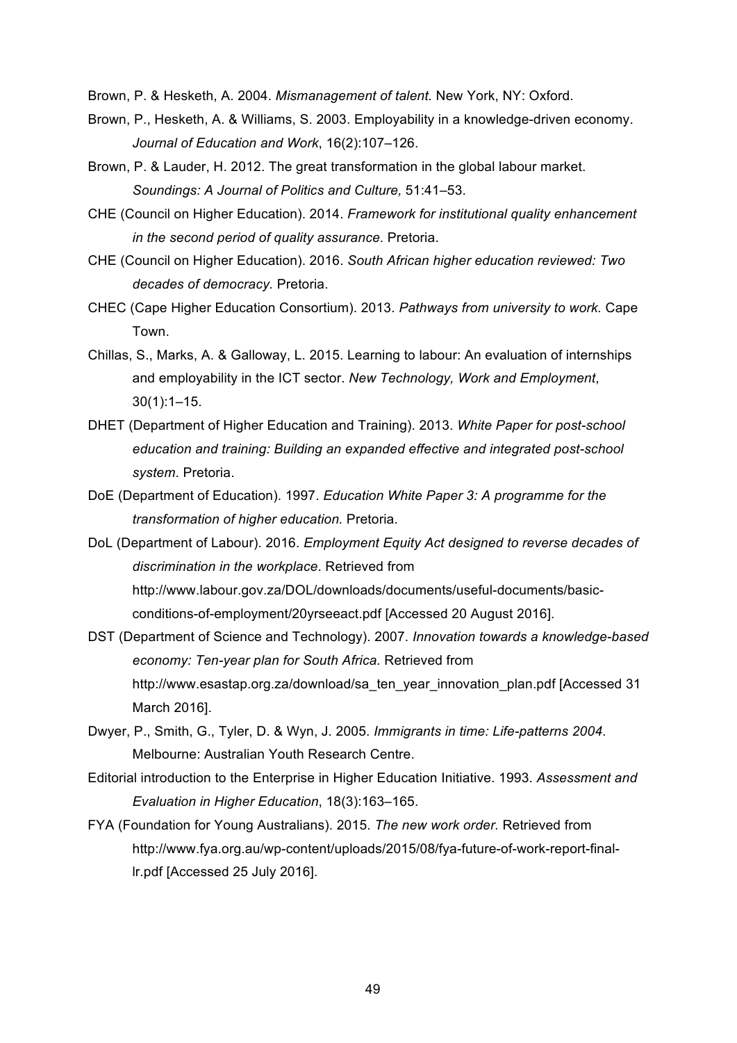Brown, P. & Hesketh, A. 2004. *Mismanagement of talent.* New York, NY: Oxford.

Brown, P., Hesketh, A. & Williams, S. 2003. Employability in a knowledge-driven economy. *Journal of Education and Work*, 16(2):107–126.

Brown, P. & Lauder, H. 2012. The great transformation in the global labour market. *Soundings: A Journal of Politics and Culture,* 51:41–53.

CHE (Council on Higher Education). 2014. *Framework for institutional quality enhancement in the second period of quality assurance*. Pretoria.

CHE (Council on Higher Education). 2016. *South African higher education reviewed: Two decades of democracy.* Pretoria.

CHEC (Cape Higher Education Consortium). 2013. *Pathways from university to work.* Cape Town.

Chillas, S., Marks, A. & Galloway, L. 2015. Learning to labour: An evaluation of internships and employability in the ICT sector. *New Technology, Work and Employment*, 30(1):1–15.

DHET (Department of Higher Education and Training). 2013. *White Paper for post-school education and training: Building an expanded effective and integrated post-school system*. Pretoria.

DoE (Department of Education). 1997. *Education White Paper 3: A programme for the transformation of higher education.* Pretoria.

DoL (Department of Labour). 2016. *Employment Equity Act designed to reverse decades of discrimination in the workplace*. Retrieved from http://www.labour.gov.za/DOL/downloads/documents/useful-documents/basic-conditions-of-employment/20yrseeact.pdf [Accessed 20 August 2016].

DST (Department of Science and Technology). 2007. *Innovation towards a knowledge-based economy: Ten-year plan for South Africa.* Retrieved from http://www.esastap.org.za/download/sa_ten_year_innovation_plan.pdf [Accessed 31 March 2016].

Dwyer, P., Smith, G., Tyler, D. & Wyn, J. 2005. *Immigrants in time: Life-patterns 2004*. Melbourne: Australian Youth Research Centre.

Editorial introduction to the Enterprise in Higher Education Initiative. 1993. *Assessment and Evaluation in Higher Education*, 18(3):163–165.

FYA (Foundation for Young Australians). 2015. *The new work order.* Retrieved from http://www.fya.org.au/wp-content/uploads/2015/08/fya-future-of-work-report-final-lr.pdf [Accessed 25 July 2016].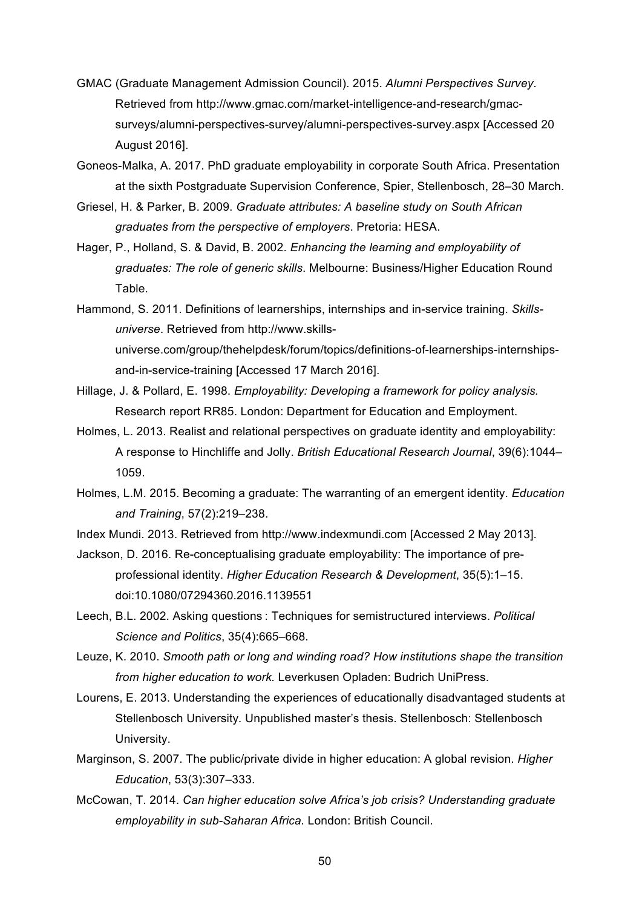GMAC (Graduate Management Admission Council). 2015. *Alumni Perspectives Survey*. Retrieved from http://www.gmac.com/market-intelligence-and-research/gmac-surveys/alumni-perspectives-survey/alumni-perspectives-survey.aspx [Accessed 20 August 2016].

Goneos-Malka, A. 2017. PhD graduate employability in corporate South Africa. Presentation at the sixth Postgraduate Supervision Conference, Spier, Stellenbosch, 28–30 March.

Griesel, H. & Parker, B. 2009. *Graduate attributes: A baseline study on South African graduates from the perspective of employers*. Pretoria: HESA.

Hager, P., Holland, S. & David, B. 2002. *Enhancing the learning and employability of graduates: The role of generic skills*. Melbourne: Business/Higher Education Round Table.

Hammond, S. 2011. Definitions of learnerships, internships and in-service training. *Skills-universe*. Retrieved from http://www.skills-universe.com/group/thehelpdesk/forum/topics/definitions-of-learnerships-internships-and-in-service-training [Accessed 17 March 2016].

Hillage, J. & Pollard, E. 1998. *Employability: Developing a framework for policy analysis.* Research report RR85. London: Department for Education and Employment.

Holmes, L. 2013. Realist and relational perspectives on graduate identity and employability: A response to Hinchliffe and Jolly. *British Educational Research Journal*, 39(6):1044–1059.

Holmes, L.M. 2015. Becoming a graduate: The warranting of an emergent identity. *Education and Training*, 57(2):219–238.

Index Mundi. 2013. Retrieved from http://www.indexmundi.com [Accessed 2 May 2013].

Jackson, D. 2016. Re-conceptualising graduate employability: The importance of pre-professional identity. *Higher Education Research & Development*, 35(5):1–15. doi:10.1080/07294360.2016.1139551

Leech, B.L. 2002. Asking questions : Techniques for semistructured interviews. *Political Science and Politics*, 35(4):665–668.

Leuze, K. 2010. *Smooth path or long and winding road? How institutions shape the transition from higher education to work*. Leverkusen Opladen: Budrich UniPress.

Lourens, E. 2013. Understanding the experiences of educationally disadvantaged students at Stellenbosch University. Unpublished master's thesis. Stellenbosch: Stellenbosch University.

Marginson, S. 2007. The public/private divide in higher education: A global revision. *Higher Education*, 53(3):307–333.

McCowan, T. 2014. *Can higher education solve Africa's job crisis? Understanding graduate employability in sub-Saharan Africa.* London: British Council.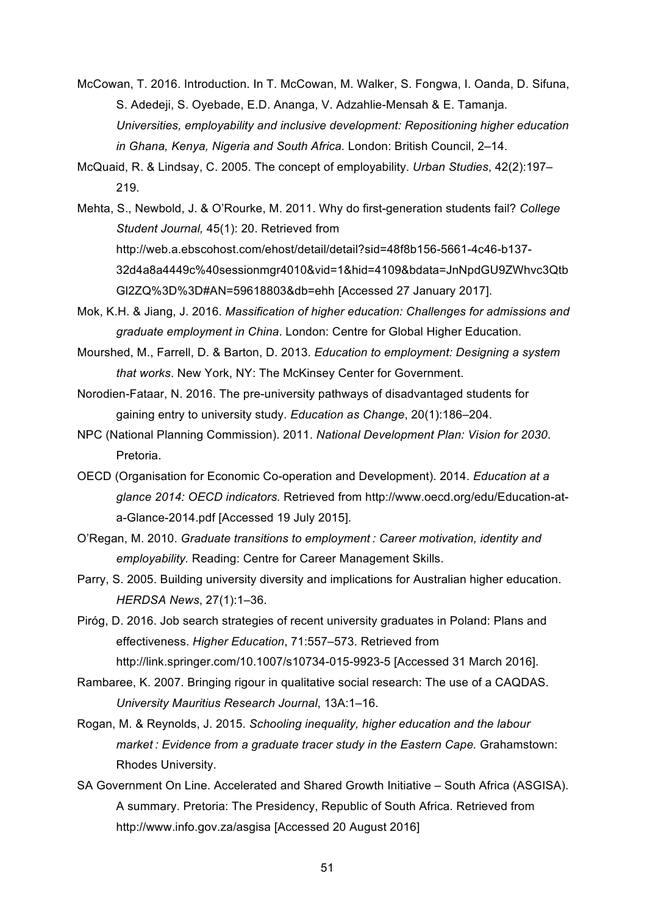McCowan, T. 2016. Introduction. In T. McCowan, M. Walker, S. Fongwa, I. Oanda, D. Sifuna, S. Adedeji, S. Oyebade, E.D. Ananga, V. Adzahlie-Mensah & E. Tamanja. *Universities, employability and inclusive development: Repositioning higher education in Ghana, Kenya, Nigeria and South Africa.* London: British Council, 2–14.

McQuaid, R. & Lindsay, C. 2005. The concept of employability. *Urban Studies*, 42(2):197–219.

Mehta, S., Newbold, J. & O'Rourke, M. 2011. Why do first-generation students fail? *College Student Journal,* 45(1): 20. Retrieved from http://web.a.ebscohost.com/ehost/detail/detail?sid=48f8b156-5661-4c46-b137-32d4a8a4449c%40sessionmgr4010&vid=1&hid=4109&bdata=JnNpdGU9ZWhvc3QtbGl2ZQ%3D%3D#AN=59618803&db=ehh [Accessed 27 January 2017].

Mok, K.H. & Jiang, J. 2016. *Massification of higher education: Challenges for admissions and graduate employment in China*. London: Centre for Global Higher Education.

Mourshed, M., Farrell, D. & Barton, D. 2013. *Education to employment: Designing a system that works*. New York, NY: The McKinsey Center for Government.

Norodien-Fataar, N. 2016. The pre-university pathways of disadvantaged students for gaining entry to university study. *Education as Change*, 20(1):186–204.

NPC (National Planning Commission). 2011. *National Development Plan: Vision for 2030*. Pretoria.

OECD (Organisation for Economic Co-operation and Development). 2014. *Education at a glance 2014: OECD indicators.* Retrieved from http://www.oecd.org/edu/Education-at-a-Glance-2014.pdf [Accessed 19 July 2015].

O'Regan, M. 2010. *Graduate transitions to employment : Career motivation, identity and employability.* Reading: Centre for Career Management Skills.

Parry, S. 2005. Building university diversity and implications for Australian higher education. *HERDSA News*, 27(1):1–36.

Piróg, D. 2016. Job search strategies of recent university graduates in Poland: Plans and effectiveness. *Higher Education*, 71:557–573. Retrieved from http://link.springer.com/10.1007/s10734-015-9923-5 [Accessed 31 March 2016].

Rambaree, K. 2007. Bringing rigour in qualitative social research: The use of a CAQDAS. *University Mauritius Research Journal*, 13A:1–16.

Rogan, M. & Reynolds, J. 2015. *Schooling inequality, higher education and the labour market : Evidence from a graduate tracer study in the Eastern Cape.* Grahamstown: Rhodes University.

SA Government On Line. Accelerated and Shared Growth Initiative – South Africa (ASGISA). A summary. Pretoria: The Presidency, Republic of South Africa. Retrieved from http://www.info.gov.za/asgisa [Accessed 20 August 2016]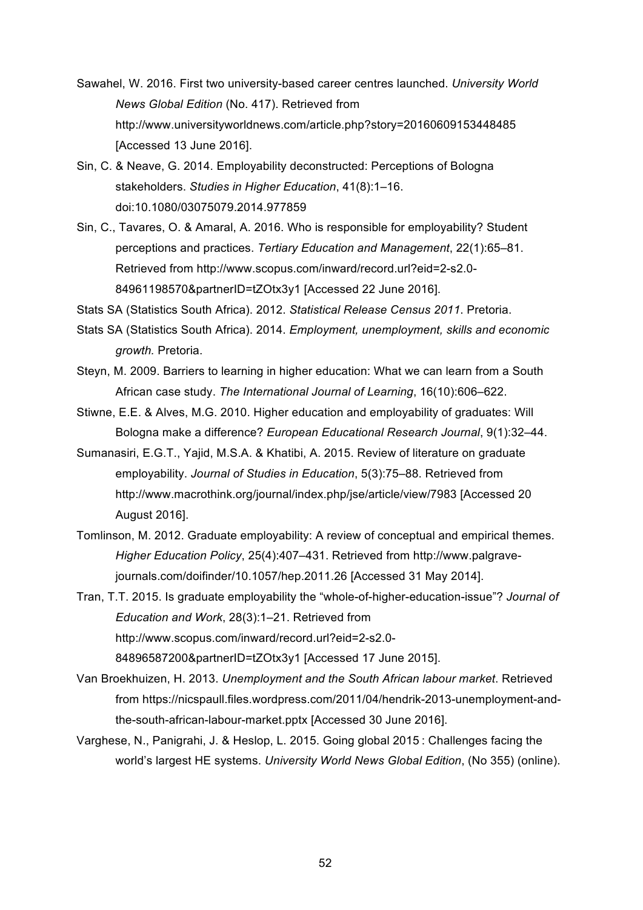Sawahel, W. 2016. First two university-based career centres launched. *University World News Global Edition* (No. 417). Retrieved from http://www.universityworldnews.com/article.php?story=20160609153448485 [Accessed 13 June 2016].

Sin, C. & Neave, G. 2014. Employability deconstructed: Perceptions of Bologna stakeholders. *Studies in Higher Education*, 41(8):1–16. doi:10.1080/03075079.2014.977859

Sin, C., Tavares, O. & Amaral, A. 2016. Who is responsible for employability? Student perceptions and practices. *Tertiary Education and Management*, 22(1):65–81. Retrieved from http://www.scopus.com/inward/record.url?eid=2-s2.0-84961198570&partnerID=tZOtx3y1 [Accessed 22 June 2016].

Stats SA (Statistics South Africa). 2012. *Statistical Release Census 2011*. Pretoria.

Stats SA (Statistics South Africa). 2014. *Employment, unemployment, skills and economic growth.* Pretoria.

Steyn, M. 2009. Barriers to learning in higher education: What we can learn from a South African case study. *The International Journal of Learning*, 16(10):606–622.

Stiwne, E.E. & Alves, M.G. 2010. Higher education and employability of graduates: Will Bologna make a difference? *European Educational Research Journal*, 9(1):32–44.

Sumanasiri, E.G.T., Yajid, M.S.A. & Khatibi, A. 2015. Review of literature on graduate employability. *Journal of Studies in Education*, 5(3):75–88. Retrieved from http://www.macrothink.org/journal/index.php/jse/article/view/7983 [Accessed 20 August 2016].

Tomlinson, M. 2012. Graduate employability: A review of conceptual and empirical themes. *Higher Education Policy*, 25(4):407–431. Retrieved from http://www.palgrave-journals.com/doifinder/10.1057/hep.2011.26 [Accessed 31 May 2014].

Tran, T.T. 2015. Is graduate employability the "whole-of-higher-education-issue"? *Journal of Education and Work*, 28(3):1–21. Retrieved from http://www.scopus.com/inward/record.url?eid=2-s2.0-84896587200&partnerID=tZOtx3y1 [Accessed 17 June 2015].

Van Broekhuizen, H. 2013. *Unemployment and the South African labour market*. Retrieved from https://nicspaull.files.wordpress.com/2011/04/hendrik-2013-unemployment-and-the-south-african-labour-market.pptx [Accessed 30 June 2016].

Varghese, N., Panigrahi, J. & Heslop, L. 2015. Going global 2015 : Challenges facing the world's largest HE systems. *University World News Global Edition*, (No 355) (online).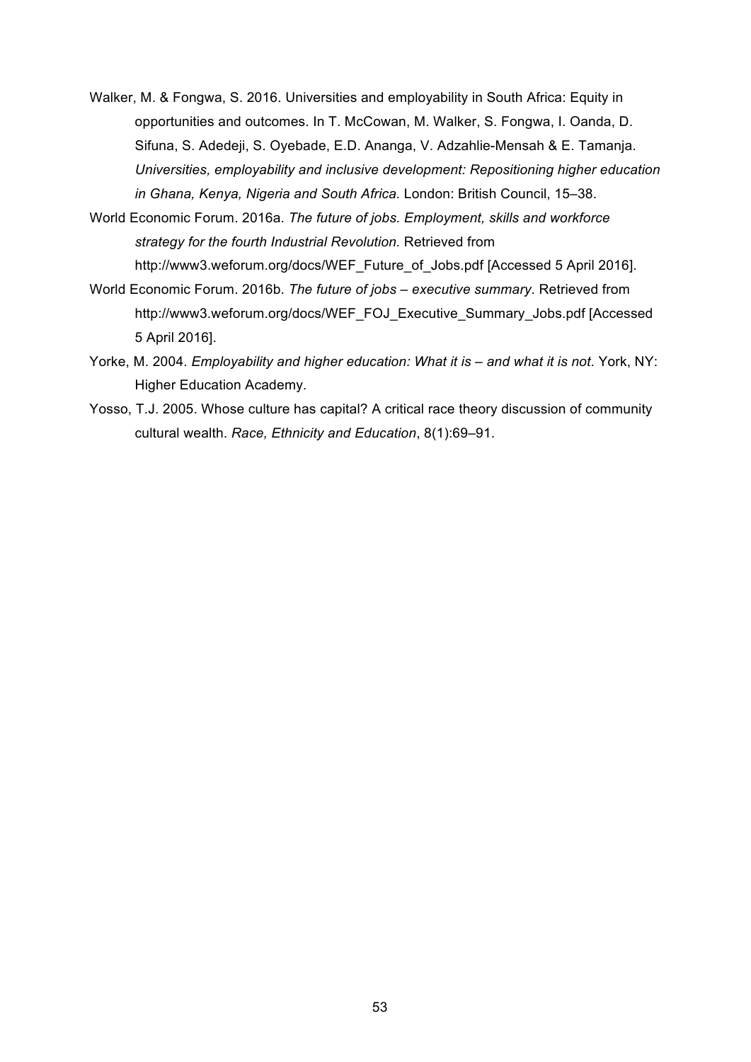Walker, M. & Fongwa, S. 2016. Universities and employability in South Africa: Equity in opportunities and outcomes. In T. McCowan, M. Walker, S. Fongwa, I. Oanda, D. Sifuna, S. Adedeji, S. Oyebade, E.D. Ananga, V. Adzahlie-Mensah & E. Tamanja. *Universities, employability and inclusive development: Repositioning higher education in Ghana, Kenya, Nigeria and South Africa.* London: British Council, 15–38.

World Economic Forum. 2016a. *The future of jobs. Employment, skills and workforce strategy for the fourth Industrial Revolution.* Retrieved from http://www3.weforum.org/docs/WEF_Future_of_Jobs.pdf [Accessed 5 April 2016].

World Economic Forum. 2016b. *The future of jobs – executive summary*. Retrieved from http://www3.weforum.org/docs/WEF_FOJ_Executive_Summary_Jobs.pdf [Accessed 5 April 2016].

Yorke, M. 2004. *Employability and higher education: What it is – and what it is not*. York, NY: Higher Education Academy.

Yosso, T.J. 2005. Whose culture has capital? A critical race theory discussion of community cultural wealth. *Race, Ethnicity and Education*, 8(1):69–91.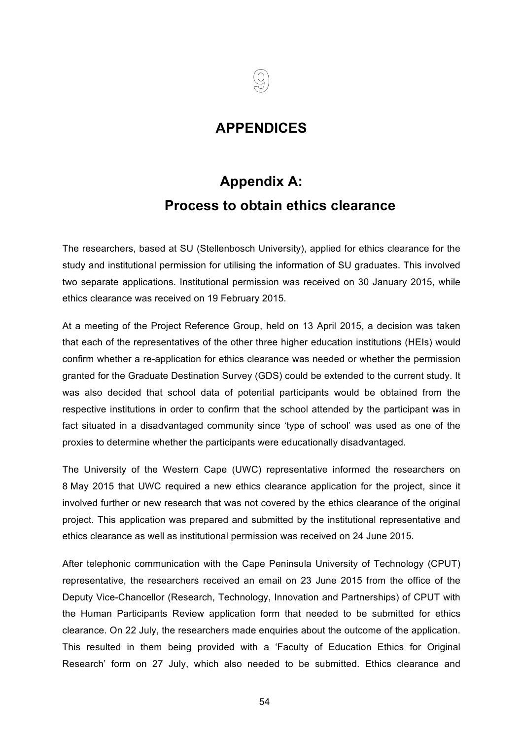# 9

# APPENDICES

## Appendix A: Process to obtain ethics clearance

The researchers, based at SU (Stellenbosch University), applied for ethics clearance for the study and institutional permission for utilising the information of SU graduates. This involved two separate applications. Institutional permission was received on 30 January 2015, while ethics clearance was received on 19 February 2015.

At a meeting of the Project Reference Group, held on 13 April 2015, a decision was taken that each of the representatives of the other three higher education institutions (HEIs) would confirm whether a re-application for ethics clearance was needed or whether the permission granted for the Graduate Destination Survey (GDS) could be extended to the current study. It was also decided that school data of potential participants would be obtained from the respective institutions in order to confirm that the school attended by the participant was in fact situated in a disadvantaged community since 'type of school' was used as one of the proxies to determine whether the participants were educationally disadvantaged.

The University of the Western Cape (UWC) representative informed the researchers on 8 May 2015 that UWC required a new ethics clearance application for the project, since it involved further or new research that was not covered by the ethics clearance of the original project. This application was prepared and submitted by the institutional representative and ethics clearance as well as institutional permission was received on 24 June 2015.

After telephonic communication with the Cape Peninsula University of Technology (CPUT) representative, the researchers received an email on 23 June 2015 from the office of the Deputy Vice-Chancellor (Research, Technology, Innovation and Partnerships) of CPUT with the Human Participants Review application form that needed to be submitted for ethics clearance. On 22 July, the researchers made enquiries about the outcome of the application. This resulted in them being provided with a 'Faculty of Education Ethics for Original Research' form on 27 July, which also needed to be submitted. Ethics clearance and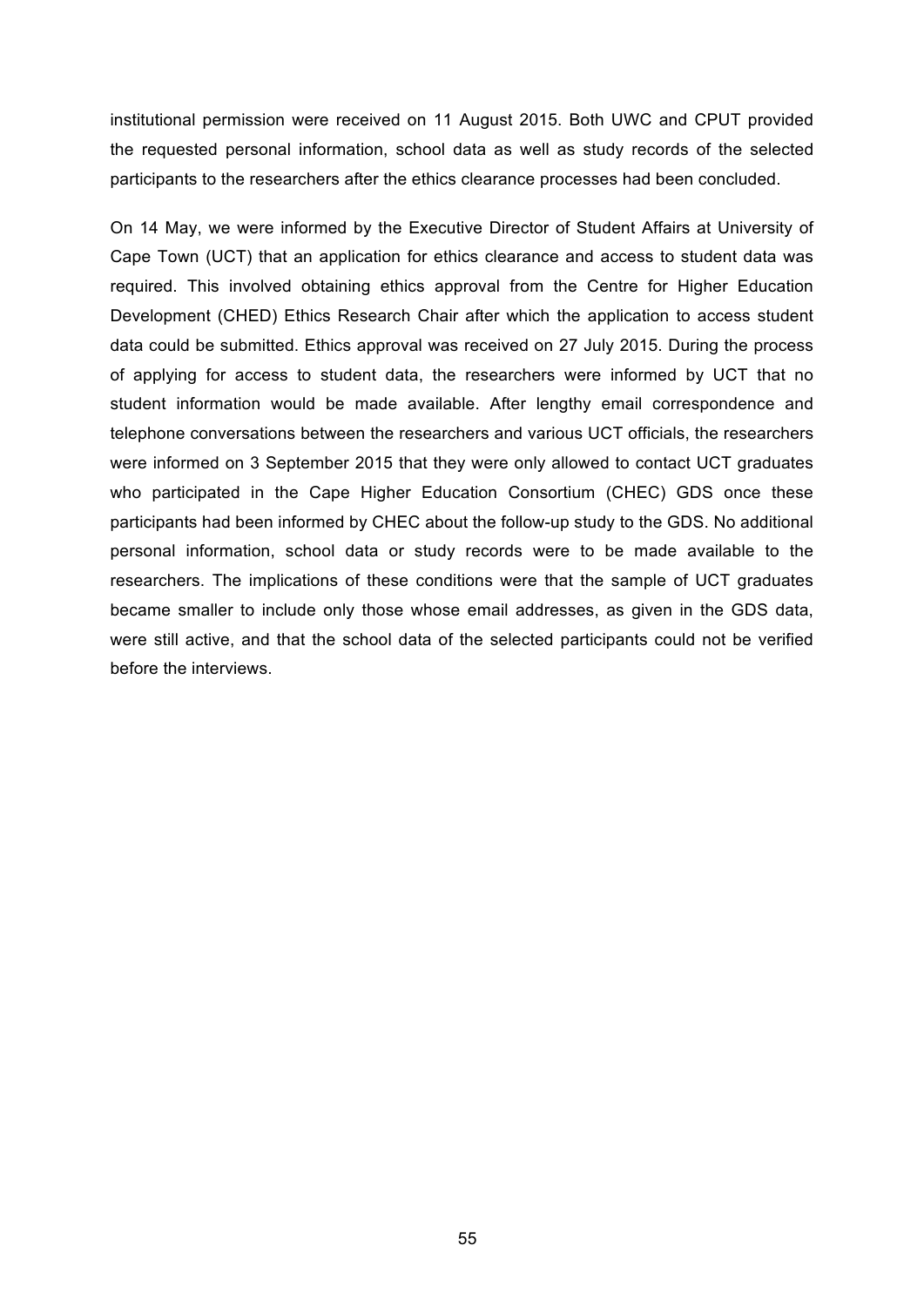institutional permission were received on 11 August 2015. Both UWC and CPUT provided the requested personal information, school data as well as study records of the selected participants to the researchers after the ethics clearance processes had been concluded.

On 14 May, we were informed by the Executive Director of Student Affairs at University of Cape Town (UCT) that an application for ethics clearance and access to student data was required. This involved obtaining ethics approval from the Centre for Higher Education Development (CHED) Ethics Research Chair after which the application to access student data could be submitted. Ethics approval was received on 27 July 2015. During the process of applying for access to student data, the researchers were informed by UCT that no student information would be made available. After lengthy email correspondence and telephone conversations between the researchers and various UCT officials, the researchers were informed on 3 September 2015 that they were only allowed to contact UCT graduates who participated in the Cape Higher Education Consortium (CHEC) GDS once these participants had been informed by CHEC about the follow-up study to the GDS. No additional personal information, school data or study records were to be made available to the researchers. The implications of these conditions were that the sample of UCT graduates became smaller to include only those whose email addresses, as given in the GDS data, were still active, and that the school data of the selected participants could not be verified before the interviews.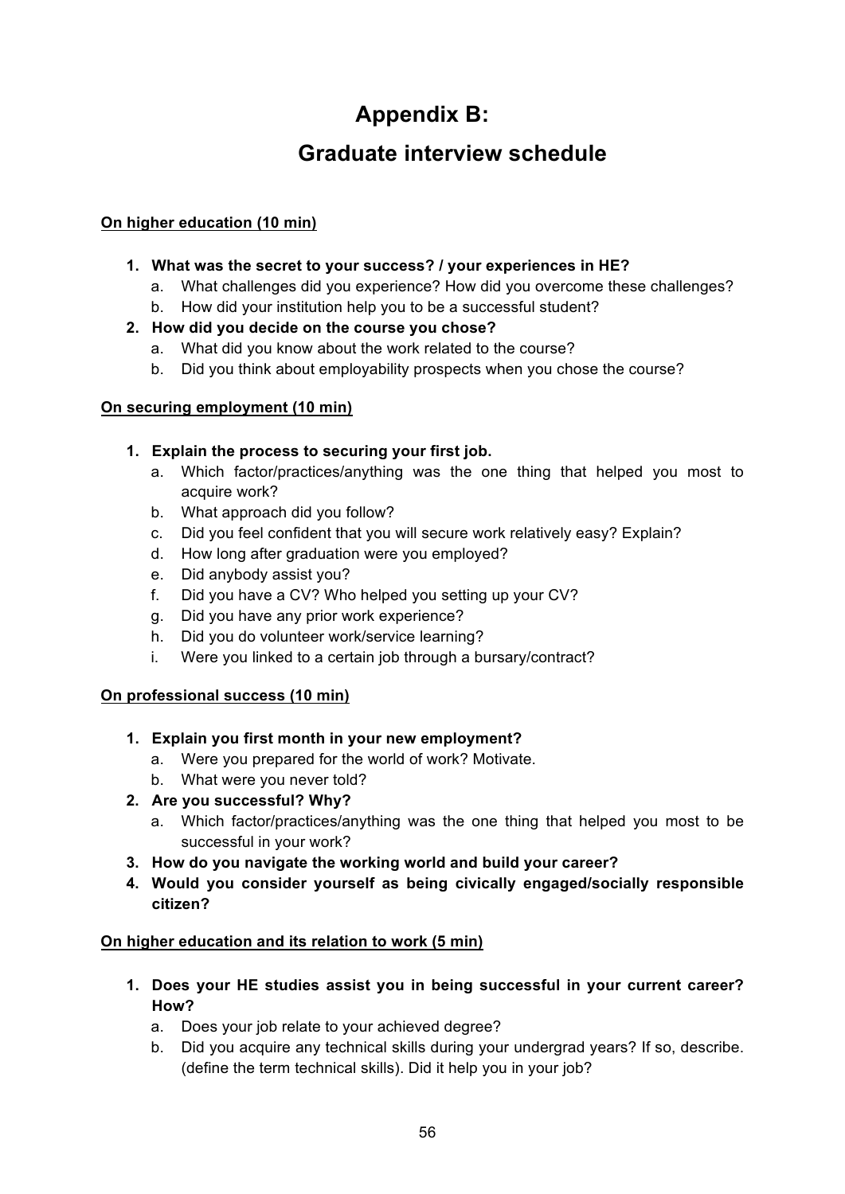# Appendix B:

# Graduate interview schedule

**On higher education (10 min)**

1. **What was the secret to your success? / your experiences in HE?**
    a. What challenges did you experience? How did you overcome these challenges?
    b. How did your institution help you to be a successful student?
2. **How did you decide on the course you chose?**
    a. What did you know about the work related to the course?
    b. Did you think about employability prospects when you chose the course?

**On securing employment (10 min)**

1. **Explain the process to securing your first job.**
    a. Which factor/practices/anything was the one thing that helped you most to acquire work?
    b. What approach did you follow?
    c. Did you feel confident that you will secure work relatively easy? Explain?
    d. How long after graduation were you employed?
    e. Did anybody assist you?
    f. Did you have a CV? Who helped you setting up your CV?
    g. Did you have any prior work experience?
    h. Did you do volunteer work/service learning?
    i. Were you linked to a certain job through a bursary/contract?

**On professional success (10 min)**

1. **Explain you first month in your new employment?**
    a. Were you prepared for the world of work? Motivate.
    b. What were you never told?
2. **Are you successful? Why?**
    a. Which factor/practices/anything was the one thing that helped you most to be successful in your work?
3. **How do you navigate the working world and build your career?**
4. **Would you consider yourself as being civically engaged/socially responsible citizen?**

**On higher education and its relation to work (5 min)**

1. **Does your HE studies assist you in being successful in your current career? How?**
    a. Does your job relate to your achieved degree?
    b. Did you acquire any technical skills during your undergrad years? If so, describe. (define the term technical skills). Did it help you in your job?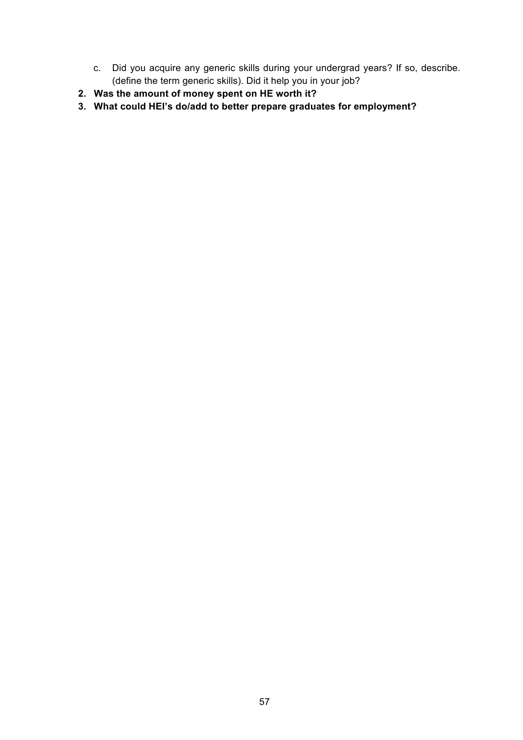c. Did you acquire any generic skills during your undergrad years? If so, describe. (define the term generic skills). Did it help you in your job?

2. **Was the amount of money spent on HE worth it?**
3. **What could HEI's do/add to better prepare graduates for employment?**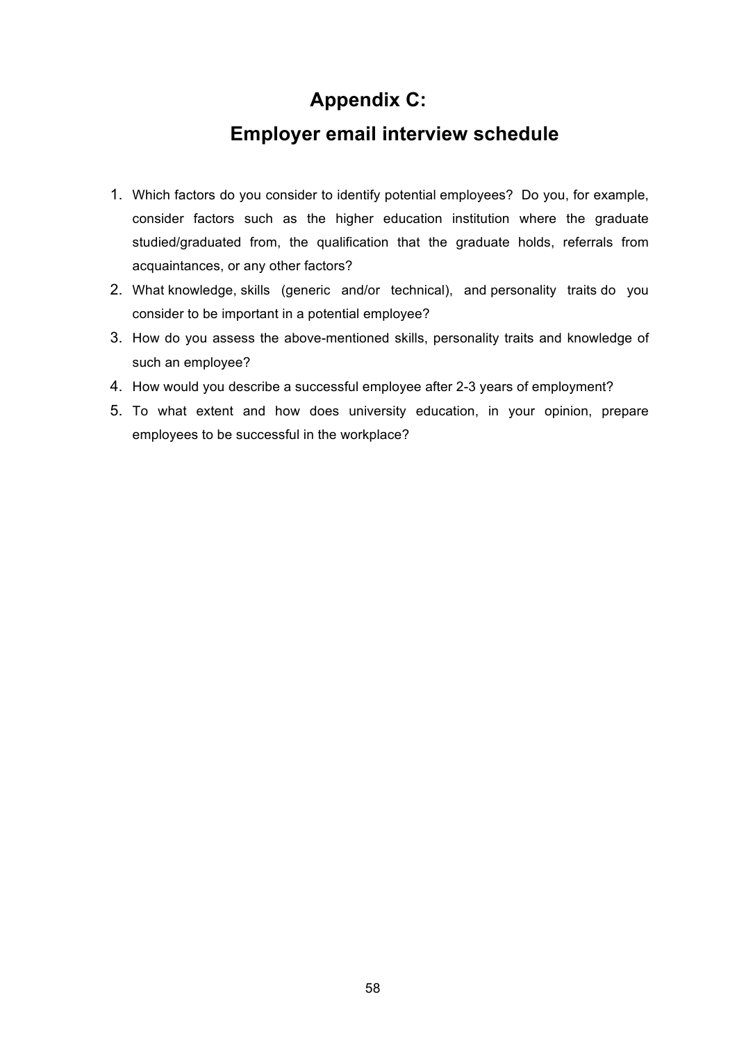# Appendix C:

# Employer email interview schedule

1. Which factors do you consider to identify potential employees? Do you, for example, consider factors such as the higher education institution where the graduate studied/graduated from, the qualification that the graduate holds, referrals from acquaintances, or any other factors?
2. What knowledge, skills (generic and/or technical), and personality traits do you consider to be important in a potential employee?
3. How do you assess the above-mentioned skills, personality traits and knowledge of such an employee?
4. How would you describe a successful employee after 2-3 years of employment?
5. To what extent and how does university education, in your opinion, prepare employees to be successful in the workplace?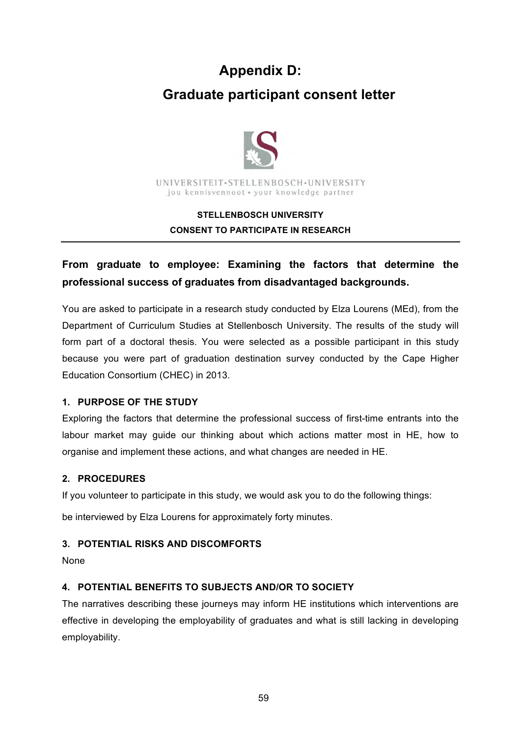# Appendix D:

# Graduate participant consent letter

UNIVERSITEIT•STELLENBOSCH•UNIVERSITY
jou kennisvennoot • your knowledge partner

**STELLENBOSCH UNIVERSITY**
**CONSENT TO PARTICIPATE IN RESEARCH**

---

**From graduate to employee: Examining the factors that determine the professional success of graduates from disadvantaged backgrounds.**

You are asked to participate in a research study conducted by Elza Lourens (MEd), from the Department of Curriculum Studies at Stellenbosch University. The results of the study will form part of a doctoral thesis. You were selected as a possible participant in this study because you were part of graduation destination survey conducted by the Cape Higher Education Consortium (CHEC) in 2013.

### 1. PURPOSE OF THE STUDY

Exploring the factors that determine the professional success of first-time entrants into the labour market may guide our thinking about which actions matter most in HE, how to organise and implement these actions, and what changes are needed in HE.

### 2. PROCEDURES

If you volunteer to participate in this study, we would ask you to do the following things:

be interviewed by Elza Lourens for approximately forty minutes.

### 3. POTENTIAL RISKS AND DISCOMFORTS

None

### 4. POTENTIAL BENEFITS TO SUBJECTS AND/OR TO SOCIETY

The narratives describing these journeys may inform HE institutions which interventions are effective in developing the employability of graduates and what is still lacking in developing employability.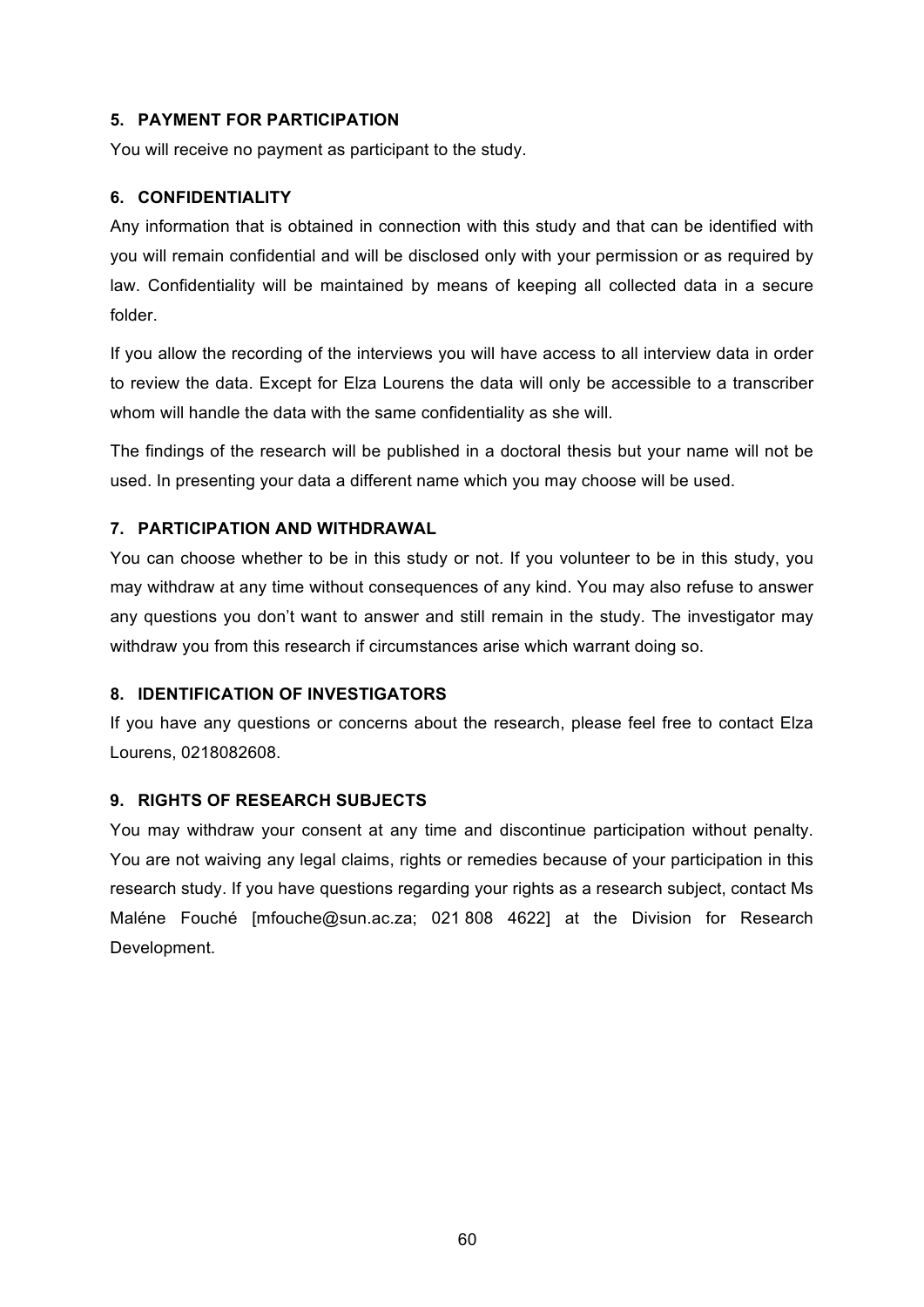## 5. PAYMENT FOR PARTICIPATION

You will receive no payment as participant to the study.

## 6. CONFIDENTIALITY

Any information that is obtained in connection with this study and that can be identified with you will remain confidential and will be disclosed only with your permission or as required by law. Confidentiality will be maintained by means of keeping all collected data in a secure folder.

If you allow the recording of the interviews you will have access to all interview data in order to review the data. Except for Elza Lourens the data will only be accessible to a transcriber whom will handle the data with the same confidentiality as she will.

The findings of the research will be published in a doctoral thesis but your name will not be used. In presenting your data a different name which you may choose will be used.

## 7. PARTICIPATION AND WITHDRAWAL

You can choose whether to be in this study or not. If you volunteer to be in this study, you may withdraw at any time without consequences of any kind. You may also refuse to answer any questions you don't want to answer and still remain in the study. The investigator may withdraw you from this research if circumstances arise which warrant doing so.

## 8. IDENTIFICATION OF INVESTIGATORS

If you have any questions or concerns about the research, please feel free to contact Elza Lourens, 0218082608.

## 9. RIGHTS OF RESEARCH SUBJECTS

You may withdraw your consent at any time and discontinue participation without penalty. You are not waiving any legal claims, rights or remedies because of your participation in this research study. If you have questions regarding your rights as a research subject, contact Ms Maléne Fouché [mfouche@sun.ac.za; 021 808 4622] at the Division for Research Development.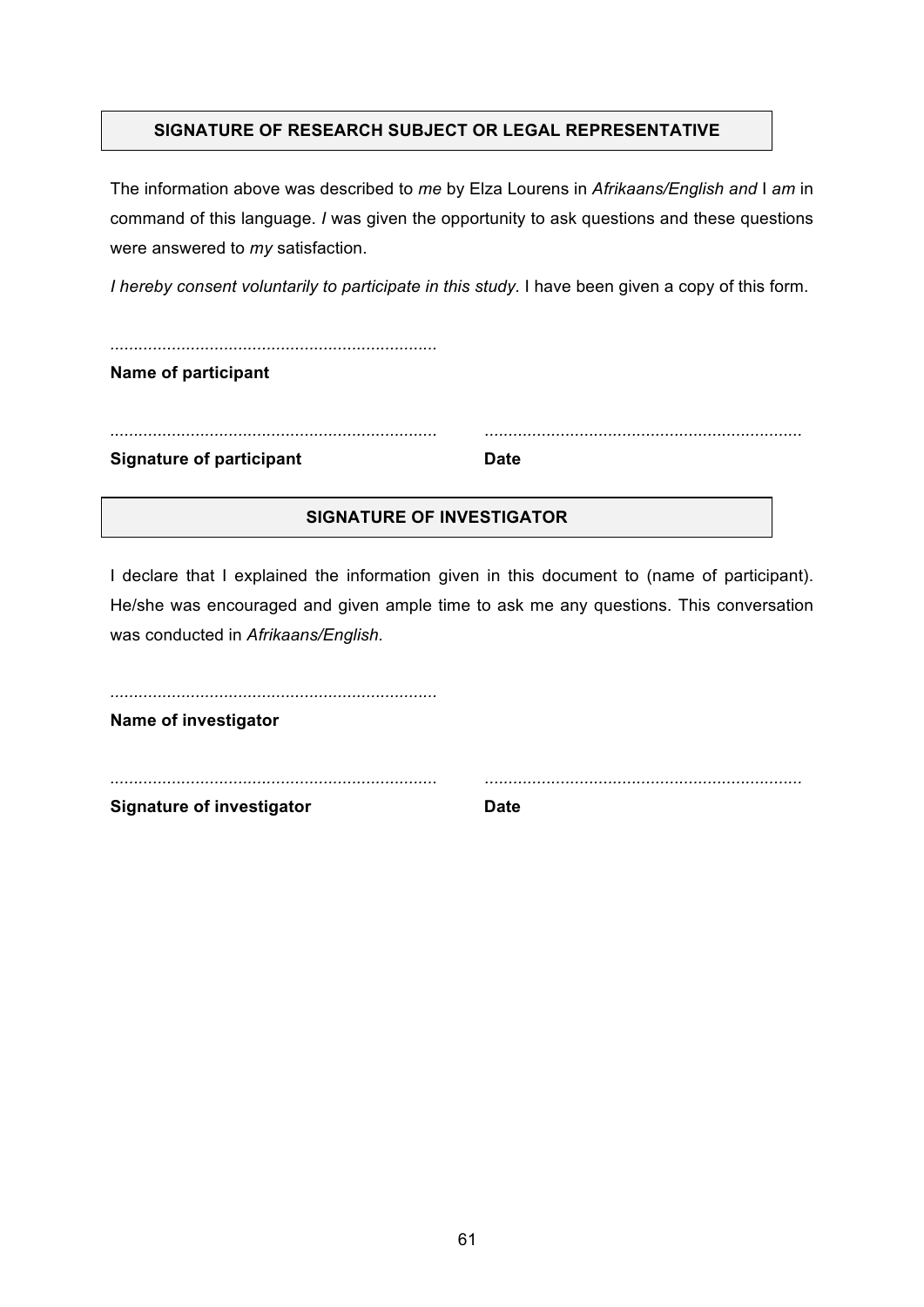**SIGNATURE OF RESEARCH SUBJECT OR LEGAL REPRESENTATIVE**

The information above was described to *me* by Elza Lourens in *Afrikaans/English and* I *am* in command of this language. *I* was given the opportunity to ask questions and these questions were answered to *my* satisfaction.

*I hereby consent voluntarily to participate in this study*. I have been given a copy of this form.

.....................................................................

**Name of participant**

.....................................................................  .....................................................................

**Signature of participant** **Date**

**SIGNATURE OF INVESTIGATOR**

I declare that I explained the information given in this document to (name of participant). He/she was encouraged and given ample time to ask me any questions. This conversation was conducted in *Afrikaans/English.*

.....................................................................

**Name of investigator**

.....................................................................  .....................................................................

**Signature of investigator** **Date**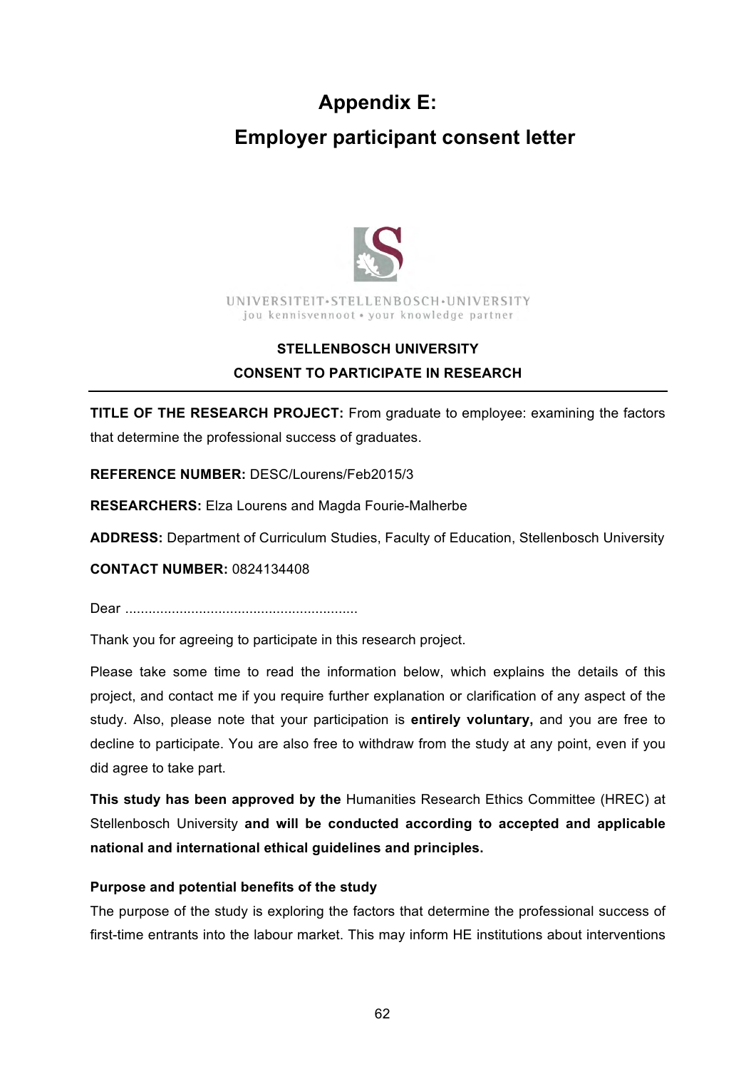# Appendix E:
# Employer participant consent letter

UNIVERSITEIT•STELLENBOSCH•UNIVERSITY
jou kennisvennoot • your knowledge partner

**STELLENBOSCH UNIVERSITY**

**CONSENT TO PARTICIPATE IN RESEARCH**

---

**TITLE OF THE RESEARCH PROJECT:** From graduate to employee: examining the factors that determine the professional success of graduates.

**REFERENCE NUMBER:** DESC/Lourens/Feb2015/3

**RESEARCHERS:** Elza Lourens and Magda Fourie-Malherbe

**ADDRESS:** Department of Curriculum Studies, Faculty of Education, Stellenbosch University

**CONTACT NUMBER:** 0824134408

Dear ............................................................

Thank you for agreeing to participate in this research project.

Please take some time to read the information below, which explains the details of this project, and contact me if you require further explanation or clarification of any aspect of the study. Also, please note that your participation is **entirely voluntary,** and you are free to decline to participate. You are also free to withdraw from the study at any point, even if you did agree to take part.

**This study has been approved by the** Humanities Research Ethics Committee (HREC) at Stellenbosch University **and will be conducted according to accepted and applicable national and international ethical guidelines and principles.**

**Purpose and potential benefits of the study**

The purpose of the study is exploring the factors that determine the professional success of first-time entrants into the labour market. This may inform HE institutions about interventions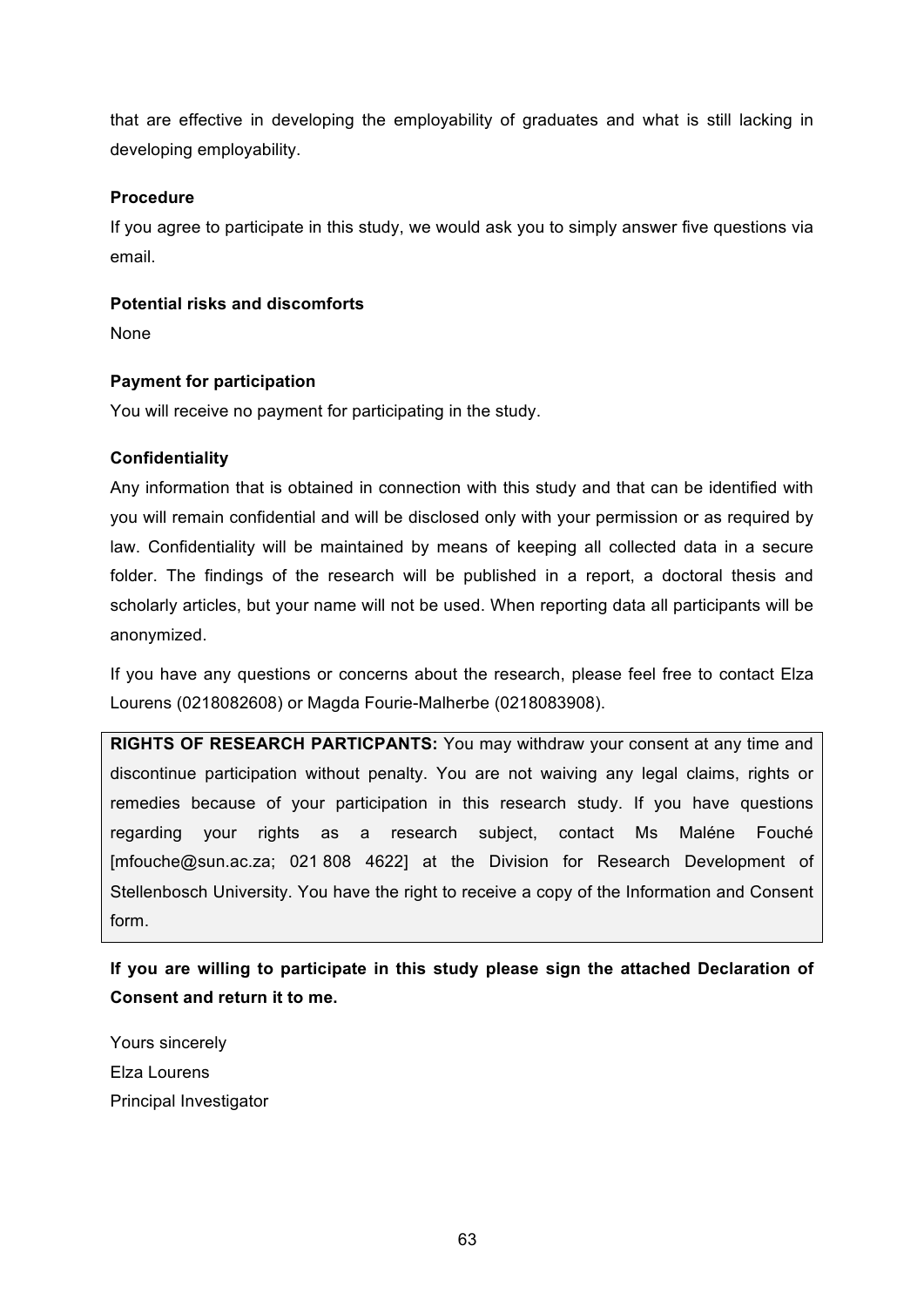that are effective in developing the employability of graduates and what is still lacking in developing employability.

**Procedure**

If you agree to participate in this study, we would ask you to simply answer five questions via email.

**Potential risks and discomforts**

None

**Payment for participation**

You will receive no payment for participating in the study.

**Confidentiality**

Any information that is obtained in connection with this study and that can be identified with you will remain confidential and will be disclosed only with your permission or as required by law. Confidentiality will be maintained by means of keeping all collected data in a secure folder. The findings of the research will be published in a report, a doctoral thesis and scholarly articles, but your name will not be used. When reporting data all participants will be anonymized.

If you have any questions or concerns about the research, please feel free to contact Elza Lourens (0218082608) or Magda Fourie-Malherbe (0218083908).

**RIGHTS OF RESEARCH PARTICPANTS:** You may withdraw your consent at any time and discontinue participation without penalty. You are not waiving any legal claims, rights or remedies because of your participation in this research study. If you have questions regarding your rights as a research subject, contact Ms Maléne Fouché [mfouche@sun.ac.za; 021 808 4622] at the Division for Research Development of Stellenbosch University. You have the right to receive a copy of the Information and Consent form.

**If you are willing to participate in this study please sign the attached Declaration of Consent and return it to me.**

Yours sincerely
Elza Lourens
Principal Investigator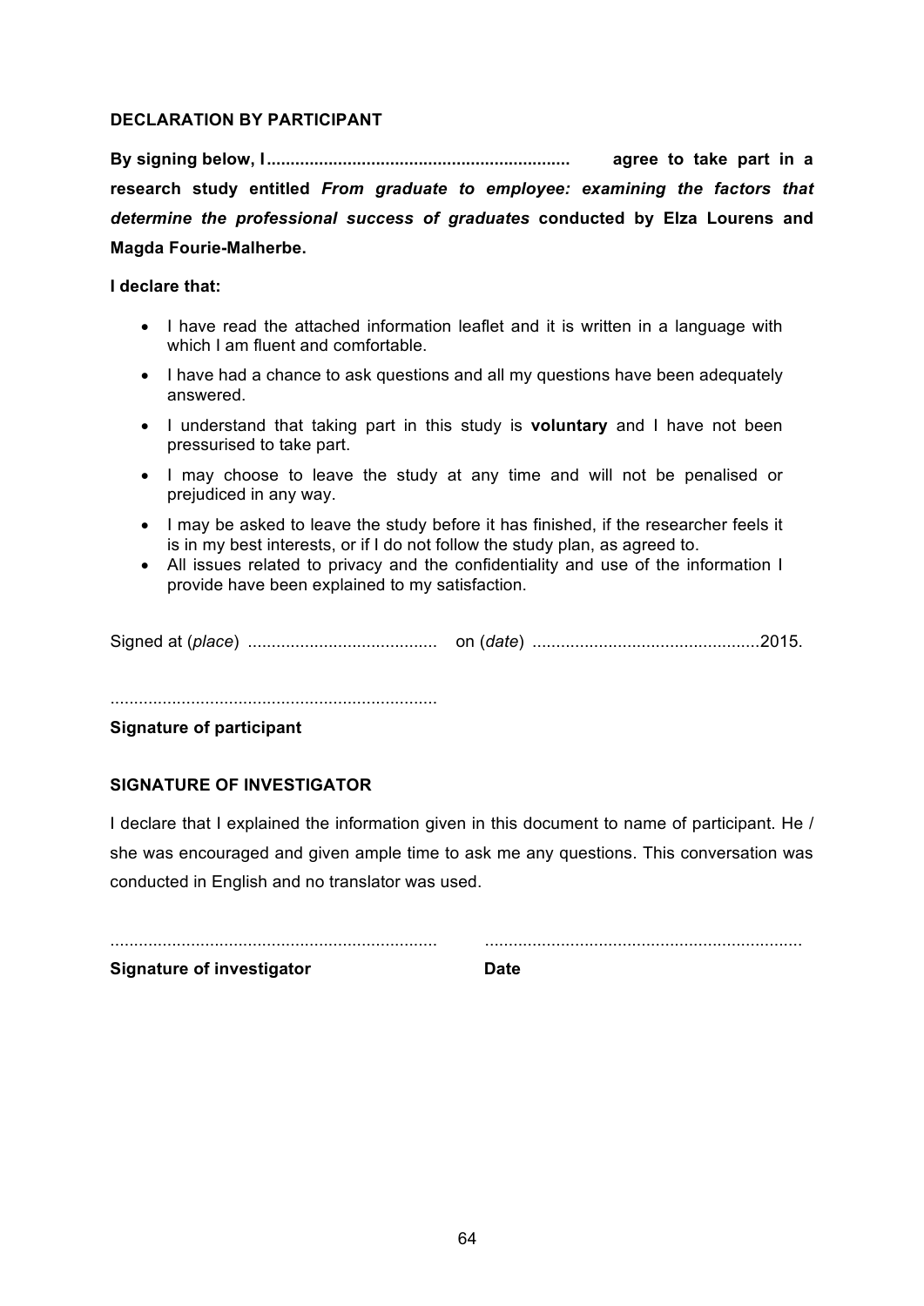**DECLARATION BY PARTICIPANT**

**By signing below, I............................................................... agree to take part in a research study entitled *From graduate to employee: examining the factors that determine the professional success of graduates* conducted by Elza Lourens and Magda Fourie-Malherbe.**

**I declare that:**

- I have read the attached information leaflet and it is written in a language with which I am fluent and comfortable.
- I have had a chance to ask questions and all my questions have been adequately answered.
- I understand that taking part in this study is **voluntary** and I have not been pressurised to take part.
- I may choose to leave the study at any time and will not be penalised or prejudiced in any way.
- I may be asked to leave the study before it has finished, if the researcher feels it is in my best interests, or if I do not follow the study plan, as agreed to.
- All issues related to privacy and the confidentiality and use of the information I provide have been explained to my satisfaction.

Signed at (*place*) ........................................ on (*date*) ................................................2015.

.....................................................................

**Signature of participant**

**SIGNATURE OF INVESTIGATOR**

I declare that I explained the information given in this document to name of participant. He / she was encouraged and given ample time to ask me any questions. This conversation was conducted in English and no translator was used.

..................................................................... ..................................................................

**Signature of investigator** **Date**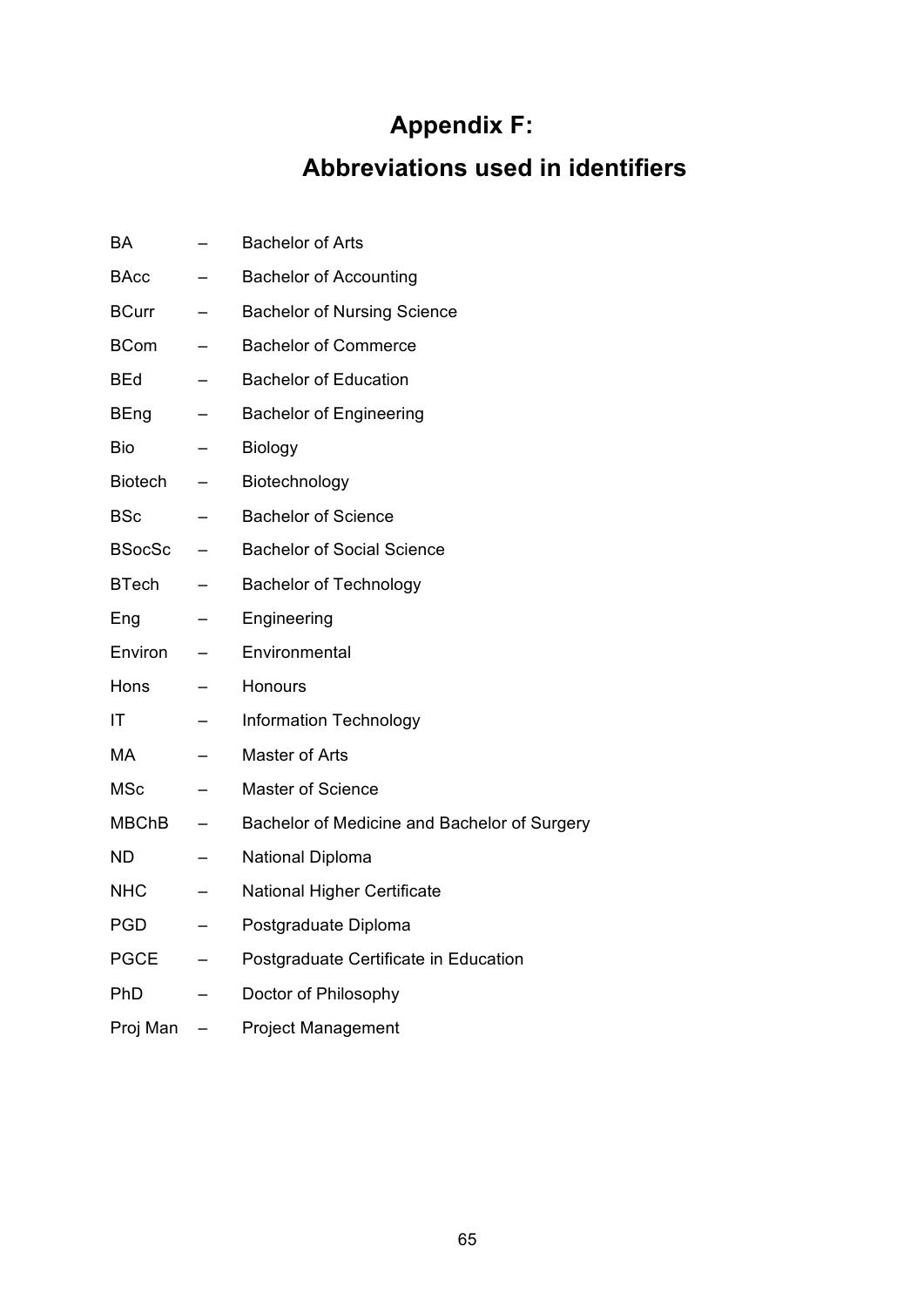# Appendix F:

# Abbreviations used in identifiers

BA – Bachelor of Arts

BAcc – Bachelor of Accounting

BCurr – Bachelor of Nursing Science

BCom – Bachelor of Commerce

BEd – Bachelor of Education

BEng – Bachelor of Engineering

Bio – Biology

Biotech – Biotechnology

BSc – Bachelor of Science

BSocSc – Bachelor of Social Science

BTech – Bachelor of Technology

Eng – Engineering

Environ – Environmental

Hons – Honours

IT – Information Technology

MA – Master of Arts

MSc – Master of Science

MBChB – Bachelor of Medicine and Bachelor of Surgery

ND – National Diploma

NHC – National Higher Certificate

PGD – Postgraduate Diploma

PGCE – Postgraduate Certificate in Education

PhD – Doctor of Philosophy

Proj Man – Project Management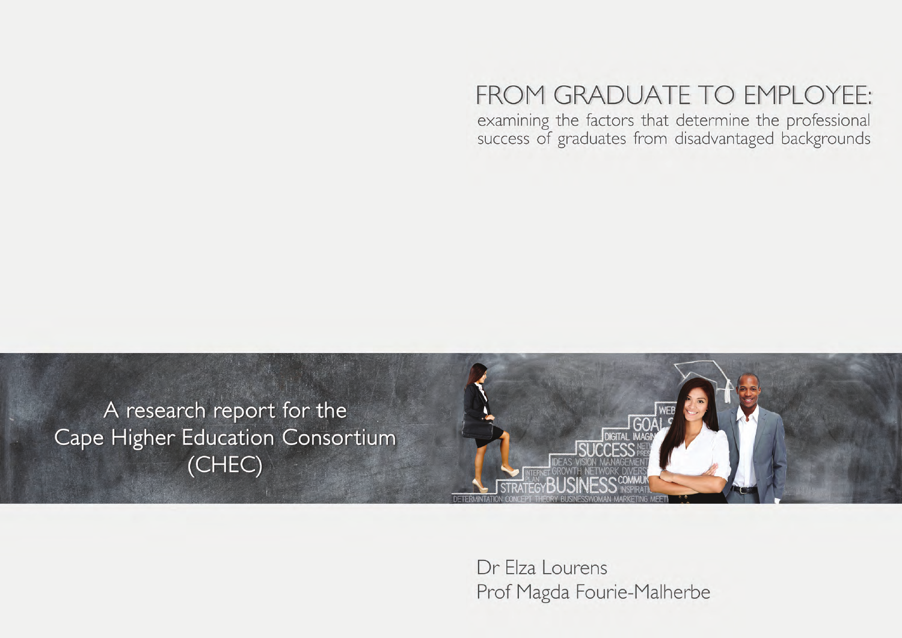# FROM GRADUATE TO EMPLOYEE:

examining the factors that determine the professional success of graduates from disadvantaged backgrounds

A research report for the Cape Higher Education Consortium (CHEC)

Dr Elza Lourens

Prof Magda Fourie-Malherbe